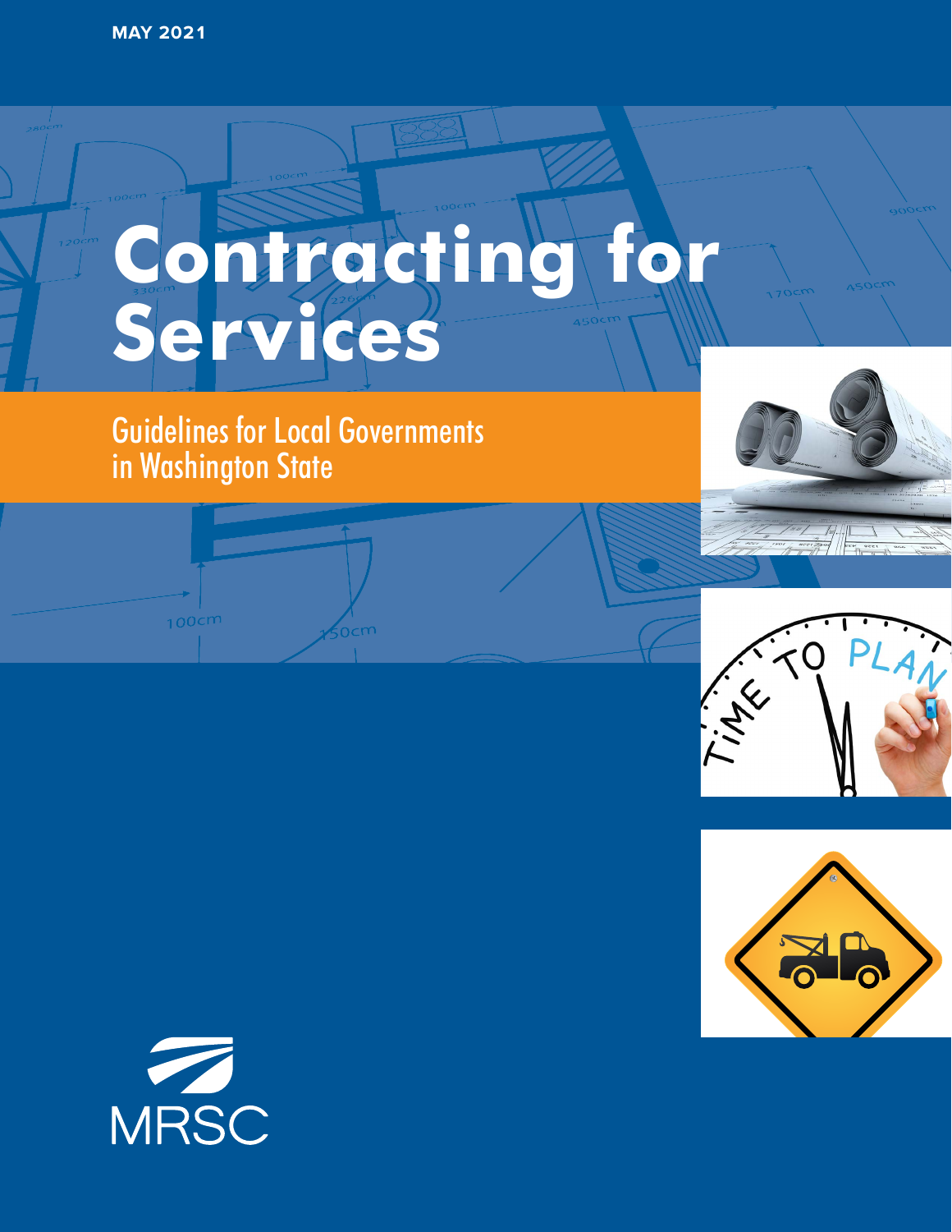MAY 2021

# Contracting for Services

## Guidelines for Local Governments in Washington State

MRSC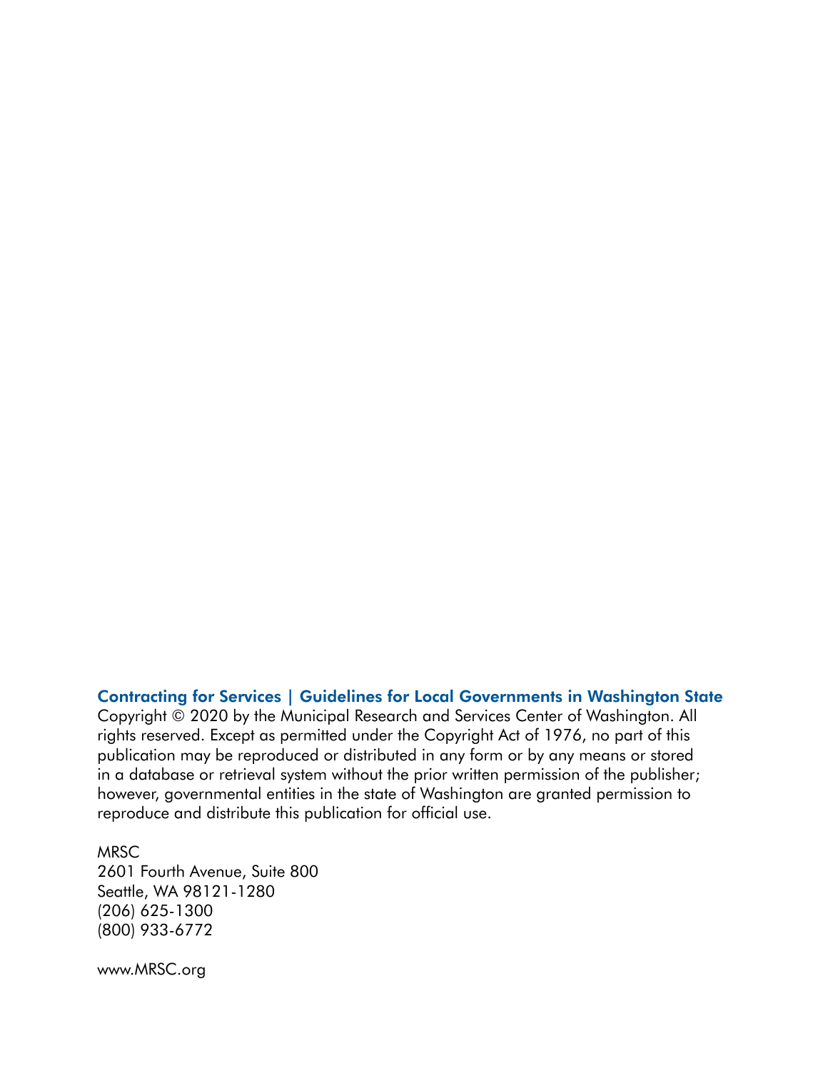**Contracting for Services | Guidelines for Local Governments in Washington State**

Copyright © 2020 by the Municipal Research and Services Center of Washington. All rights reserved. Except as permitted under the Copyright Act of 1976, no part of this publication may be reproduced or distributed in any form or by any means or stored in a database or retrieval system without the prior written permission of the publisher; however, governmental entities in the state of Washington are granted permission to reproduce and distribute this publication for official use.

MRSC
2601 Fourth Avenue, Suite 800
Seattle, WA 98121-1280
(206) 625-1300
(800) 933-6772

www.MRSC.org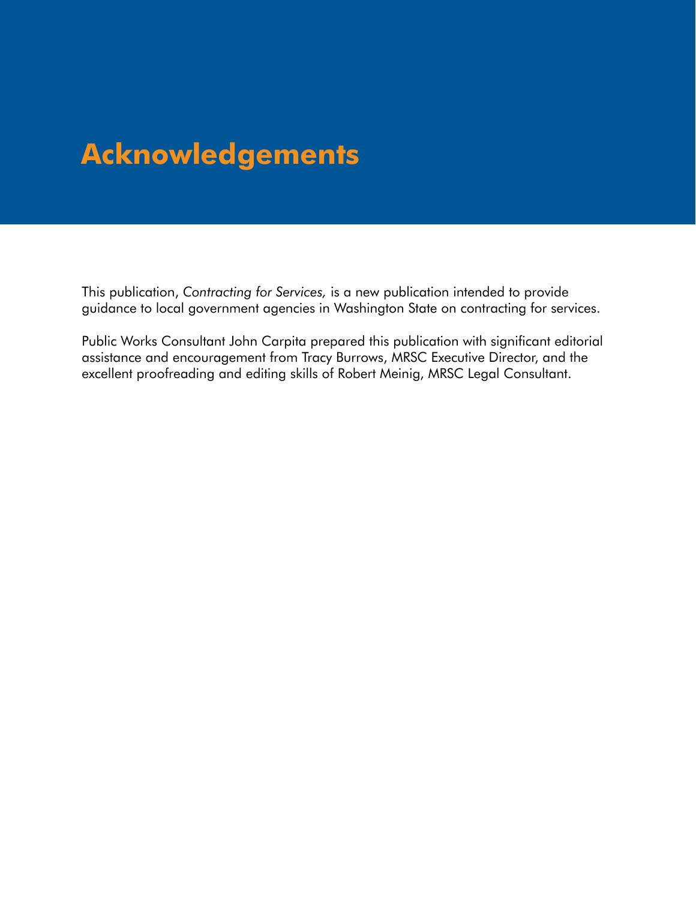# Acknowledgements

This publication, *Contracting for Services,* is a new publication intended to provide guidance to local government agencies in Washington State on contracting for services.

Public Works Consultant John Carpita prepared this publication with significant editorial assistance and encouragement from Tracy Burrows, MRSC Executive Director, and the excellent proofreading and editing skills of Robert Meinig, MRSC Legal Consultant.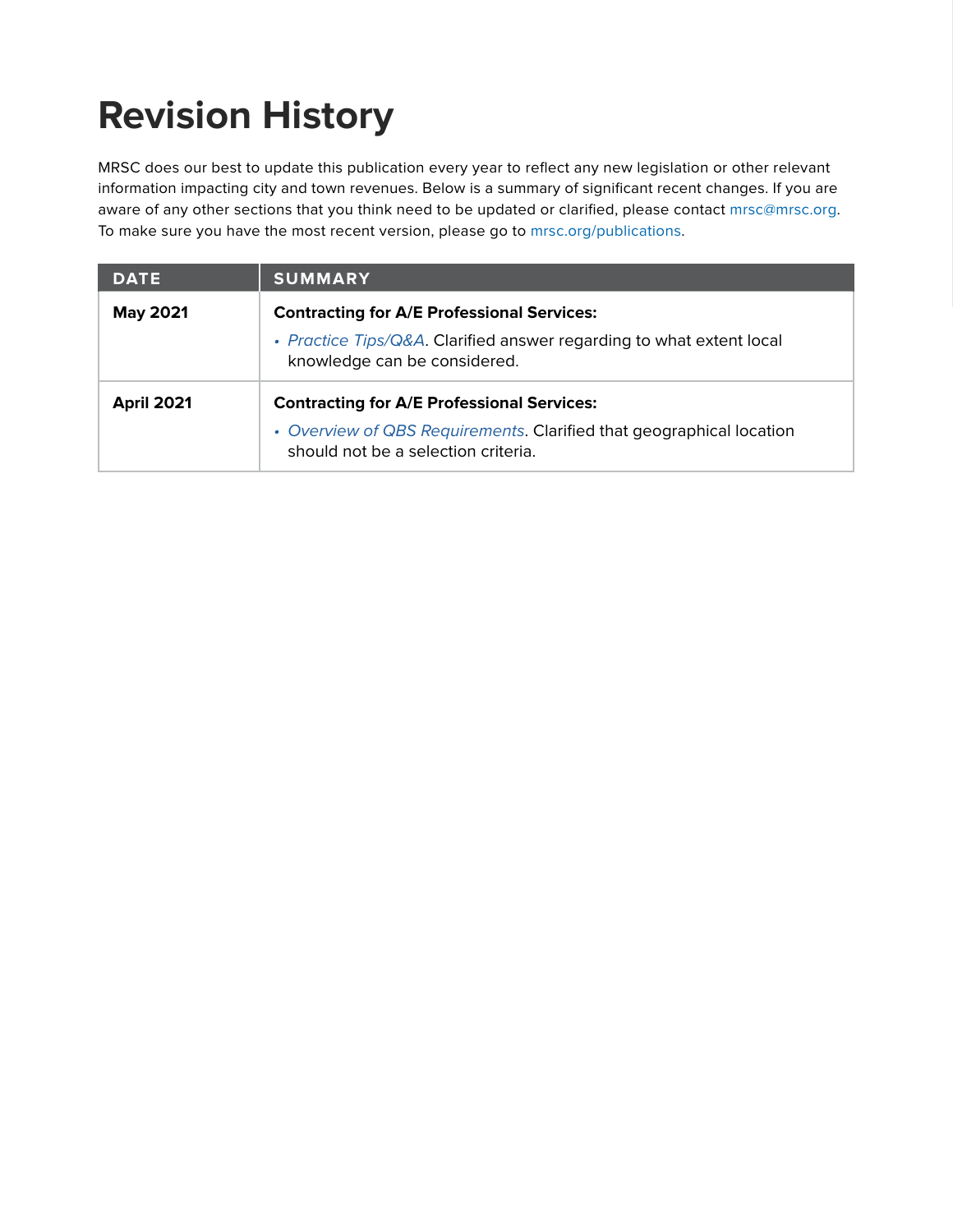# Revision History

MRSC does our best to update this publication every year to reflect any new legislation or other relevant information impacting city and town revenues. Below is a summary of significant recent changes. If you are aware of any other sections that you think need to be updated or clarified, please contact mrsc@mrsc.org. To make sure you have the most recent version, please go to mrsc.org/publications.

| DATE | SUMMARY |
| --- | --- |
| **May 2021** | **Contracting for A/E Professional Services:** <br> • *Practice Tips/Q&A*. Clarified answer regarding to what extent local knowledge can be considered. |
| **April 2021** | **Contracting for A/E Professional Services:** <br> • *Overview of QBS Requirements*. Clarified that geographical location should not be a selection criteria. |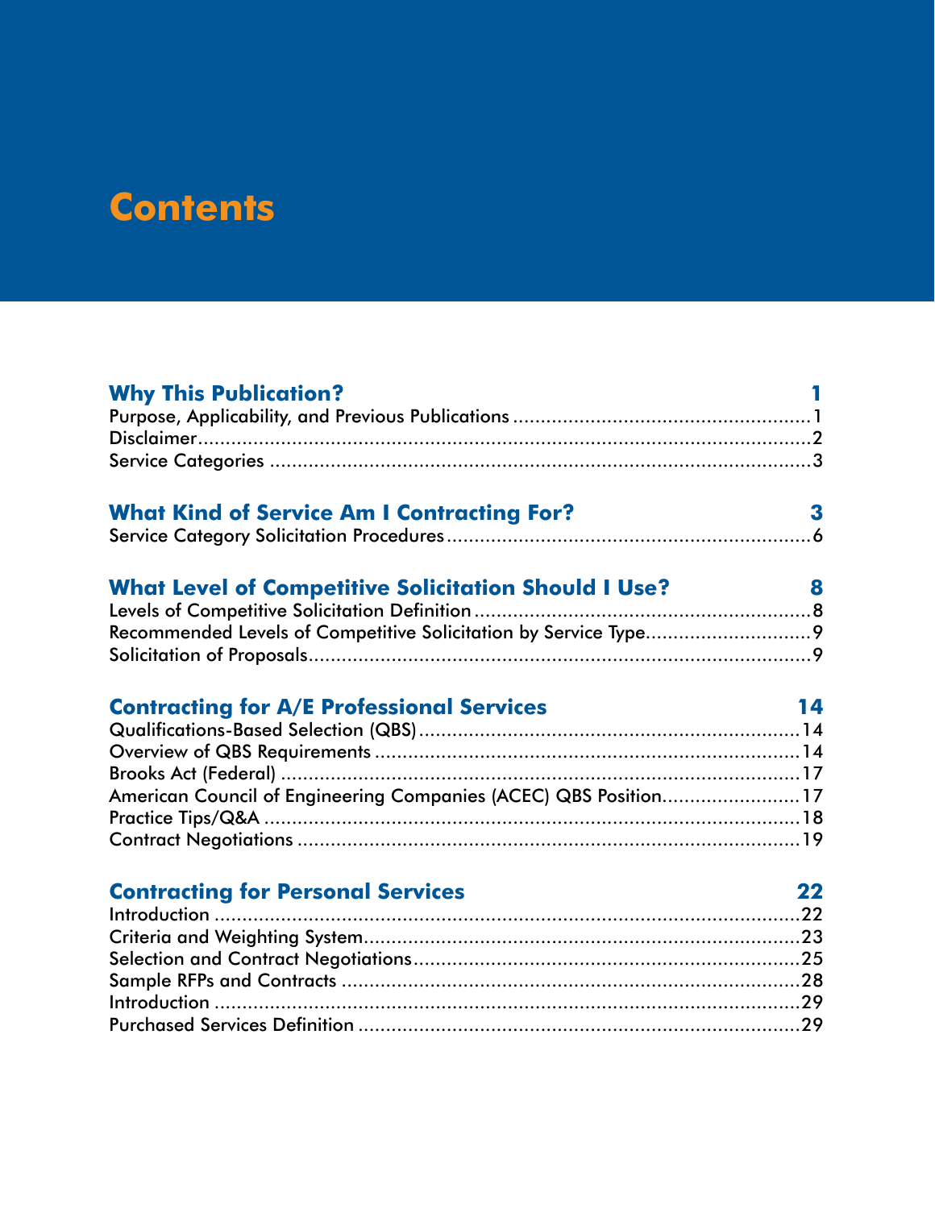# Contents

| | |
|---|---|
| **Why This Publication?** | **1** |
| Purpose, Applicability, and Previous Publications | 1 |
| Disclaimer | 2 |
| Service Categories | 3 |
| **What Kind of Service Am I Contracting For?** | **3** |
| Service Category Solicitation Procedures | 6 |
| **What Level of Competitive Solicitation Should I Use?** | **8** |
| Levels of Competitive Solicitation Definition | 8 |
| Recommended Levels of Competitive Solicitation by Service Type | 9 |
| Solicitation of Proposals | 9 |
| **Contracting for A/E Professional Services** | **14** |
| Qualifications-Based Selection (QBS) | 14 |
| Overview of QBS Requirements | 14 |
| Brooks Act (Federal) | 17 |
| American Council of Engineering Companies (ACEC) QBS Position | 17 |
| Practice Tips/Q&A | 18 |
| Contract Negotiations | 19 |
| **Contracting for Personal Services** | **22** |
| Introduction | 22 |
| Criteria and Weighting System | 23 |
| Selection and Contract Negotiations | 25 |
| Sample RFPs and Contracts | 28 |
| Introduction | 29 |
| Purchased Services Definition | 29 |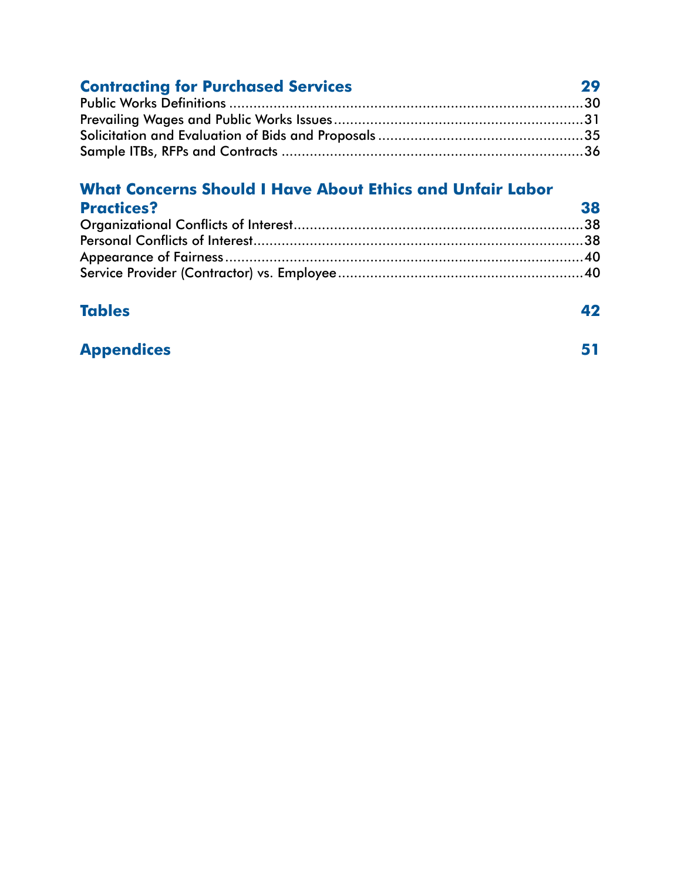**Contracting for Purchased Services** 29

Public Works Definitions .......................................................................................30
Prevailing Wages and Public Works Issues.............................................................31
Solicitation and Evaluation of Bids and Proposals ..................................................35
Sample ITBs, RFPs and Contracts ..........................................................................36

**What Concerns Should I Have About Ethics and Unfair Labor Practices?** 38

Organizational Conflicts of Interest.......................................................................38
Personal Conflicts of Interest.................................................................................38
Appearance of Fairness........................................................................................40
Service Provider (Contractor) vs. Employee............................................................40

**Tables** 42

**Appendices** 51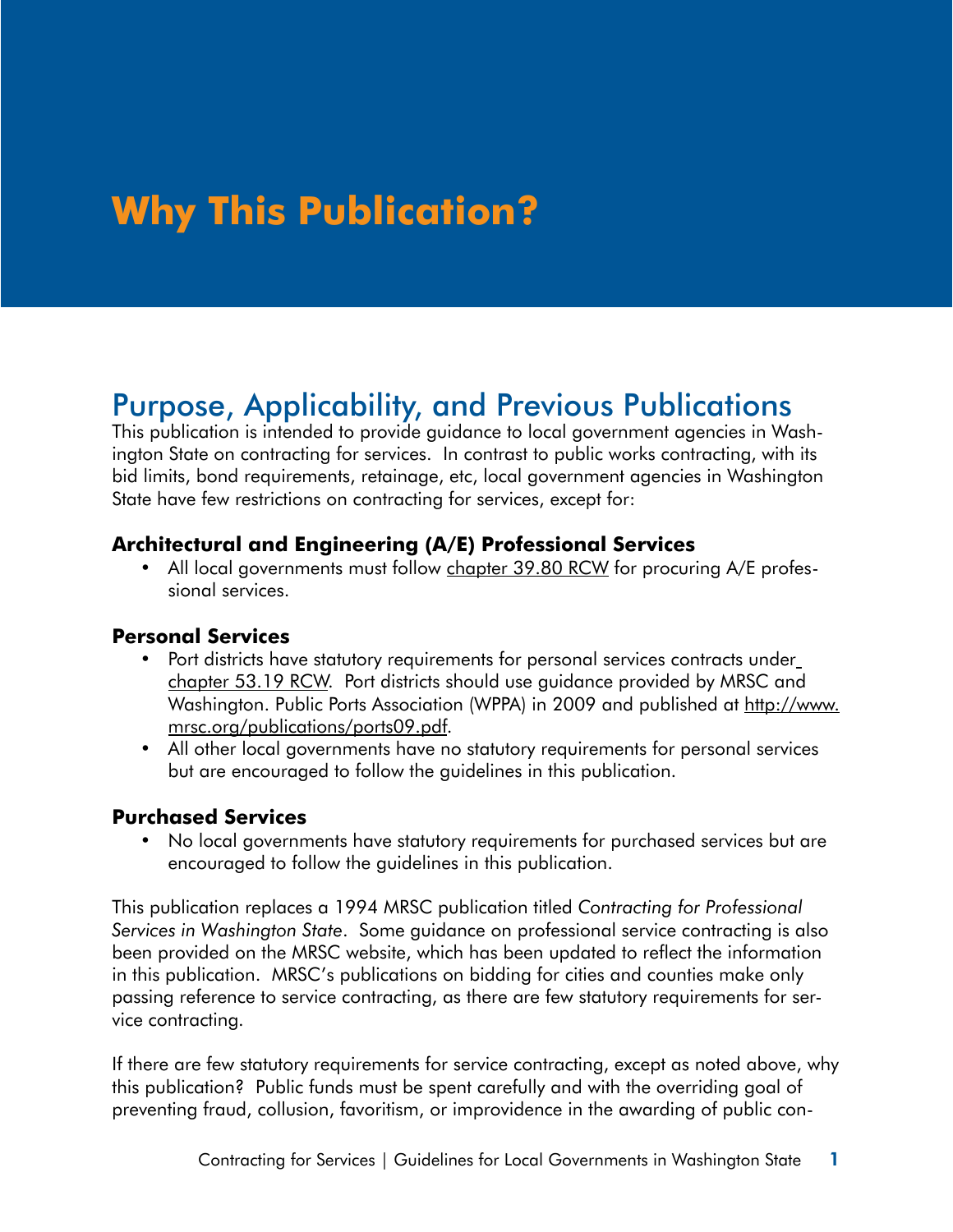# Why This Publication?

## Purpose, Applicability, and Previous Publications

This publication is intended to provide guidance to local government agencies in Washington State on contracting for services. In contrast to public works contracting, with its bid limits, bond requirements, retainage, etc, local government agencies in Washington State have few restrictions on contracting for services, except for:

### Architectural and Engineering (A/E) Professional Services

- All local governments must follow chapter 39.80 RCW for procuring A/E professional services.

### Personal Services

- Port districts have statutory requirements for personal services contracts under chapter 53.19 RCW. Port districts should use guidance provided by MRSC and Washington. Public Ports Association (WPPA) in 2009 and published at http://www.mrsc.org/publications/ports09.pdf.
- All other local governments have no statutory requirements for personal services but are encouraged to follow the guidelines in this publication.

### Purchased Services

- No local governments have statutory requirements for purchased services but are encouraged to follow the guidelines in this publication.

This publication replaces a 1994 MRSC publication titled *Contracting for Professional Services in Washington State*. Some guidance on professional service contracting is also been provided on the MRSC website, which has been updated to reflect the information in this publication. MRSC's publications on bidding for cities and counties make only passing reference to service contracting, as there are few statutory requirements for service contracting.

If there are few statutory requirements for service contracting, except as noted above, why this publication? Public funds must be spent carefully and with the overriding goal of preventing fraud, collusion, favoritism, or improvidence in the awarding of public con-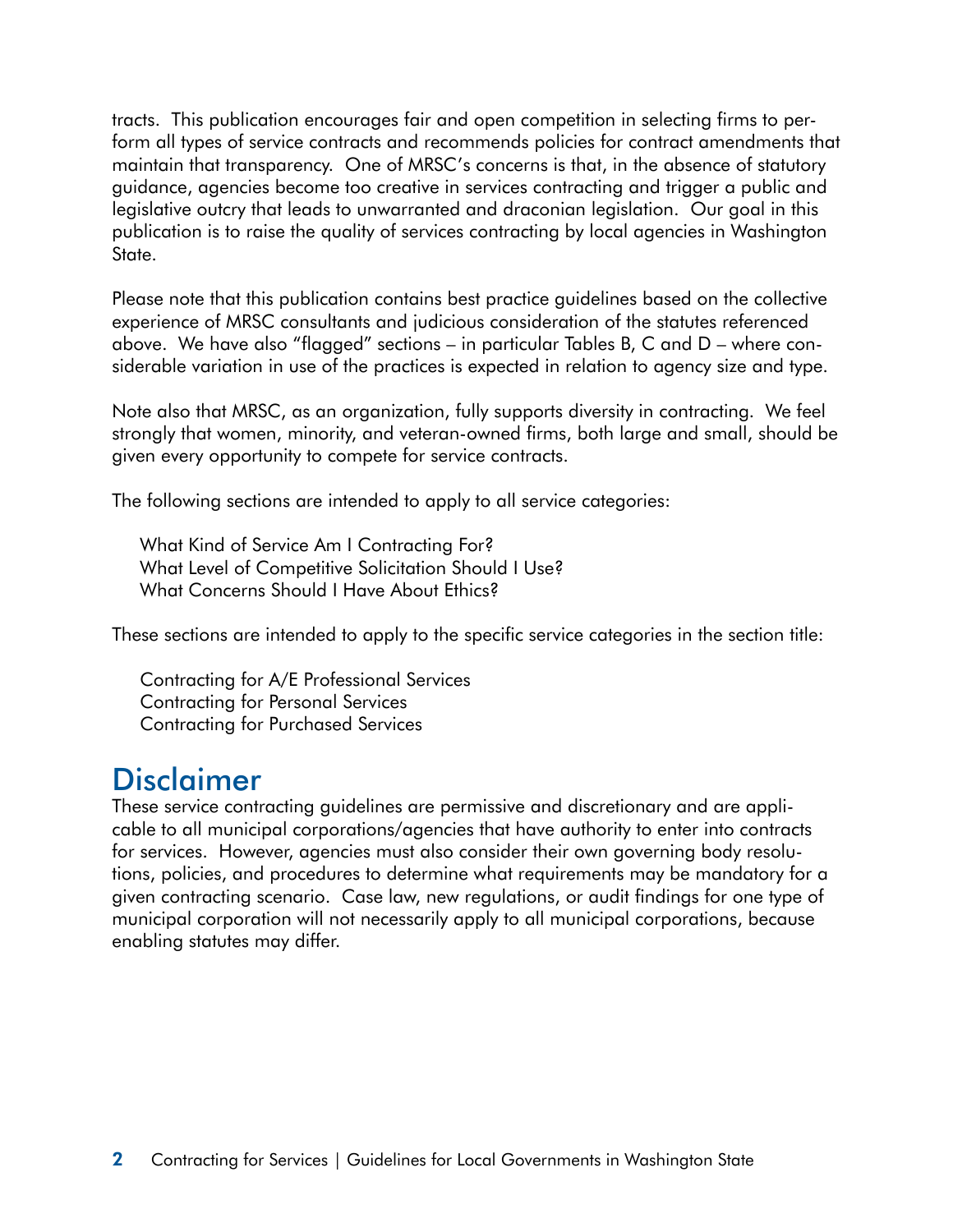tracts. This publication encourages fair and open competition in selecting firms to perform all types of service contracts and recommends policies for contract amendments that maintain that transparency. One of MRSC's concerns is that, in the absence of statutory guidance, agencies become too creative in services contracting and trigger a public and legislative outcry that leads to unwarranted and draconian legislation. Our goal in this publication is to raise the quality of services contracting by local agencies in Washington State.

Please note that this publication contains best practice guidelines based on the collective experience of MRSC consultants and judicious consideration of the statutes referenced above. We have also "flagged" sections – in particular Tables B, C and D – where considerable variation in use of the practices is expected in relation to agency size and type.

Note also that MRSC, as an organization, fully supports diversity in contracting. We feel strongly that women, minority, and veteran-owned firms, both large and small, should be given every opportunity to compete for service contracts.

The following sections are intended to apply to all service categories:

What Kind of Service Am I Contracting For?
What Level of Competitive Solicitation Should I Use?
What Concerns Should I Have About Ethics?

These sections are intended to apply to the specific service categories in the section title:

Contracting for A/E Professional Services
Contracting for Personal Services
Contracting for Purchased Services

## Disclaimer

These service contracting guidelines are permissive and discretionary and are applicable to all municipal corporations/agencies that have authority to enter into contracts for services. However, agencies must also consider their own governing body resolutions, policies, and procedures to determine what requirements may be mandatory for a given contracting scenario. Case law, new regulations, or audit findings for one type of municipal corporation will not necessarily apply to all municipal corporations, because enabling statutes may differ.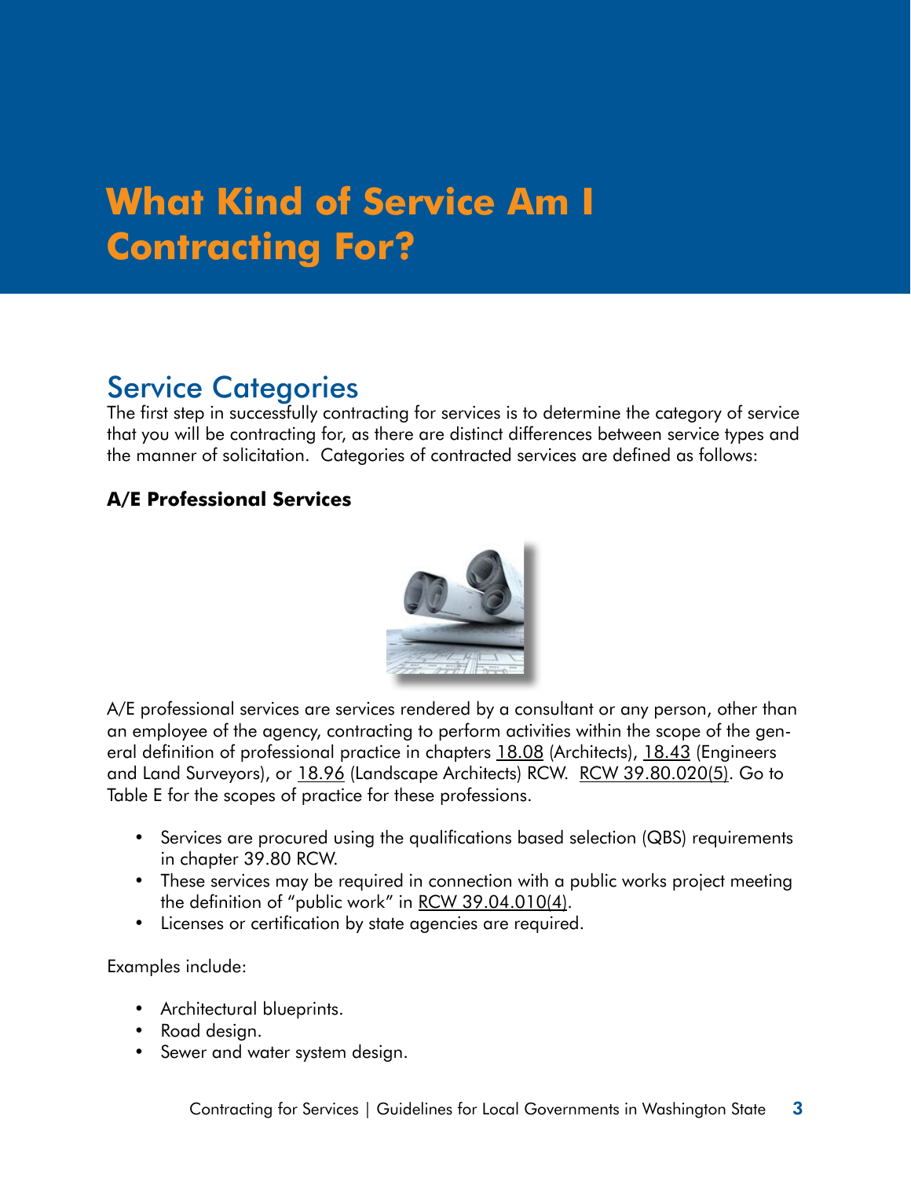# What Kind of Service Am I Contracting For?

## Service Categories

The first step in successfully contracting for services is to determine the category of service that you will be contracting for, as there are distinct differences between service types and the manner of solicitation. Categories of contracted services are defined as follows:

### A/E Professional Services

A/E professional services are services rendered by a consultant or any person, other than an employee of the agency, contracting to perform activities within the scope of the general definition of professional practice in chapters 18.08 (Architects), 18.43 (Engineers and Land Surveyors), or 18.96 (Landscape Architects) RCW. RCW 39.80.020(5). Go to Table E for the scopes of practice for these professions.

- Services are procured using the qualifications based selection (QBS) requirements in chapter 39.80 RCW.
- These services may be required in connection with a public works project meeting the definition of "public work" in RCW 39.04.010(4).
- Licenses or certification by state agencies are required.

Examples include:

- Architectural blueprints.
- Road design.
- Sewer and water system design.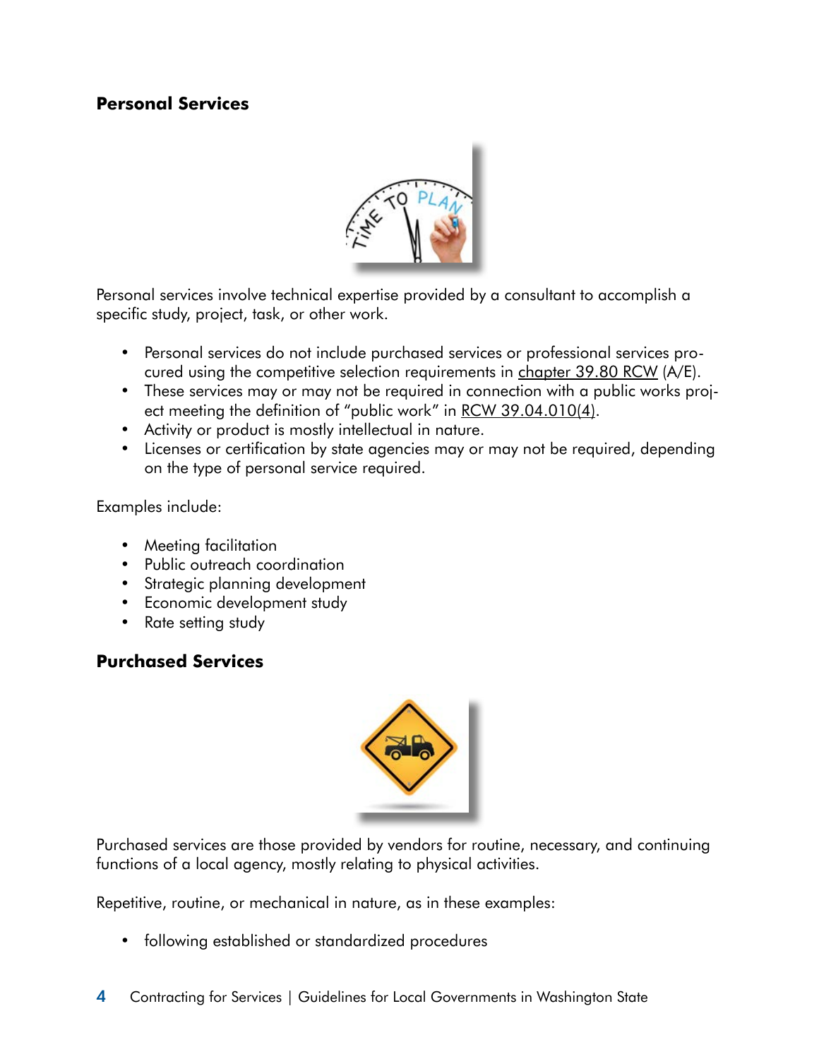## Personal Services

Personal services involve technical expertise provided by a consultant to accomplish a specific study, project, task, or other work.

- Personal services do not include purchased services or professional services procured using the competitive selection requirements in chapter 39.80 RCW (A/E).
- These services may or may not be required in connection with a public works project meeting the definition of "public work" in RCW 39.04.010(4).
- Activity or product is mostly intellectual in nature.
- Licenses or certification by state agencies may or may not be required, depending on the type of personal service required.

Examples include:

- Meeting facilitation
- Public outreach coordination
- Strategic planning development
- Economic development study
- Rate setting study

## Purchased Services

Purchased services are those provided by vendors for routine, necessary, and continuing functions of a local agency, mostly relating to physical activities.

Repetitive, routine, or mechanical in nature, as in these examples:

- following established or standardized procedures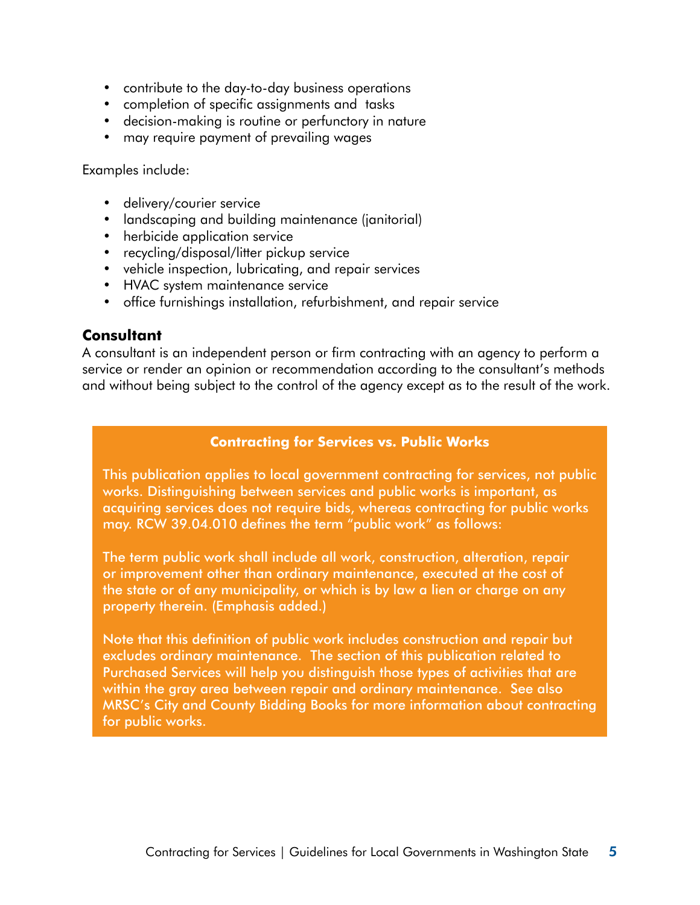- contribute to the day-to-day business operations
- completion of specific assignments and tasks
- decision-making is routine or perfunctory in nature
- may require payment of prevailing wages

Examples include:

- delivery/courier service
- landscaping and building maintenance (janitorial)
- herbicide application service
- recycling/disposal/litter pickup service
- vehicle inspection, lubricating, and repair services
- HVAC system maintenance service
- office furnishings installation, refurbishment, and repair service

### Consultant

A consultant is an independent person or firm contracting with an agency to perform a service or render an opinion or recommendation according to the consultant's methods and without being subject to the control of the agency except as to the result of the work.

> **Contracting for Services vs. Public Works**
>
> This publication applies to local government contracting for services, not public works. Distinguishing between services and public works is important, as acquiring services does not require bids, whereas contracting for public works may. RCW 39.04.010 defines the term "public work" as follows:
>
> The term public work shall include all work, construction, alteration, repair or improvement other than ordinary maintenance, executed at the cost of the state or of any municipality, or which is by law a lien or charge on any property therein. (Emphasis added.)
>
> Note that this definition of public work includes construction and repair but excludes ordinary maintenance. The section of this publication related to Purchased Services will help you distinguish those types of activities that are within the gray area between repair and ordinary maintenance. See also MRSC's City and County Bidding Books for more information about contracting for public works.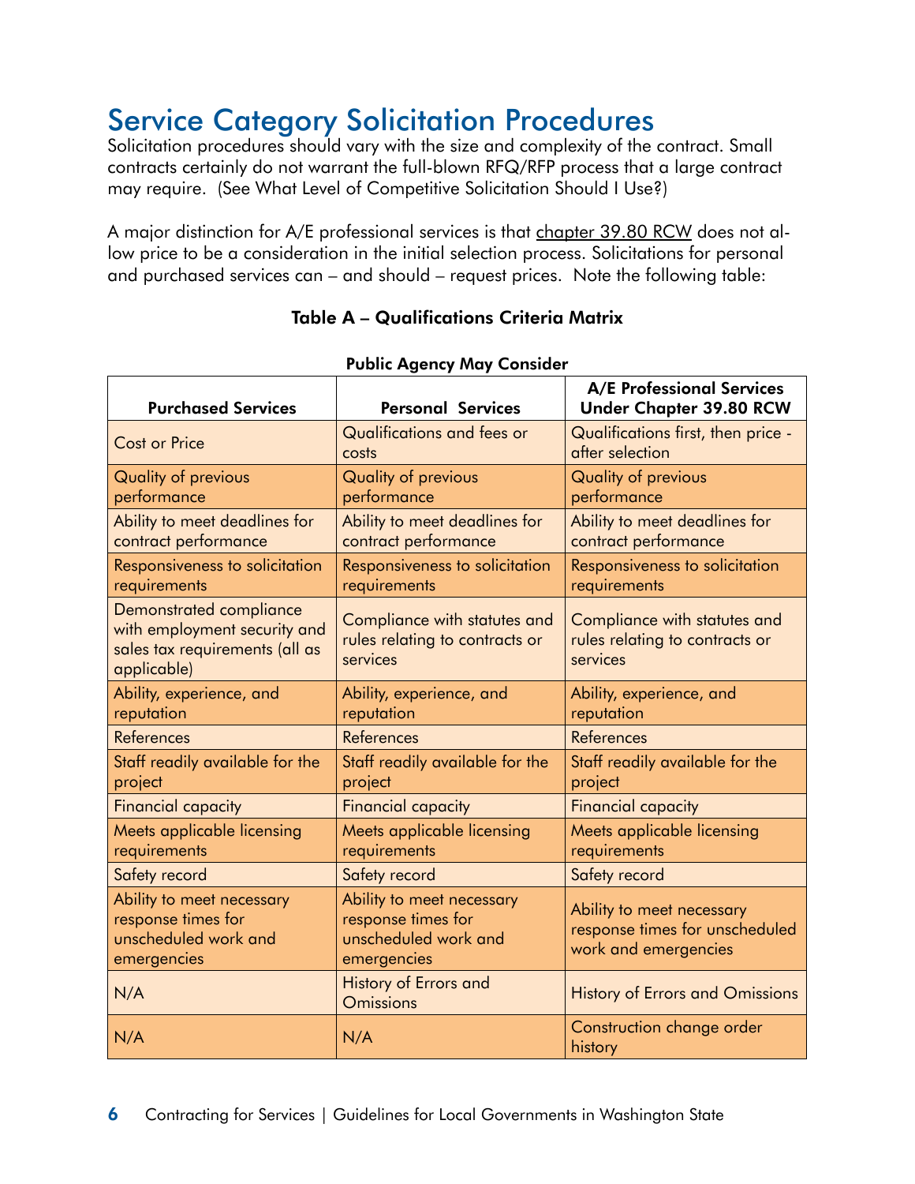# Service Category Solicitation Procedures

Solicitation procedures should vary with the size and complexity of the contract. Small contracts certainly do not warrant the full-blown RFQ/RFP process that a large contract may require. (See What Level of Competitive Solicitation Should I Use?)

A major distinction for A/E professional services is that chapter 39.80 RCW does not allow price to be a consideration in the initial selection process. Solicitations for personal and purchased services can – and should – request prices. Note the following table:

### Table A – Qualifications Criteria Matrix

**Public Agency May Consider**

| Purchased Services | Personal Services | A/E Professional Services Under Chapter 39.80 RCW |
|---|---|---|
| Cost or Price | Qualifications and fees or costs | Qualifications first, then price - after selection |
| Quality of previous performance | Quality of previous performance | Quality of previous performance |
| Ability to meet deadlines for contract performance | Ability to meet deadlines for contract performance | Ability to meet deadlines for contract performance |
| Responsiveness to solicitation requirements | Responsiveness to solicitation requirements | Responsiveness to solicitation requirements |
| Demonstrated compliance with employment security and sales tax requirements (all as applicable) | Compliance with statutes and rules relating to contracts or services | Compliance with statutes and rules relating to contracts or services |
| Ability, experience, and reputation | Ability, experience, and reputation | Ability, experience, and reputation |
| References | References | References |
| Staff readily available for the project | Staff readily available for the project | Staff readily available for the project |
| Financial capacity | Financial capacity | Financial capacity |
| Meets applicable licensing requirements | Meets applicable licensing requirements | Meets applicable licensing requirements |
| Safety record | Safety record | Safety record |
| Ability to meet necessary response times for unscheduled work and emergencies | Ability to meet necessary response times for unscheduled work and emergencies | Ability to meet necessary response times for unscheduled work and emergencies |
| N/A | History of Errors and Omissions | History of Errors and Omissions |
| N/A | N/A | Construction change order history |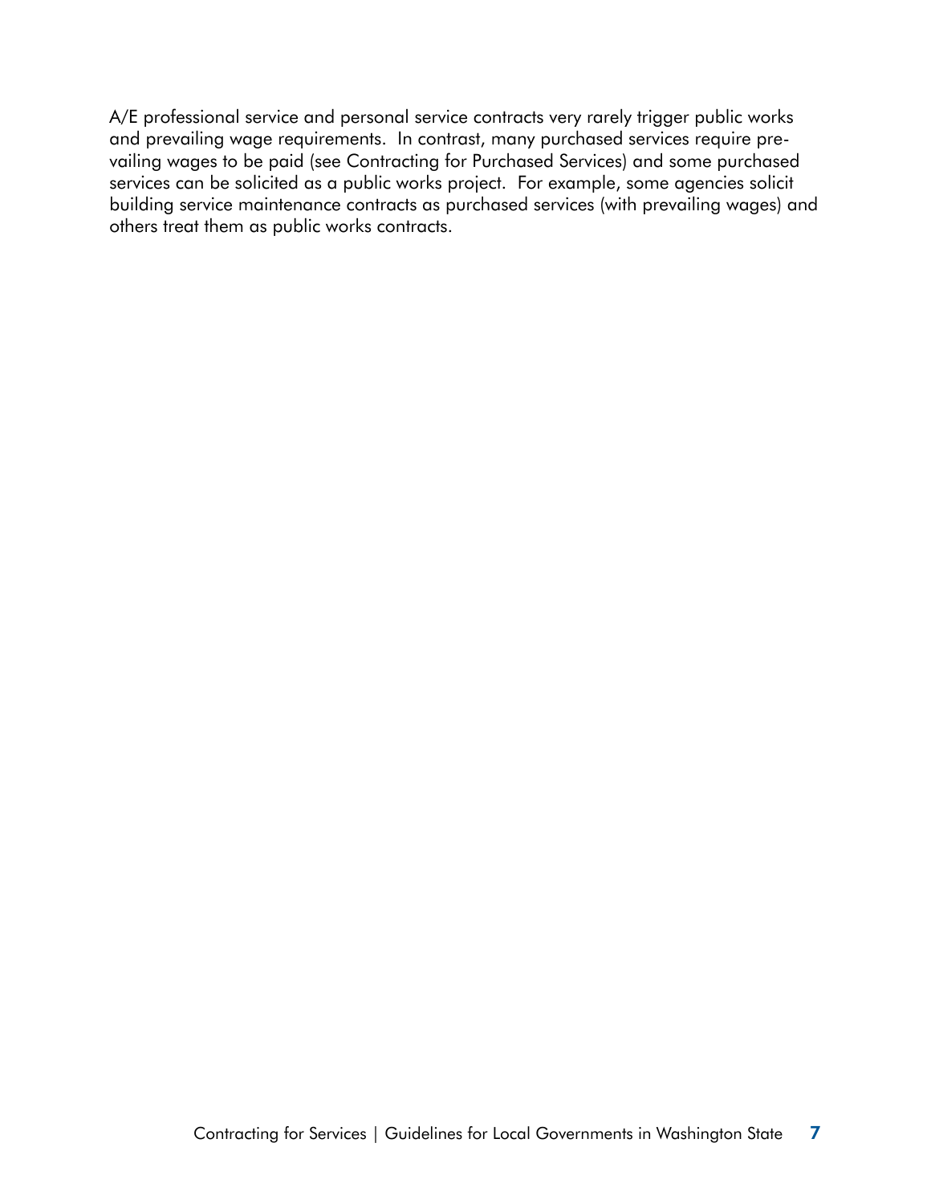A/E professional service and personal service contracts very rarely trigger public works and prevailing wage requirements.  In contrast, many purchased services require prevailing wages to be paid (see Contracting for Purchased Services) and some purchased services can be solicited as a public works project.  For example, some agencies solicit building service maintenance contracts as purchased services (with prevailing wages) and others treat them as public works contracts.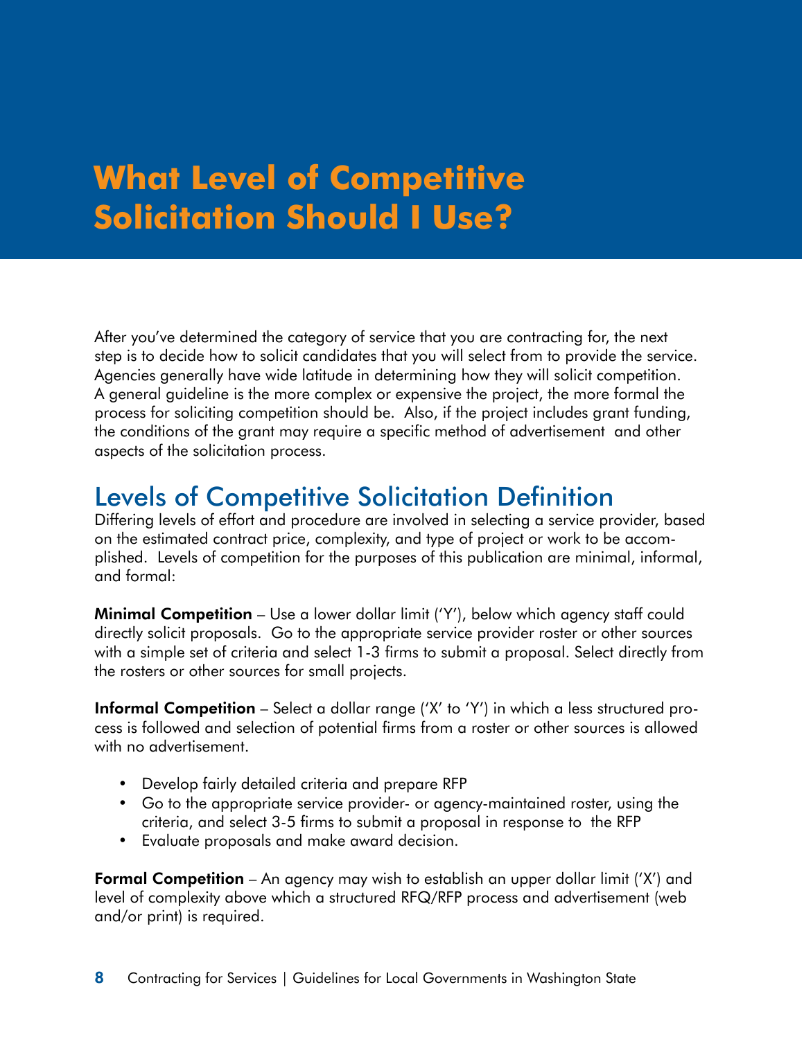# What Level of Competitive Solicitation Should I Use?

After you've determined the category of service that you are contracting for, the next step is to decide how to solicit candidates that you will select from to provide the service. Agencies generally have wide latitude in determining how they will solicit competition. A general guideline is the more complex or expensive the project, the more formal the process for soliciting competition should be. Also, if the project includes grant funding, the conditions of the grant may require a specific method of advertisement and other aspects of the solicitation process.

## Levels of Competitive Solicitation Definition

Differing levels of effort and procedure are involved in selecting a service provider, based on the estimated contract price, complexity, and type of project or work to be accomplished. Levels of competition for the purposes of this publication are minimal, informal, and formal:

**Minimal Competition** – Use a lower dollar limit ('Y'), below which agency staff could directly solicit proposals. Go to the appropriate service provider roster or other sources with a simple set of criteria and select 1-3 firms to submit a proposal. Select directly from the rosters or other sources for small projects.

**Informal Competition** – Select a dollar range ('X' to 'Y') in which a less structured process is followed and selection of potential firms from a roster or other sources is allowed with no advertisement.

- Develop fairly detailed criteria and prepare RFP
- Go to the appropriate service provider- or agency-maintained roster, using the criteria, and select 3-5 firms to submit a proposal in response to the RFP
- Evaluate proposals and make award decision.

**Formal Competition** – An agency may wish to establish an upper dollar limit ('X') and level of complexity above which a structured RFQ/RFP process and advertisement (web and/or print) is required.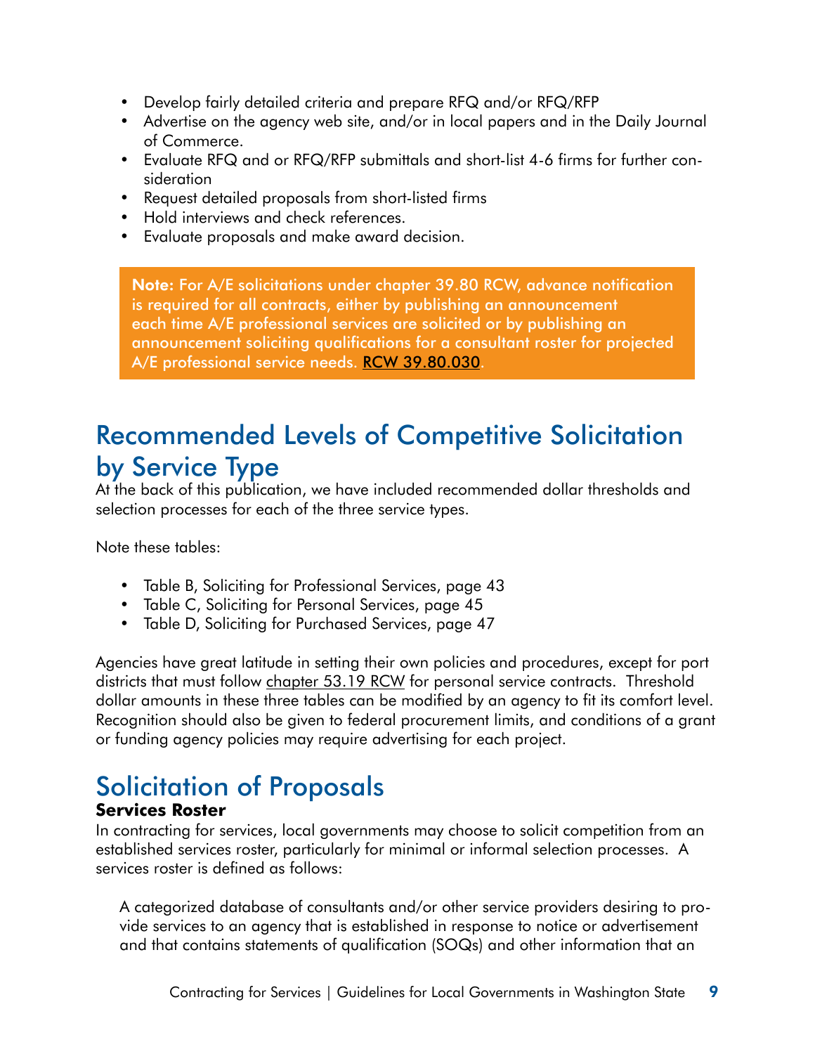- Develop fairly detailed criteria and prepare RFQ and/or RFQ/RFP
- Advertise on the agency web site, and/or in local papers and in the Daily Journal of Commerce.
- Evaluate RFQ and or RFQ/RFP submittals and short-list 4-6 firms for further consideration
- Request detailed proposals from short-listed firms
- Hold interviews and check references.
- Evaluate proposals and make award decision.

> **Note:** For A/E solicitations under chapter 39.80 RCW, advance notification is required for all contracts, either by publishing an announcement each time A/E professional services are solicited or by publishing an announcement soliciting qualifications for a consultant roster for projected A/E professional service needs. RCW 39.80.030.

## Recommended Levels of Competitive Solicitation by Service Type

At the back of this publication, we have included recommended dollar thresholds and selection processes for each of the three service types.

Note these tables:

- Table B, Soliciting for Professional Services, page 43
- Table C, Soliciting for Personal Services, page 45
- Table D, Soliciting for Purchased Services, page 47

Agencies have great latitude in setting their own policies and procedures, except for port districts that must follow chapter 53.19 RCW for personal service contracts. Threshold dollar amounts in these three tables can be modified by an agency to fit its comfort level. Recognition should also be given to federal procurement limits, and conditions of a grant or funding agency policies may require advertising for each project.

## Solicitation of Proposals

### Services Roster

In contracting for services, local governments may choose to solicit competition from an established services roster, particularly for minimal or informal selection processes. A services roster is defined as follows:

> A categorized database of consultants and/or other service providers desiring to provide services to an agency that is established in response to notice or advertisement and that contains statements of qualification (SOQs) and other information that an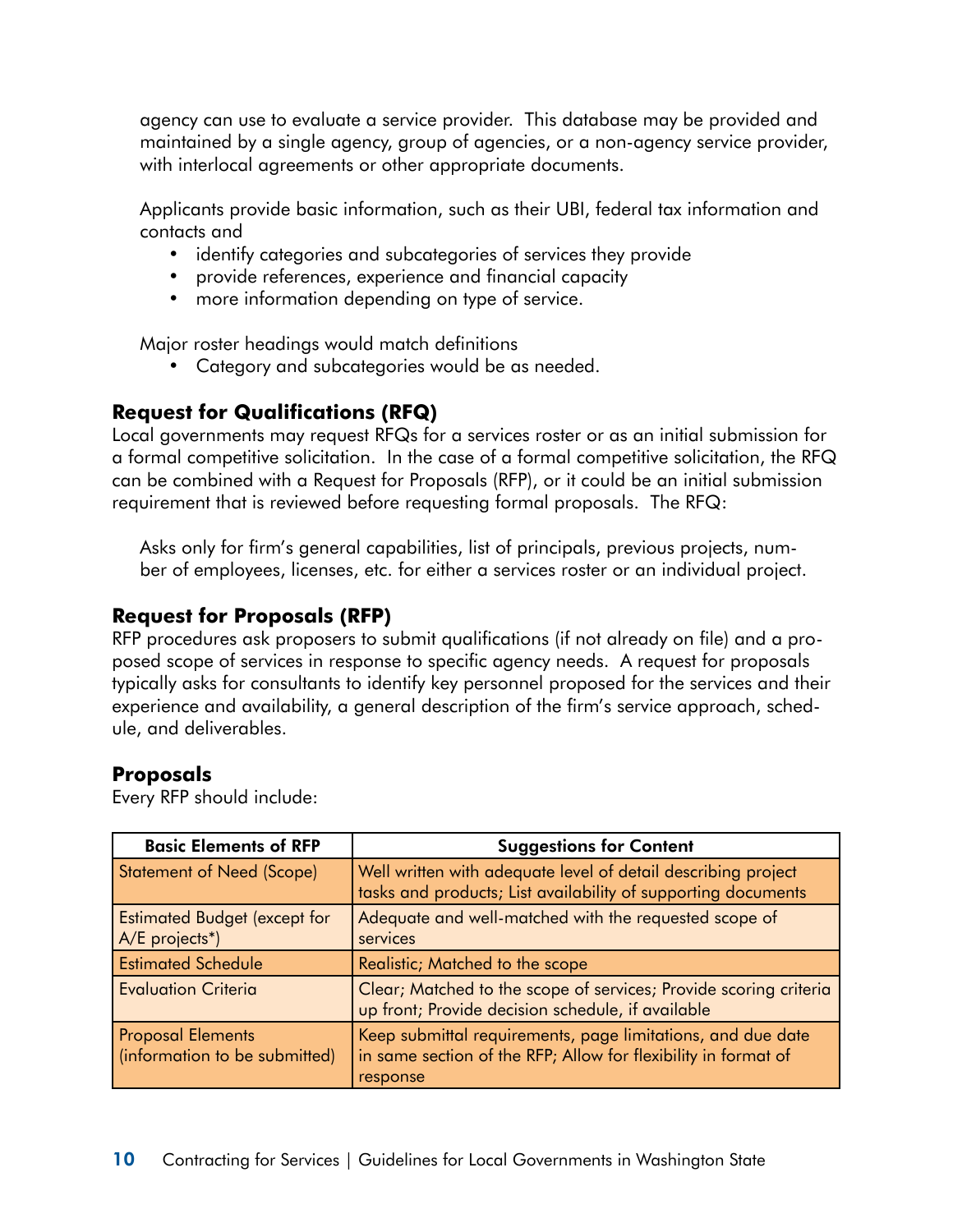agency can use to evaluate a service provider. This database may be provided and maintained by a single agency, group of agencies, or a non-agency service provider, with interlocal agreements or other appropriate documents.

Applicants provide basic information, such as their UBI, federal tax information and contacts and

- identify categories and subcategories of services they provide
- provide references, experience and financial capacity
- more information depending on type of service.

Major roster headings would match definitions

- Category and subcategories would be as needed.

### Request for Qualifications (RFQ)

Local governments may request RFQs for a services roster or as an initial submission for a formal competitive solicitation. In the case of a formal competitive solicitation, the RFQ can be combined with a Request for Proposals (RFP), or it could be an initial submission requirement that is reviewed before requesting formal proposals. The RFQ:

Asks only for firm's general capabilities, list of principals, previous projects, number of employees, licenses, etc. for either a services roster or an individual project.

### Request for Proposals (RFP)

RFP procedures ask proposers to submit qualifications (if not already on file) and a proposed scope of services in response to specific agency needs. A request for proposals typically asks for consultants to identify key personnel proposed for the services and their experience and availability, a general description of the firm's service approach, schedule, and deliverables.

### Proposals

Every RFP should include:

| Basic Elements of RFP | Suggestions for Content |
|---|---|
| Statement of Need (Scope) | Well written with adequate level of detail describing project tasks and products; List availability of supporting documents |
| Estimated Budget (except for A/E projects*) | Adequate and well-matched with the requested scope of services |
| Estimated Schedule | Realistic; Matched to the scope |
| Evaluation Criteria | Clear; Matched to the scope of services; Provide scoring criteria up front; Provide decision schedule, if available |
| Proposal Elements (information to be submitted) | Keep submittal requirements, page limitations, and due date in same section of the RFP; Allow for flexibility in format of response |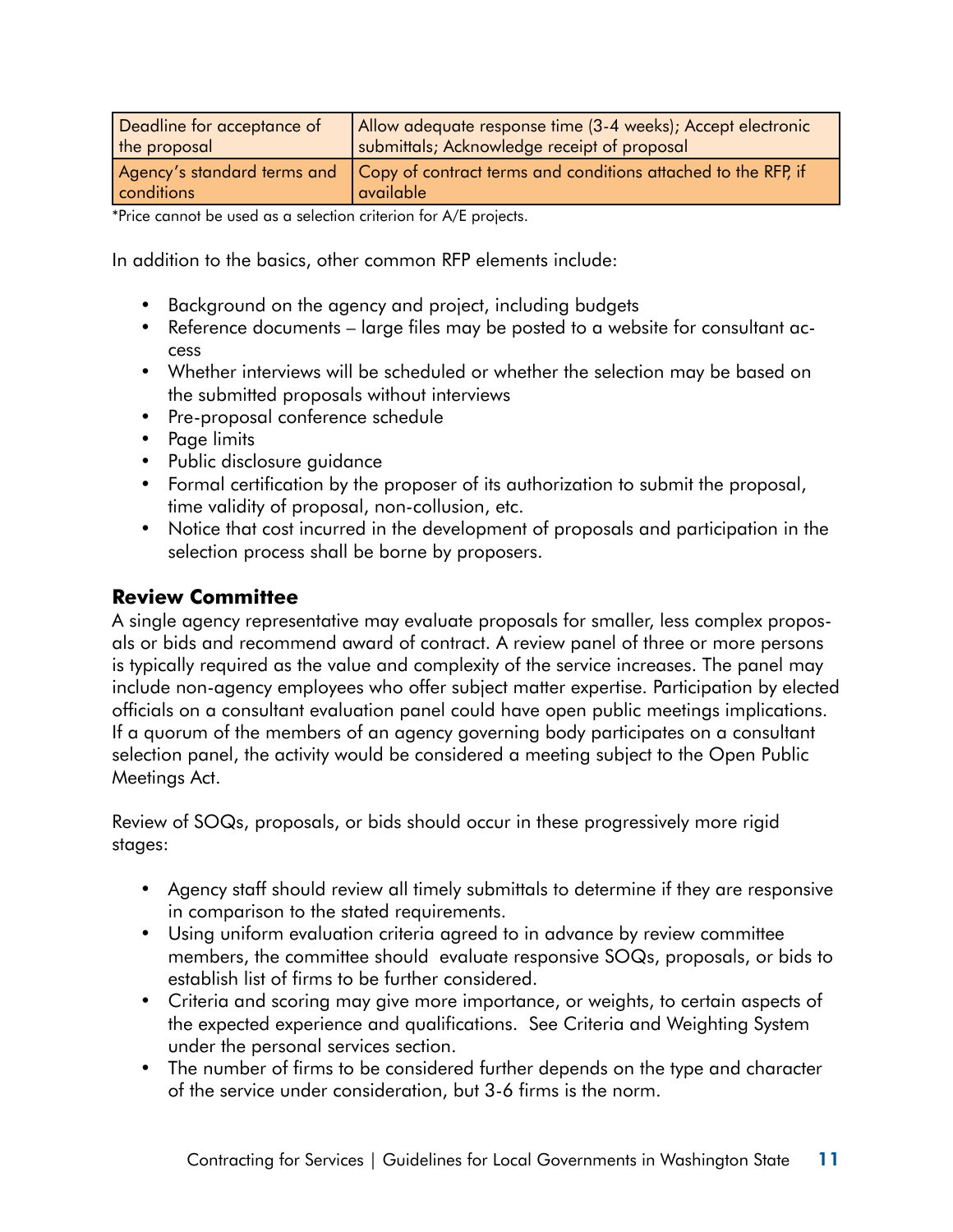| | |
|---|---|
| Deadline for acceptance of the proposal | Allow adequate response time (3-4 weeks); Accept electronic submittals; Acknowledge receipt of proposal |
| Agency's standard terms and conditions | Copy of contract terms and conditions attached to the RFP, if available |

*Price cannot be used as a selection criterion for A/E projects.

In addition to the basics, other common RFP elements include:

- Background on the agency and project, including budgets
- Reference documents – large files may be posted to a website for consultant access
- Whether interviews will be scheduled or whether the selection may be based on the submitted proposals without interviews
- Pre-proposal conference schedule
- Page limits
- Public disclosure guidance
- Formal certification by the proposer of its authorization to submit the proposal, time validity of proposal, non-collusion, etc.
- Notice that cost incurred in the development of proposals and participation in the selection process shall be borne by proposers.

### Review Committee

A single agency representative may evaluate proposals for smaller, less complex proposals or bids and recommend award of contract. A review panel of three or more persons is typically required as the value and complexity of the service increases. The panel may include non-agency employees who offer subject matter expertise. Participation by elected officials on a consultant evaluation panel could have open public meetings implications. If a quorum of the members of an agency governing body participates on a consultant selection panel, the activity would be considered a meeting subject to the Open Public Meetings Act.

Review of SOQs, proposals, or bids should occur in these progressively more rigid stages:

- Agency staff should review all timely submittals to determine if they are responsive in comparison to the stated requirements.
- Using uniform evaluation criteria agreed to in advance by review committee members, the committee should evaluate responsive SOQs, proposals, or bids to establish list of firms to be further considered.
- Criteria and scoring may give more importance, or weights, to certain aspects of the expected experience and qualifications. See Criteria and Weighting System under the personal services section.
- The number of firms to be considered further depends on the type and character of the service under consideration, but 3-6 firms is the norm.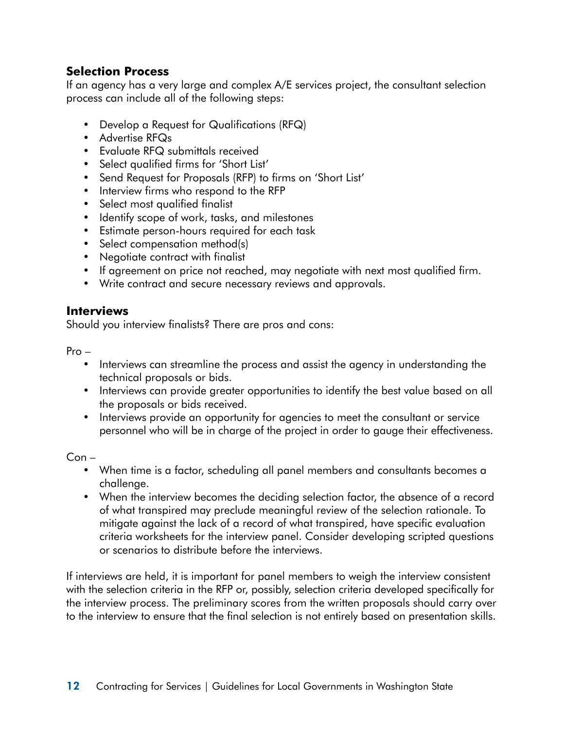## Selection Process

If an agency has a very large and complex A/E services project, the consultant selection process can include all of the following steps:

- Develop a Request for Qualifications (RFQ)
- Advertise RFQs
- Evaluate RFQ submittals received
- Select qualified firms for 'Short List'
- Send Request for Proposals (RFP) to firms on 'Short List'
- Interview firms who respond to the RFP
- Select most qualified finalist
- Identify scope of work, tasks, and milestones
- Estimate person-hours required for each task
- Select compensation method(s)
- Negotiate contract with finalist
- If agreement on price not reached, may negotiate with next most qualified firm.
- Write contract and secure necessary reviews and approvals.

## Interviews

Should you interview finalists? There are pros and cons:

Pro –

- Interviews can streamline the process and assist the agency in understanding the technical proposals or bids.
- Interviews can provide greater opportunities to identify the best value based on all the proposals or bids received.
- Interviews provide an opportunity for agencies to meet the consultant or service personnel who will be in charge of the project in order to gauge their effectiveness.

Con –

- When time is a factor, scheduling all panel members and consultants becomes a challenge.
- When the interview becomes the deciding selection factor, the absence of a record of what transpired may preclude meaningful review of the selection rationale. To mitigate against the lack of a record of what transpired, have specific evaluation criteria worksheets for the interview panel. Consider developing scripted questions or scenarios to distribute before the interviews.

If interviews are held, it is important for panel members to weigh the interview consistent with the selection criteria in the RFP or, possibly, selection criteria developed specifically for the interview process. The preliminary scores from the written proposals should carry over to the interview to ensure that the final selection is not entirely based on presentation skills.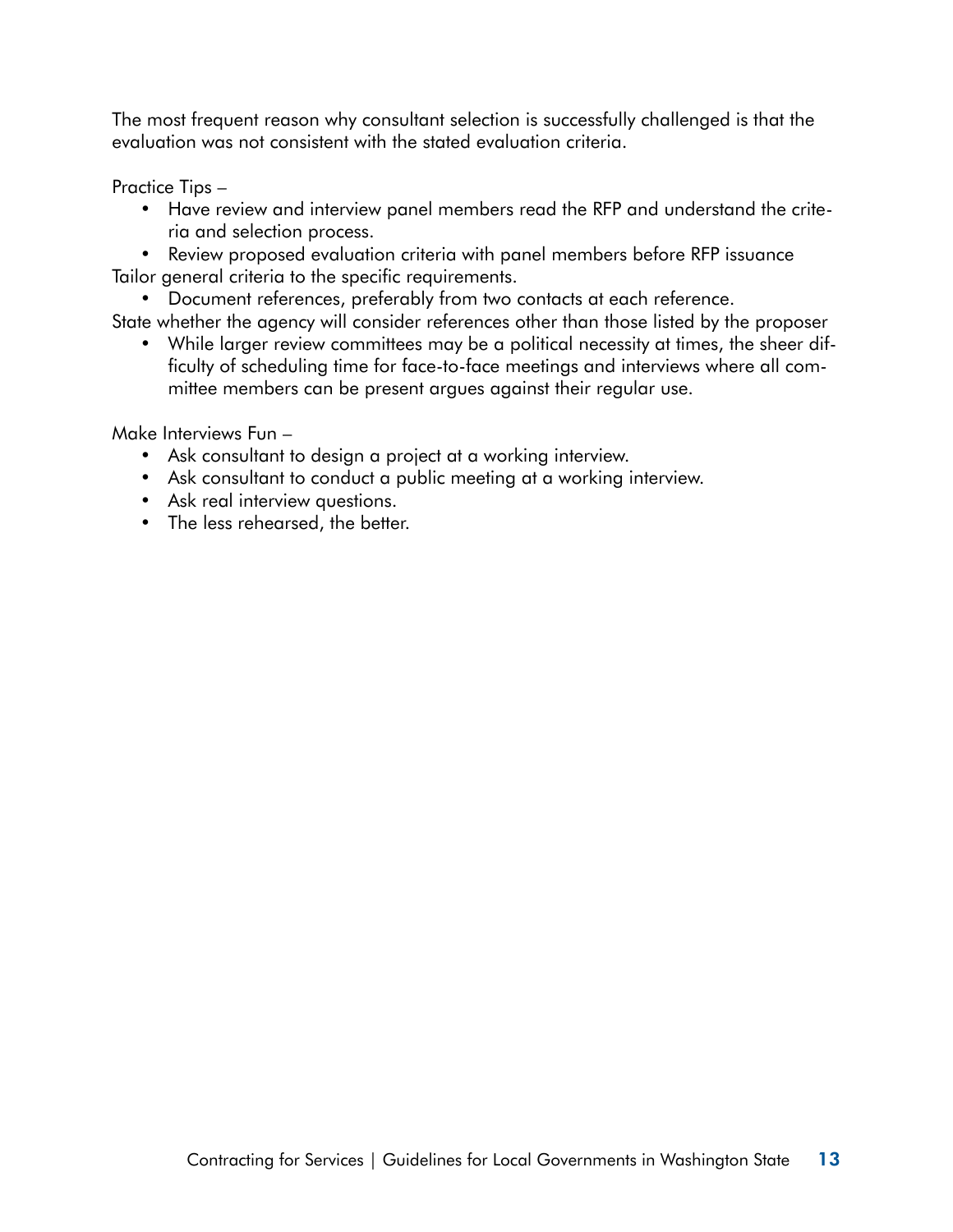The most frequent reason why consultant selection is successfully challenged is that the evaluation was not consistent with the stated evaluation criteria.

Practice Tips –

- Have review and interview panel members read the RFP and understand the criteria and selection process.
- Review proposed evaluation criteria with panel members before RFP issuance

Tailor general criteria to the specific requirements.

- Document references, preferably from two contacts at each reference.

State whether the agency will consider references other than those listed by the proposer

- While larger review committees may be a political necessity at times, the sheer difficulty of scheduling time for face-to-face meetings and interviews where all committee members can be present argues against their regular use.

Make Interviews Fun –

- Ask consultant to design a project at a working interview.
- Ask consultant to conduct a public meeting at a working interview.
- Ask real interview questions.
- The less rehearsed, the better.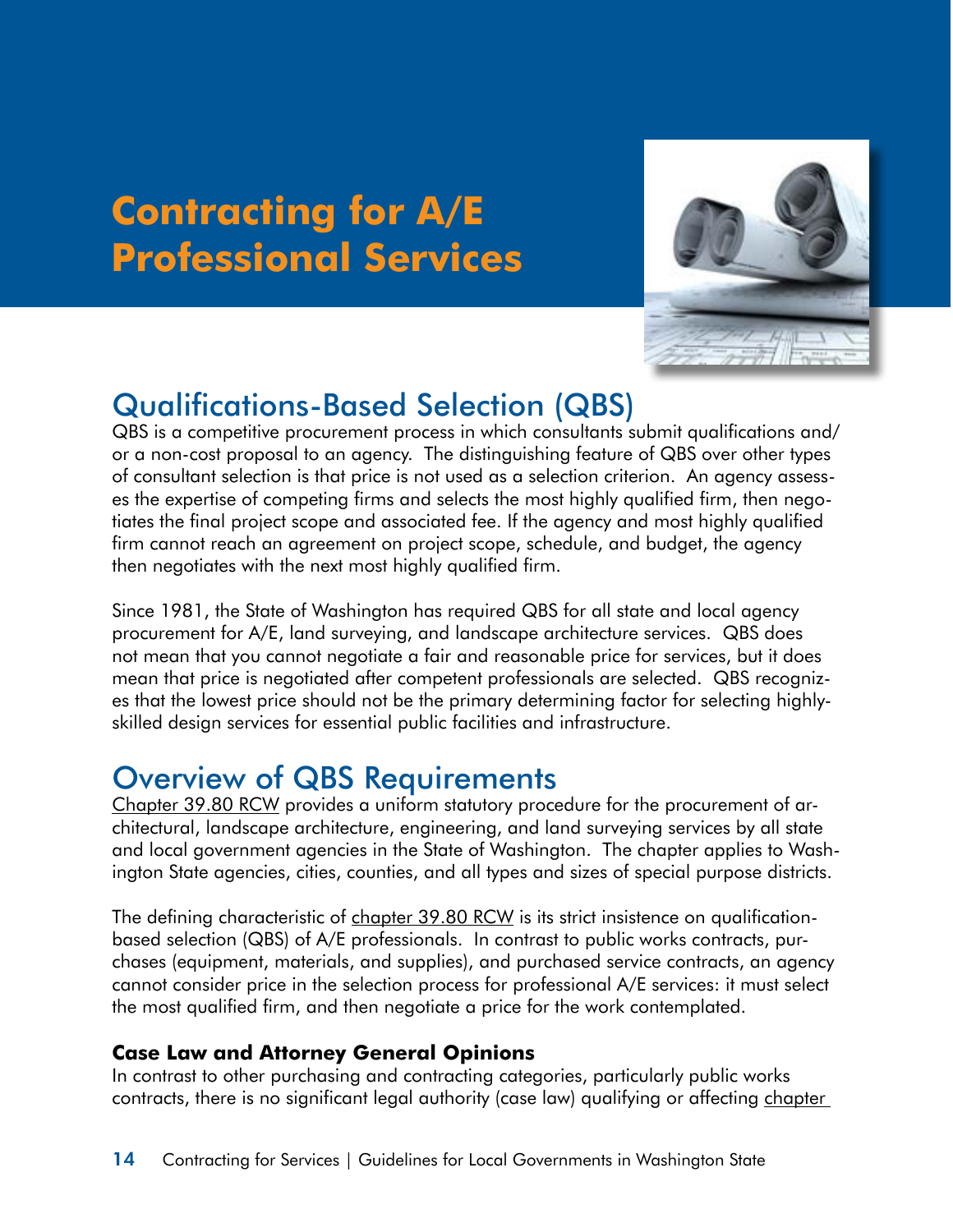# Contracting for A/E Professional Services

## Qualifications-Based Selection (QBS)

QBS is a competitive procurement process in which consultants submit qualifications and/or a non-cost proposal to an agency. The distinguishing feature of QBS over other types of consultant selection is that price is not used as a selection criterion. An agency assesses the expertise of competing firms and selects the most highly qualified firm, then negotiates the final project scope and associated fee. If the agency and most highly qualified firm cannot reach an agreement on project scope, schedule, and budget, the agency then negotiates with the next most highly qualified firm.

Since 1981, the State of Washington has required QBS for all state and local agency procurement for A/E, land surveying, and landscape architecture services. QBS does not mean that you cannot negotiate a fair and reasonable price for services, but it does mean that price is negotiated after competent professionals are selected. QBS recognizes that the lowest price should not be the primary determining factor for selecting highly-skilled design services for essential public facilities and infrastructure.

## Overview of QBS Requirements

Chapter 39.80 RCW provides a uniform statutory procedure for the procurement of architectural, landscape architecture, engineering, and land surveying services by all state and local government agencies in the State of Washington. The chapter applies to Washington State agencies, cities, counties, and all types and sizes of special purpose districts.

The defining characteristic of chapter 39.80 RCW is its strict insistence on qualification-based selection (QBS) of A/E professionals. In contrast to public works contracts, purchases (equipment, materials, and supplies), and purchased service contracts, an agency cannot consider price in the selection process for professional A/E services: it must select the most qualified firm, and then negotiate a price for the work contemplated.

### Case Law and Attorney General Opinions

In contrast to other purchasing and contracting categories, particularly public works contracts, there is no significant legal authority (case law) qualifying or affecting chapter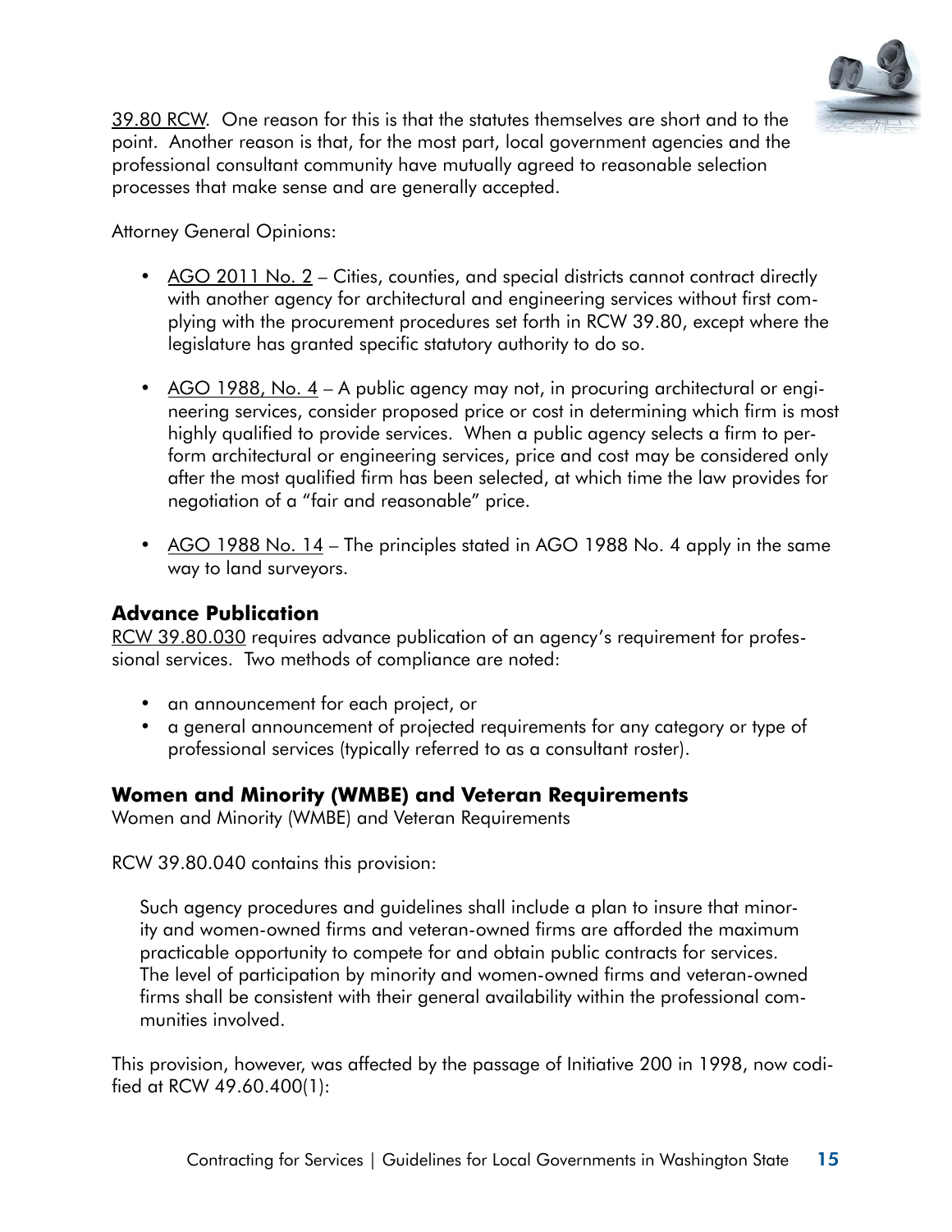39.80 RCW. One reason for this is that the statutes themselves are short and to the point. Another reason is that, for the most part, local government agencies and the professional consultant community have mutually agreed to reasonable selection processes that make sense and are generally accepted.

Attorney General Opinions:

- AGO 2011 No. 2 – Cities, counties, and special districts cannot contract directly with another agency for architectural and engineering services without first complying with the procurement procedures set forth in RCW 39.80, except where the legislature has granted specific statutory authority to do so.
- AGO 1988, No. 4 – A public agency may not, in procuring architectural or engineering services, consider proposed price or cost in determining which firm is most highly qualified to provide services. When a public agency selects a firm to perform architectural or engineering services, price and cost may be considered only after the most qualified firm has been selected, at which time the law provides for negotiation of a "fair and reasonable" price.
- AGO 1988 No. 14 – The principles stated in AGO 1988 No. 4 apply in the same way to land surveyors.

### Advance Publication

RCW 39.80.030 requires advance publication of an agency's requirement for professional services. Two methods of compliance are noted:

- an announcement for each project, or
- a general announcement of projected requirements for any category or type of professional services (typically referred to as a consultant roster).

### Women and Minority (WMBE) and Veteran Requirements

Women and Minority (WMBE) and Veteran Requirements

RCW 39.80.040 contains this provision:

> Such agency procedures and guidelines shall include a plan to insure that minority and women-owned firms and veteran-owned firms are afforded the maximum practicable opportunity to compete for and obtain public contracts for services. The level of participation by minority and women-owned firms and veteran-owned firms shall be consistent with their general availability within the professional communities involved.

This provision, however, was affected by the passage of Initiative 200 in 1998, now codified at RCW 49.60.400(1):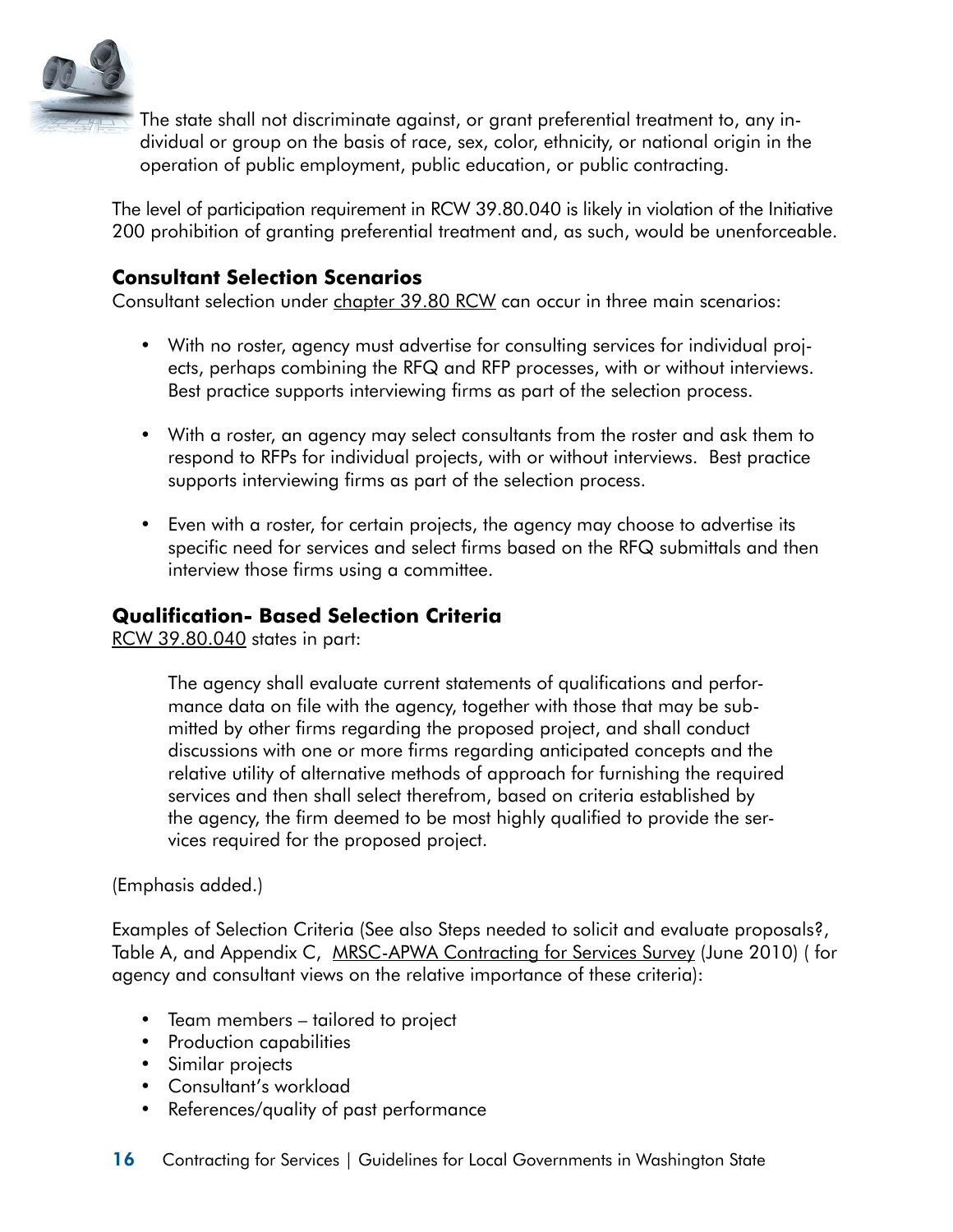The state shall not discriminate against, or grant preferential treatment to, any individual or group on the basis of race, sex, color, ethnicity, or national origin in the operation of public employment, public education, or public contracting.

The level of participation requirement in RCW 39.80.040 is likely in violation of the Initiative 200 prohibition of granting preferential treatment and, as such, would be unenforceable.

### Consultant Selection Scenarios

Consultant selection under chapter 39.80 RCW can occur in three main scenarios:

- With no roster, agency must advertise for consulting services for individual projects, perhaps combining the RFQ and RFP processes, with or without interviews. Best practice supports interviewing firms as part of the selection process.
- With a roster, an agency may select consultants from the roster and ask them to respond to RFPs for individual projects, with or without interviews. Best practice supports interviewing firms as part of the selection process.
- Even with a roster, for certain projects, the agency may choose to advertise its specific need for services and select firms based on the RFQ submittals and then interview those firms using a committee.

### Qualification- Based Selection Criteria

RCW 39.80.040 states in part:

> The agency shall evaluate current statements of qualifications and performance data on file with the agency, together with those that may be submitted by other firms regarding the proposed project, and shall conduct discussions with one or more firms regarding anticipated concepts and the relative utility of alternative methods of approach for furnishing the required services and then shall select therefrom, based on criteria established by the agency, the firm deemed to be most highly qualified to provide the services required for the proposed project.

(Emphasis added.)

Examples of Selection Criteria (See also Steps needed to solicit and evaluate proposals?, Table A, and Appendix C, MRSC-APWA Contracting for Services Survey (June 2010) ( for agency and consultant views on the relative importance of these criteria):

- Team members – tailored to project
- Production capabilities
- Similar projects
- Consultant's workload
- References/quality of past performance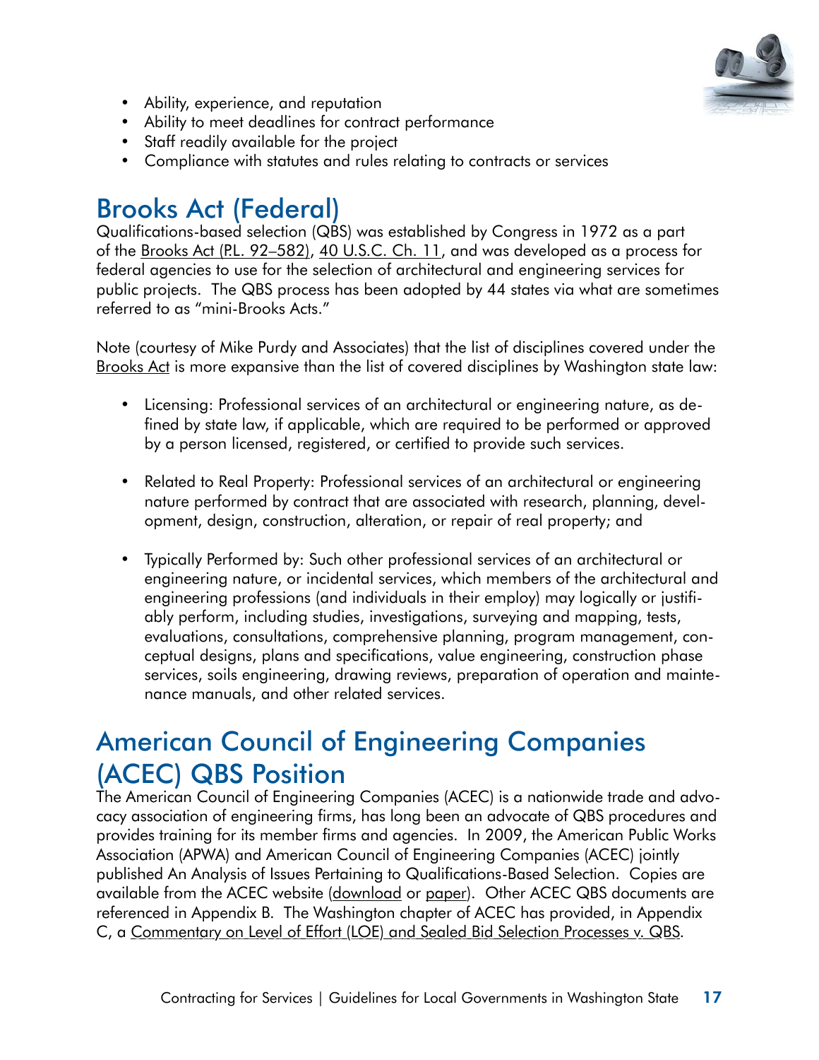- Ability, experience, and reputation
- Ability to meet deadlines for contract performance
- Staff readily available for the project
- Compliance with statutes and rules relating to contracts or services

## Brooks Act (Federal)

Qualifications-based selection (QBS) was established by Congress in 1972 as a part of the Brooks Act (P.L. 92–582), 40 U.S.C. Ch. 11, and was developed as a process for federal agencies to use for the selection of architectural and engineering services for public projects. The QBS process has been adopted by 44 states via what are sometimes referred to as "mini-Brooks Acts."

Note (courtesy of Mike Purdy and Associates) that the list of disciplines covered under the Brooks Act is more expansive than the list of covered disciplines by Washington state law:

- Licensing: Professional services of an architectural or engineering nature, as defined by state law, if applicable, which are required to be performed or approved by a person licensed, registered, or certified to provide such services.

- Related to Real Property: Professional services of an architectural or engineering nature performed by contract that are associated with research, planning, development, design, construction, alteration, or repair of real property; and

- Typically Performed by: Such other professional services of an architectural or engineering nature, or incidental services, which members of the architectural and engineering professions (and individuals in their employ) may logically or justifiably perform, including studies, investigations, surveying and mapping, tests, evaluations, consultations, comprehensive planning, program management, conceptual designs, plans and specifications, value engineering, construction phase services, soils engineering, drawing reviews, preparation of operation and maintenance manuals, and other related services.

## American Council of Engineering Companies (ACEC) QBS Position

The American Council of Engineering Companies (ACEC) is a nationwide trade and advocacy association of engineering firms, has long been an advocate of QBS procedures and provides training for its member firms and agencies. In 2009, the American Public Works Association (APWA) and American Council of Engineering Companies (ACEC) jointly published An Analysis of Issues Pertaining to Qualifications-Based Selection. Copies are available from the ACEC website (download or paper). Other ACEC QBS documents are referenced in Appendix B. The Washington chapter of ACEC has provided, in Appendix C, a Commentary on Level of Effort (LOE) and Sealed Bid Selection Processes v. QBS.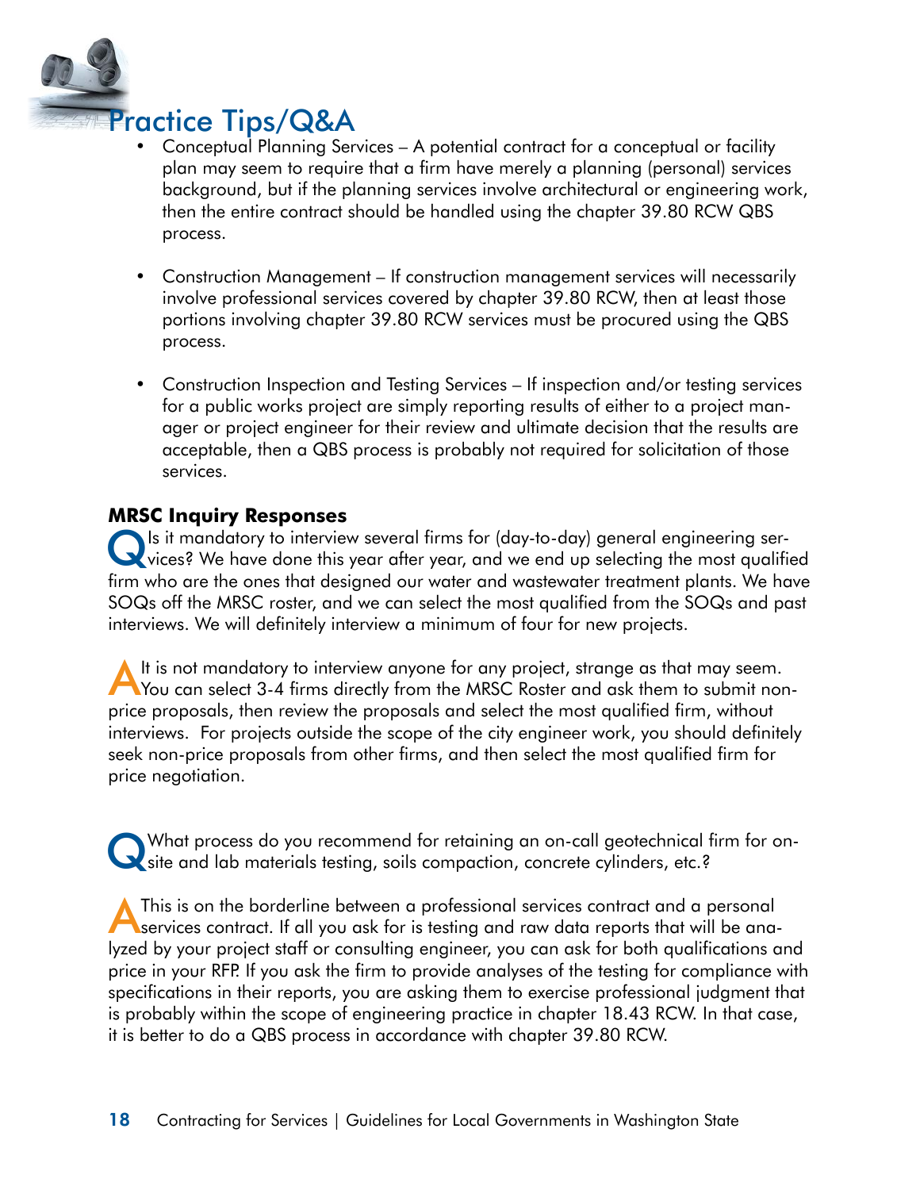## Practice Tips/Q&A

- Conceptual Planning Services – A potential contract for a conceptual or facility plan may seem to require that a firm have merely a planning (personal) services background, but if the planning services involve architectural or engineering work, then the entire contract should be handled using the chapter 39.80 RCW QBS process.

- Construction Management – If construction management services will necessarily involve professional services covered by chapter 39.80 RCW, then at least those portions involving chapter 39.80 RCW services must be procured using the QBS process.

- Construction Inspection and Testing Services – If inspection and/or testing services for a public works project are simply reporting results of either to a project manager or project engineer for their review and ultimate decision that the results are acceptable, then a QBS process is probably not required for solicitation of those services.

### MRSC Inquiry Responses

**Q** Is it mandatory to interview several firms for (day-to-day) general engineering services? We have done this year after year, and we end up selecting the most qualified firm who are the ones that designed our water and wastewater treatment plants. We have SOQs off the MRSC roster, and we can select the most qualified from the SOQs and past interviews. We will definitely interview a minimum of four for new projects.

**A** It is not mandatory to interview anyone for any project, strange as that may seem. You can select 3-4 firms directly from the MRSC Roster and ask them to submit non-price proposals, then review the proposals and select the most qualified firm, without interviews. For projects outside the scope of the city engineer work, you should definitely seek non-price proposals from other firms, and then select the most qualified firm for price negotiation.

**Q** What process do you recommend for retaining an on-call geotechnical firm for on-site and lab materials testing, soils compaction, concrete cylinders, etc.?

**A** This is on the borderline between a professional services contract and a personal services contract. If all you ask for is testing and raw data reports that will be analyzed by your project staff or consulting engineer, you can ask for both qualifications and price in your RFP. If you ask the firm to provide analyses of the testing for compliance with specifications in their reports, you are asking them to exercise professional judgment that is probably within the scope of engineering practice in chapter 18.43 RCW. In that case, it is better to do a QBS process in accordance with chapter 39.80 RCW.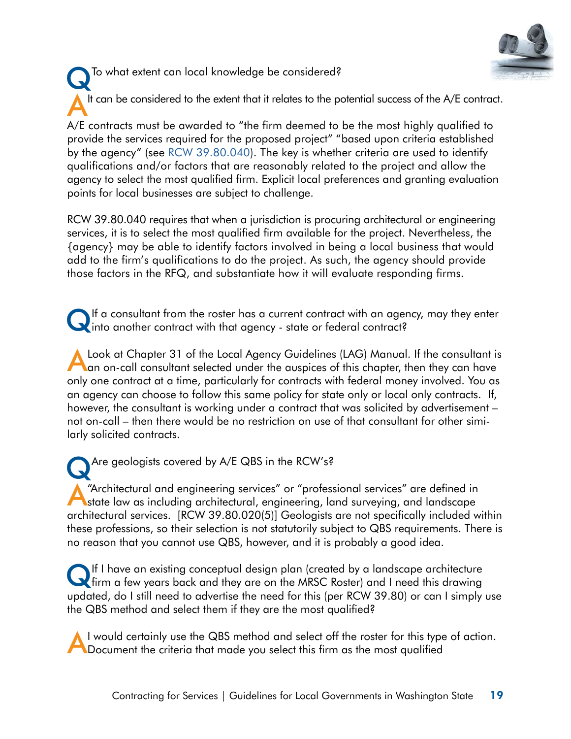**Q** To what extent can local knowledge be considered?

**A** It can be considered to the extent that it relates to the potential success of the A/E contract.

A/E contracts must be awarded to "the firm deemed to be the most highly qualified to provide the services required for the proposed project" "based upon criteria established by the agency" (see RCW 39.80.040). The key is whether criteria are used to identify qualifications and/or factors that are reasonably related to the project and allow the agency to select the most qualified firm. Explicit local preferences and granting evaluation points for local businesses are subject to challenge.

RCW 39.80.040 requires that when a jurisdiction is procuring architectural or engineering services, it is to select the most qualified firm available for the project. Nevertheless, the {agency} may be able to identify factors involved in being a local business that would add to the firm's qualifications to do the project. As such, the agency should provide those factors in the RFQ, and substantiate how it will evaluate responding firms.

**Q** If a consultant from the roster has a current contract with an agency, may they enter into another contract with that agency - state or federal contract?

**A** Look at Chapter 31 of the Local Agency Guidelines (LAG) Manual. If the consultant is an on-call consultant selected under the auspices of this chapter, then they can have only one contract at a time, particularly for contracts with federal money involved. You as an agency can choose to follow this same policy for state only or local only contracts. If, however, the consultant is working under a contract that was solicited by advertisement – not on-call – then there would be no restriction on use of that consultant for other similarly solicited contracts.

**Q** Are geologists covered by A/E QBS in the RCW's?

**A** "Architectural and engineering services" or "professional services" are defined in state law as including architectural, engineering, land surveying, and landscape architectural services. [RCW 39.80.020(5)] Geologists are not specifically included within these professions, so their selection is not statutorily subject to QBS requirements. There is no reason that you cannot use QBS, however, and it is probably a good idea.

**Q** If I have an existing conceptual design plan (created by a landscape architecture firm a few years back and they are on the MRSC Roster) and I need this drawing updated, do I still need to advertise the need for this (per RCW 39.80) or can I simply use the QBS method and select them if they are the most qualified?

**A** I would certainly use the QBS method and select off the roster for this type of action. Document the criteria that made you select this firm as the most qualified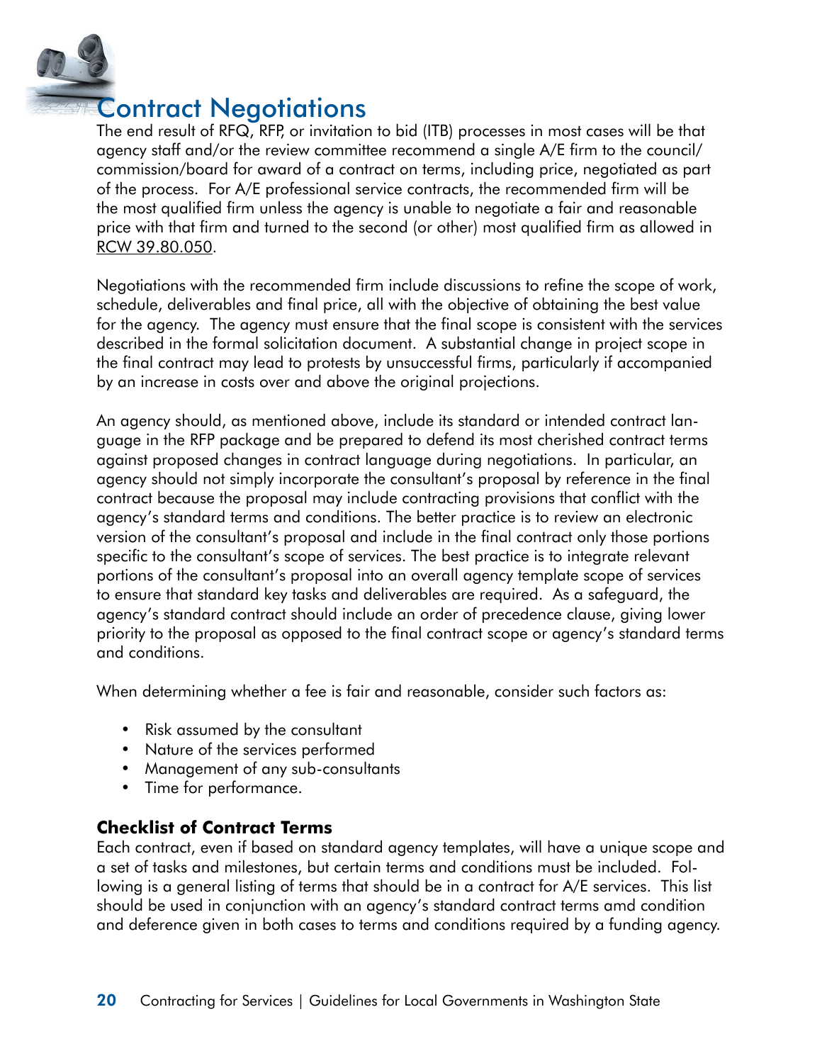# Contract Negotiations

The end result of RFQ, RFP, or invitation to bid (ITB) processes in most cases will be that agency staff and/or the review committee recommend a single A/E firm to the council/commission/board for award of a contract on terms, including price, negotiated as part of the process. For A/E professional service contracts, the recommended firm will be the most qualified firm unless the agency is unable to negotiate a fair and reasonable price with that firm and turned to the second (or other) most qualified firm as allowed in RCW 39.80.050.

Negotiations with the recommended firm include discussions to refine the scope of work, schedule, deliverables and final price, all with the objective of obtaining the best value for the agency. The agency must ensure that the final scope is consistent with the services described in the formal solicitation document. A substantial change in project scope in the final contract may lead to protests by unsuccessful firms, particularly if accompanied by an increase in costs over and above the original projections.

An agency should, as mentioned above, include its standard or intended contract language in the RFP package and be prepared to defend its most cherished contract terms against proposed changes in contract language during negotiations. In particular, an agency should not simply incorporate the consultant's proposal by reference in the final contract because the proposal may include contracting provisions that conflict with the agency's standard terms and conditions. The better practice is to review an electronic version of the consultant's proposal and include in the final contract only those portions specific to the consultant's scope of services. The best practice is to integrate relevant portions of the consultant's proposal into an overall agency template scope of services to ensure that standard key tasks and deliverables are required. As a safeguard, the agency's standard contract should include an order of precedence clause, giving lower priority to the proposal as opposed to the final contract scope or agency's standard terms and conditions.

When determining whether a fee is fair and reasonable, consider such factors as:

- Risk assumed by the consultant
- Nature of the services performed
- Management of any sub-consultants
- Time for performance.

### Checklist of Contract Terms

Each contract, even if based on standard agency templates, will have a unique scope and a set of tasks and milestones, but certain terms and conditions must be included. Following is a general listing of terms that should be in a contract for A/E services. This list should be used in conjunction with an agency's standard contract terms amd condition and deference given in both cases to terms and conditions required by a funding agency.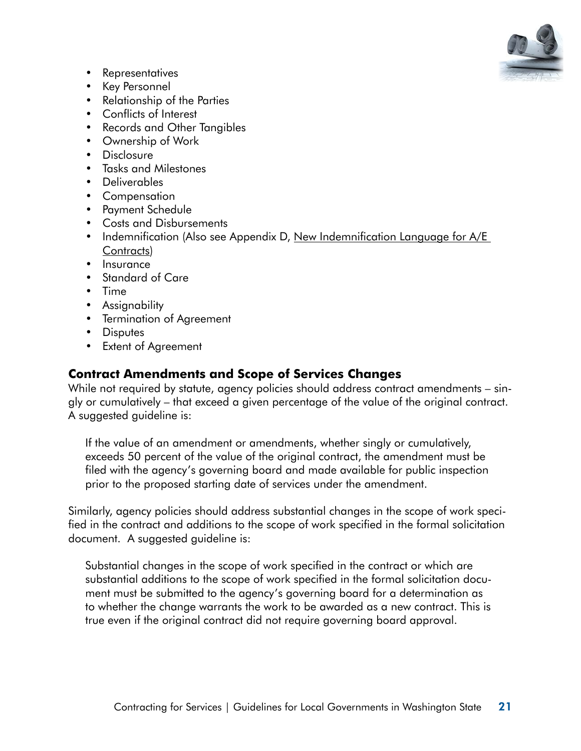- Representatives
- Key Personnel
- Relationship of the Parties
- Conflicts of Interest
- Records and Other Tangibles
- Ownership of Work
- Disclosure
- Tasks and Milestones
- Deliverables
- Compensation
- Payment Schedule
- Costs and Disbursements
- Indemnification (Also see Appendix D, New Indemnification Language for A/E Contracts)
- Insurance
- Standard of Care
- Time
- Assignability
- Termination of Agreement
- Disputes
- Extent of Agreement

### Contract Amendments and Scope of Services Changes

While not required by statute, agency policies should address contract amendments – singly or cumulatively – that exceed a given percentage of the value of the original contract. A suggested guideline is:

> If the value of an amendment or amendments, whether singly or cumulatively, exceeds 50 percent of the value of the original contract, the amendment must be filed with the agency's governing board and made available for public inspection prior to the proposed starting date of services under the amendment.

Similarly, agency policies should address substantial changes in the scope of work specified in the contract and additions to the scope of work specified in the formal solicitation document. A suggested guideline is:

> Substantial changes in the scope of work specified in the contract or which are substantial additions to the scope of work specified in the formal solicitation document must be submitted to the agency's governing board for a determination as to whether the change warrants the work to be awarded as a new contract. This is true even if the original contract did not require governing board approval.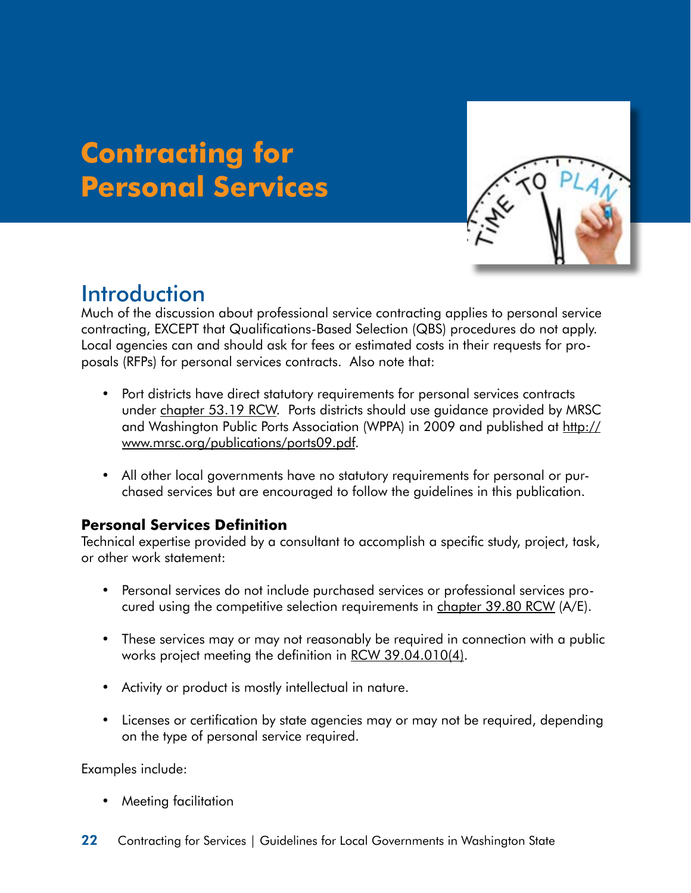# Contracting for Personal Services

## Introduction

Much of the discussion about professional service contracting applies to personal service contracting, EXCEPT that Qualifications-Based Selection (QBS) procedures do not apply. Local agencies can and should ask for fees or estimated costs in their requests for proposals (RFPs) for personal services contracts. Also note that:

- Port districts have direct statutory requirements for personal services contracts under chapter 53.19 RCW. Ports districts should use guidance provided by MRSC and Washington Public Ports Association (WPPA) in 2009 and published at http://www.mrsc.org/publications/ports09.pdf.
- All other local governments have no statutory requirements for personal or purchased services but are encouraged to follow the guidelines in this publication.

### Personal Services Definition

Technical expertise provided by a consultant to accomplish a specific study, project, task, or other work statement:

- Personal services do not include purchased services or professional services procured using the competitive selection requirements in chapter 39.80 RCW (A/E).
- These services may or may not reasonably be required in connection with a public works project meeting the definition in RCW 39.04.010(4).
- Activity or product is mostly intellectual in nature.
- Licenses or certification by state agencies may or may not be required, depending on the type of personal service required.

Examples include:

- Meeting facilitation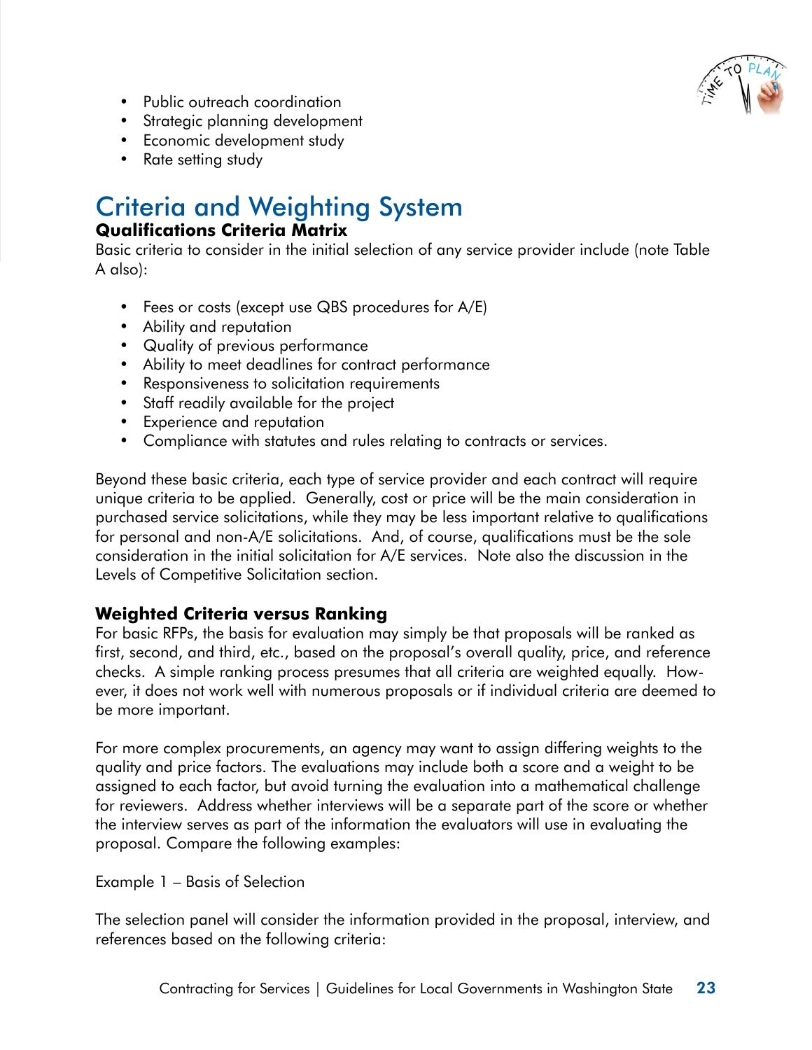- Public outreach coordination
- Strategic planning development
- Economic development study
- Rate setting study

## Criteria and Weighting System

### Qualifications Criteria Matrix

Basic criteria to consider in the initial selection of any service provider include (note Table A also):

- Fees or costs (except use QBS procedures for A/E)
- Ability and reputation
- Quality of previous performance
- Ability to meet deadlines for contract performance
- Responsiveness to solicitation requirements
- Staff readily available for the project
- Experience and reputation
- Compliance with statutes and rules relating to contracts or services.

Beyond these basic criteria, each type of service provider and each contract will require unique criteria to be applied. Generally, cost or price will be the main consideration in purchased service solicitations, while they may be less important relative to qualifications for personal and non-A/E solicitations. And, of course, qualifications must be the sole consideration in the initial solicitation for A/E services. Note also the discussion in the Levels of Competitive Solicitation section.

### Weighted Criteria versus Ranking

For basic RFPs, the basis for evaluation may simply be that proposals will be ranked as first, second, and third, etc., based on the proposal's overall quality, price, and reference checks. A simple ranking process presumes that all criteria are weighted equally. However, it does not work well with numerous proposals or if individual criteria are deemed to be more important.

For more complex procurements, an agency may want to assign differing weights to the quality and price factors. The evaluations may include both a score and a weight to be assigned to each factor, but avoid turning the evaluation into a mathematical challenge for reviewers. Address whether interviews will be a separate part of the score or whether the interview serves as part of the information the evaluators will use in evaluating the proposal. Compare the following examples:

Example 1 – Basis of Selection

The selection panel will consider the information provided in the proposal, interview, and references based on the following criteria: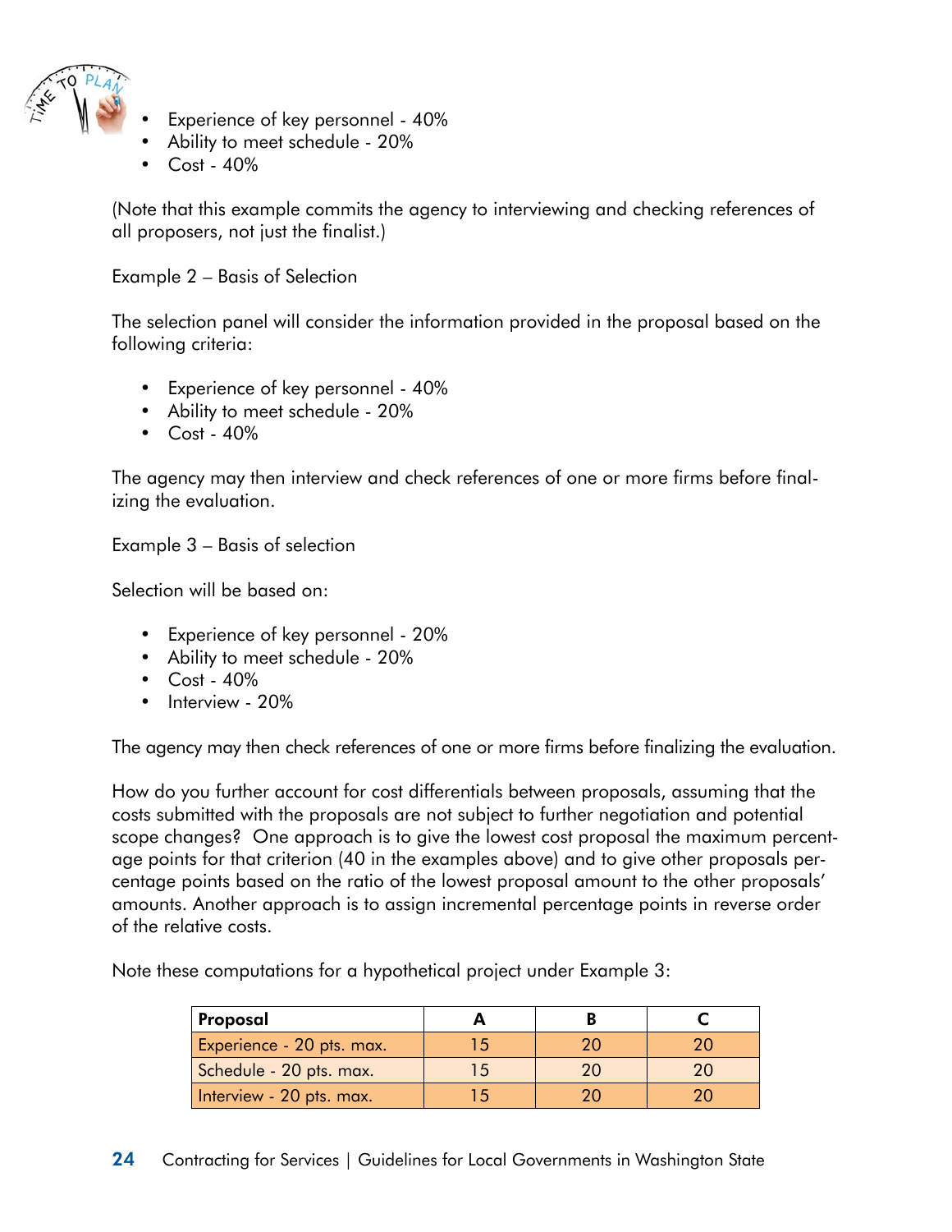- Experience of key personnel - 40%
- Ability to meet schedule - 20%
- Cost - 40%

(Note that this example commits the agency to interviewing and checking references of all proposers, not just the finalist.)

Example 2 – Basis of Selection

The selection panel will consider the information provided in the proposal based on the following criteria:

- Experience of key personnel - 40%
- Ability to meet schedule - 20%
- Cost - 40%

The agency may then interview and check references of one or more firms before finalizing the evaluation.

Example 3 – Basis of selection

Selection will be based on:

- Experience of key personnel - 20%
- Ability to meet schedule - 20%
- Cost - 40%
- Interview - 20%

The agency may then check references of one or more firms before finalizing the evaluation.

How do you further account for cost differentials between proposals, assuming that the costs submitted with the proposals are not subject to further negotiation and potential scope changes? One approach is to give the lowest cost proposal the maximum percentage points for that criterion (40 in the examples above) and to give other proposals percentage points based on the ratio of the lowest proposal amount to the other proposals' amounts. Another approach is to assign incremental percentage points in reverse order of the relative costs.

Note these computations for a hypothetical project under Example 3:

| Proposal | A | B | C |
|---|---|---|---|
| Experience - 20 pts. max. | 15 | 20 | 20 |
| Schedule - 20 pts. max. | 15 | 20 | 20 |
| Interview - 20 pts. max. | 15 | 20 | 20 |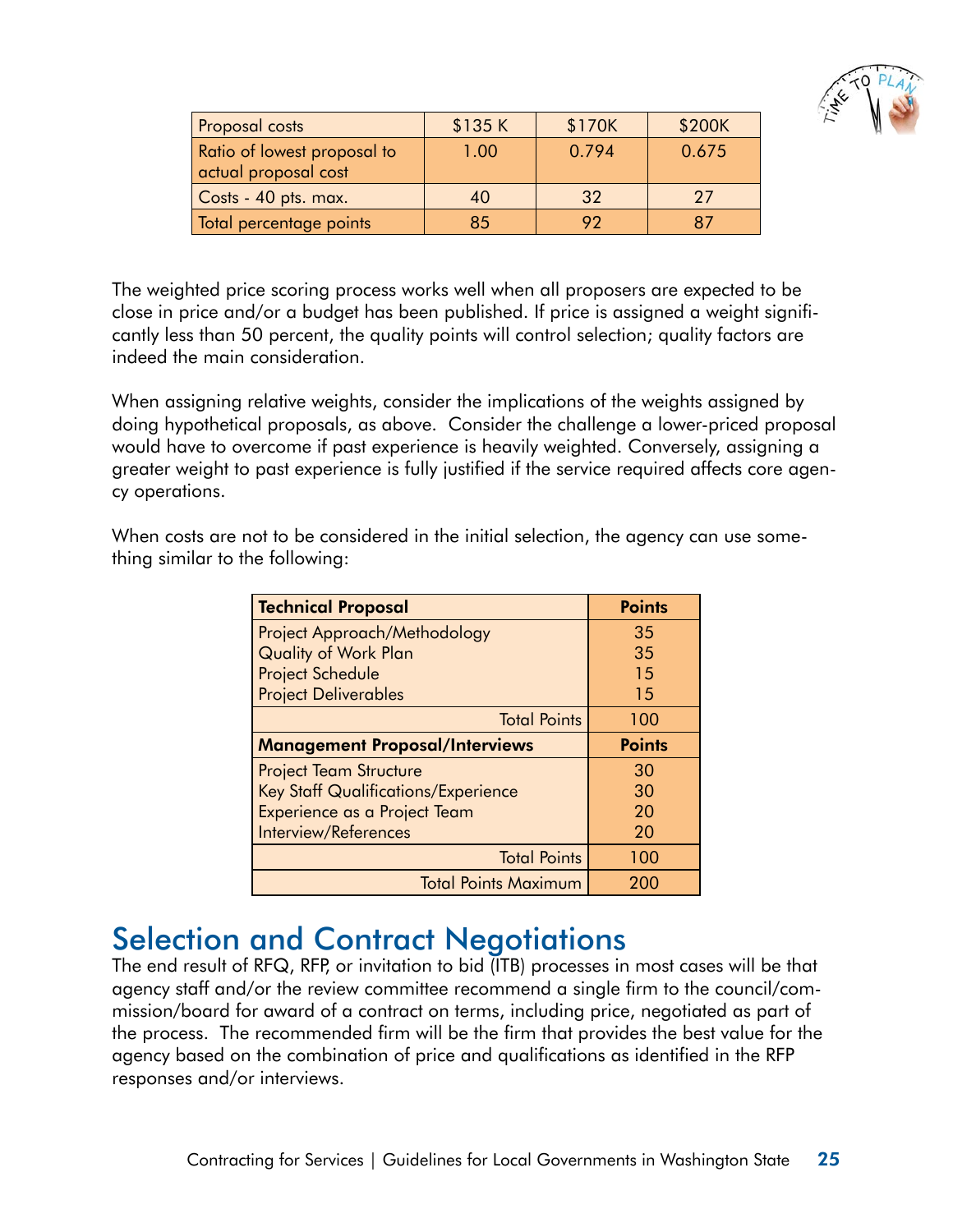| Proposal costs | $135 K | $170K | $200K |
| --- | --- | --- | --- |
| Ratio of lowest proposal to actual proposal cost | 1.00 | 0.794 | 0.675 |
| Costs - 40 pts. max. | 40 | 32 | 27 |
| Total percentage points | 85 | 92 | 87 |

The weighted price scoring process works well when all proposers are expected to be close in price and/or a budget has been published. If price is assigned a weight significantly less than 50 percent, the quality points will control selection; quality factors are indeed the main consideration.

When assigning relative weights, consider the implications of the weights assigned by doing hypothetical proposals, as above. Consider the challenge a lower-priced proposal would have to overcome if past experience is heavily weighted. Conversely, assigning a greater weight to past experience is fully justified if the service required affects core agency operations.

When costs are not to be considered in the initial selection, the agency can use something similar to the following:

| **Technical Proposal** | **Points** |
| --- | --- |
| Project Approach/Methodology | 35 |
| Quality of Work Plan | 35 |
| Project Schedule | 15 |
| Project Deliverables | 15 |
| Total Points | 100 |
| **Management Proposal/Interviews** | **Points** |
| Project Team Structure | 30 |
| Key Staff Qualifications/Experience | 30 |
| Experience as a Project Team | 20 |
| Interview/References | 20 |
| Total Points | 100 |
| Total Points Maximum | 200 |

## Selection and Contract Negotiations

The end result of RFQ, RFP, or invitation to bid (ITB) processes in most cases will be that agency staff and/or the review committee recommend a single firm to the council/commission/board for award of a contract on terms, including price, negotiated as part of the process. The recommended firm will be the firm that provides the best value for the agency based on the combination of price and qualifications as identified in the RFP responses and/or interviews.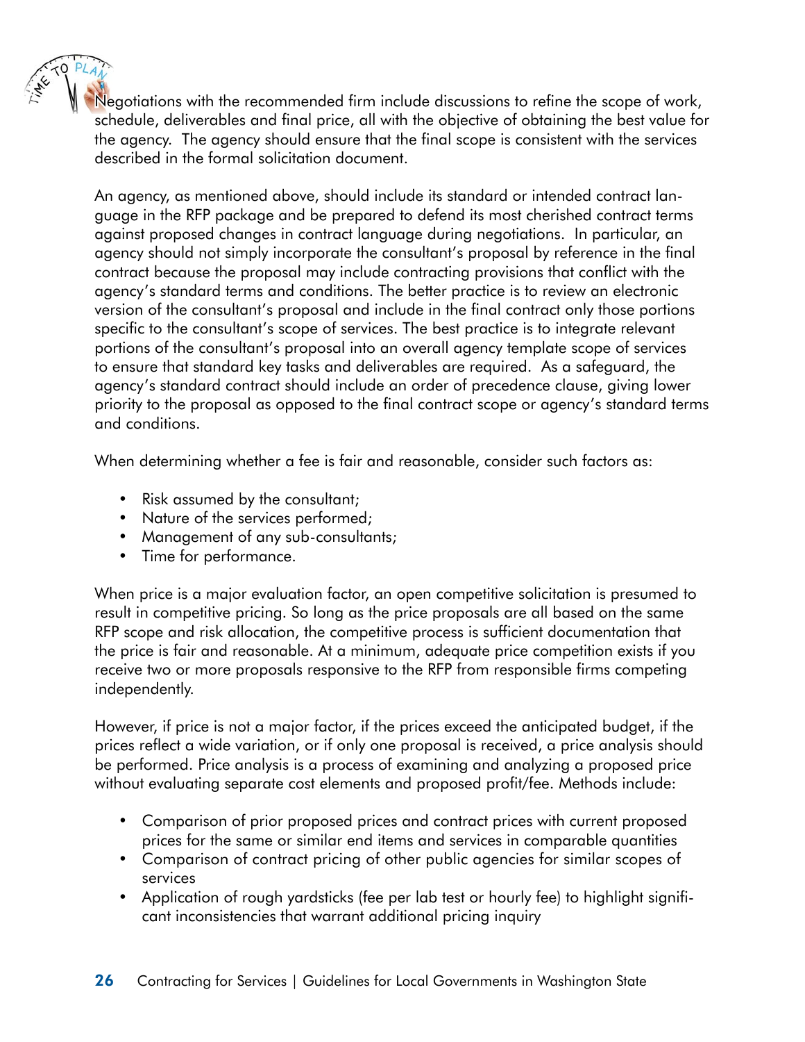Negotiations with the recommended firm include discussions to refine the scope of work, schedule, deliverables and final price, all with the objective of obtaining the best value for the agency. The agency should ensure that the final scope is consistent with the services described in the formal solicitation document.

An agency, as mentioned above, should include its standard or intended contract language in the RFP package and be prepared to defend its most cherished contract terms against proposed changes in contract language during negotiations. In particular, an agency should not simply incorporate the consultant's proposal by reference in the final contract because the proposal may include contracting provisions that conflict with the agency's standard terms and conditions. The better practice is to review an electronic version of the consultant's proposal and include in the final contract only those portions specific to the consultant's scope of services. The best practice is to integrate relevant portions of the consultant's proposal into an overall agency template scope of services to ensure that standard key tasks and deliverables are required. As a safeguard, the agency's standard contract should include an order of precedence clause, giving lower priority to the proposal as opposed to the final contract scope or agency's standard terms and conditions.

When determining whether a fee is fair and reasonable, consider such factors as:

- Risk assumed by the consultant;
- Nature of the services performed;
- Management of any sub-consultants;
- Time for performance.

When price is a major evaluation factor, an open competitive solicitation is presumed to result in competitive pricing. So long as the price proposals are all based on the same RFP scope and risk allocation, the competitive process is sufficient documentation that the price is fair and reasonable. At a minimum, adequate price competition exists if you receive two or more proposals responsive to the RFP from responsible firms competing independently.

However, if price is not a major factor, if the prices exceed the anticipated budget, if the prices reflect a wide variation, or if only one proposal is received, a price analysis should be performed. Price analysis is a process of examining and analyzing a proposed price without evaluating separate cost elements and proposed profit/fee. Methods include:

- Comparison of prior proposed prices and contract prices with current proposed prices for the same or similar end items and services in comparable quantities
- Comparison of contract pricing of other public agencies for similar scopes of services
- Application of rough yardsticks (fee per lab test or hourly fee) to highlight significant inconsistencies that warrant additional pricing inquiry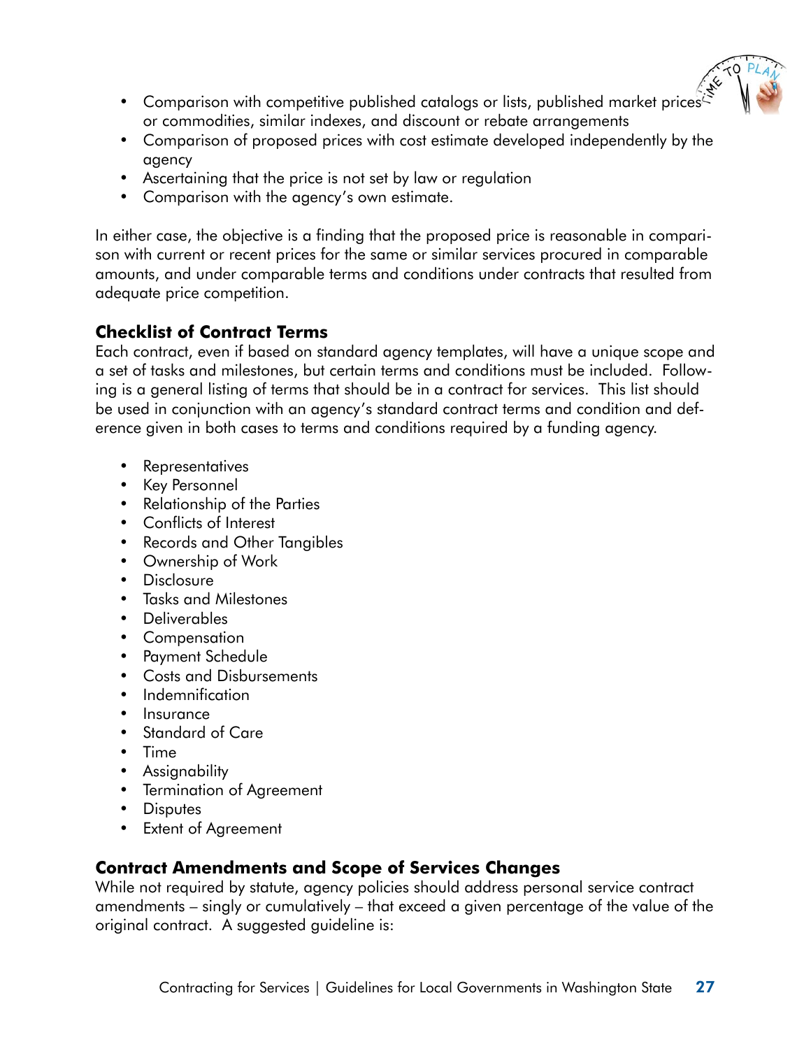- Comparison with competitive published catalogs or lists, published market prices or commodities, similar indexes, and discount or rebate arrangements
- Comparison of proposed prices with cost estimate developed independently by the agency
- Ascertaining that the price is not set by law or regulation
- Comparison with the agency's own estimate.

In either case, the objective is a finding that the proposed price is reasonable in comparison with current or recent prices for the same or similar services procured in comparable amounts, and under comparable terms and conditions under contracts that resulted from adequate price competition.

### Checklist of Contract Terms

Each contract, even if based on standard agency templates, will have a unique scope and a set of tasks and milestones, but certain terms and conditions must be included. Following is a general listing of terms that should be in a contract for services. This list should be used in conjunction with an agency's standard contract terms and condition and deference given in both cases to terms and conditions required by a funding agency.

- Representatives
- Key Personnel
- Relationship of the Parties
- Conflicts of Interest
- Records and Other Tangibles
- Ownership of Work
- Disclosure
- Tasks and Milestones
- Deliverables
- Compensation
- Payment Schedule
- Costs and Disbursements
- Indemnification
- Insurance
- Standard of Care
- Time
- Assignability
- Termination of Agreement
- Disputes
- Extent of Agreement

### Contract Amendments and Scope of Services Changes

While not required by statute, agency policies should address personal service contract amendments – singly or cumulatively – that exceed a given percentage of the value of the original contract. A suggested guideline is: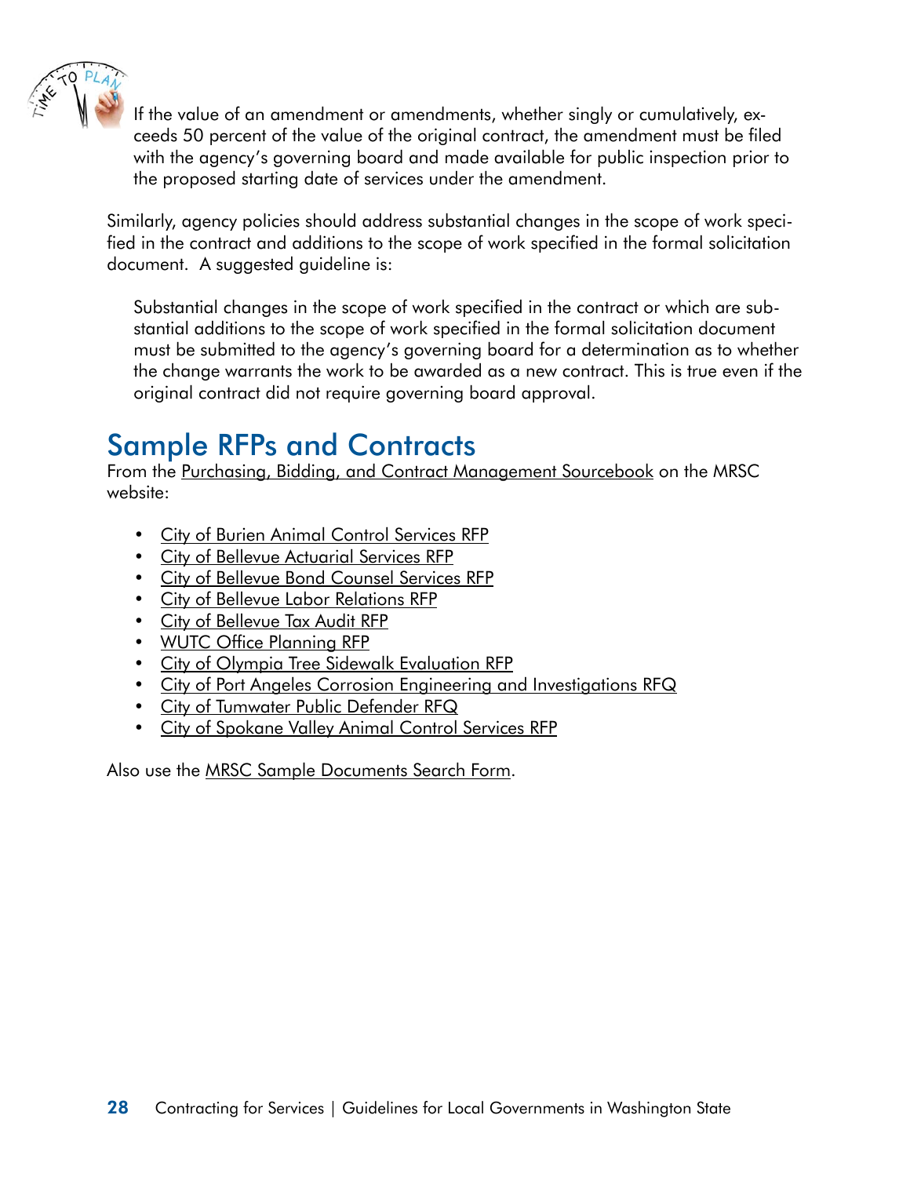If the value of an amendment or amendments, whether singly or cumulatively, exceeds 50 percent of the value of the original contract, the amendment must be filed with the agency's governing board and made available for public inspection prior to the proposed starting date of services under the amendment.

Similarly, agency policies should address substantial changes in the scope of work specified in the contract and additions to the scope of work specified in the formal solicitation document. A suggested guideline is:

> Substantial changes in the scope of work specified in the contract or which are substantial additions to the scope of work specified in the formal solicitation document must be submitted to the agency's governing board for a determination as to whether the change warrants the work to be awarded as a new contract. This is true even if the original contract did not require governing board approval.

## Sample RFPs and Contracts

From the Purchasing, Bidding, and Contract Management Sourcebook on the MRSC website:

- City of Burien Animal Control Services RFP
- City of Bellevue Actuarial Services RFP
- City of Bellevue Bond Counsel Services RFP
- City of Bellevue Labor Relations RFP
- City of Bellevue Tax Audit RFP
- WUTC Office Planning RFP
- City of Olympia Tree Sidewalk Evaluation RFP
- City of Port Angeles Corrosion Engineering and Investigations RFQ
- City of Tumwater Public Defender RFQ
- City of Spokane Valley Animal Control Services RFP

Also use the MRSC Sample Documents Search Form.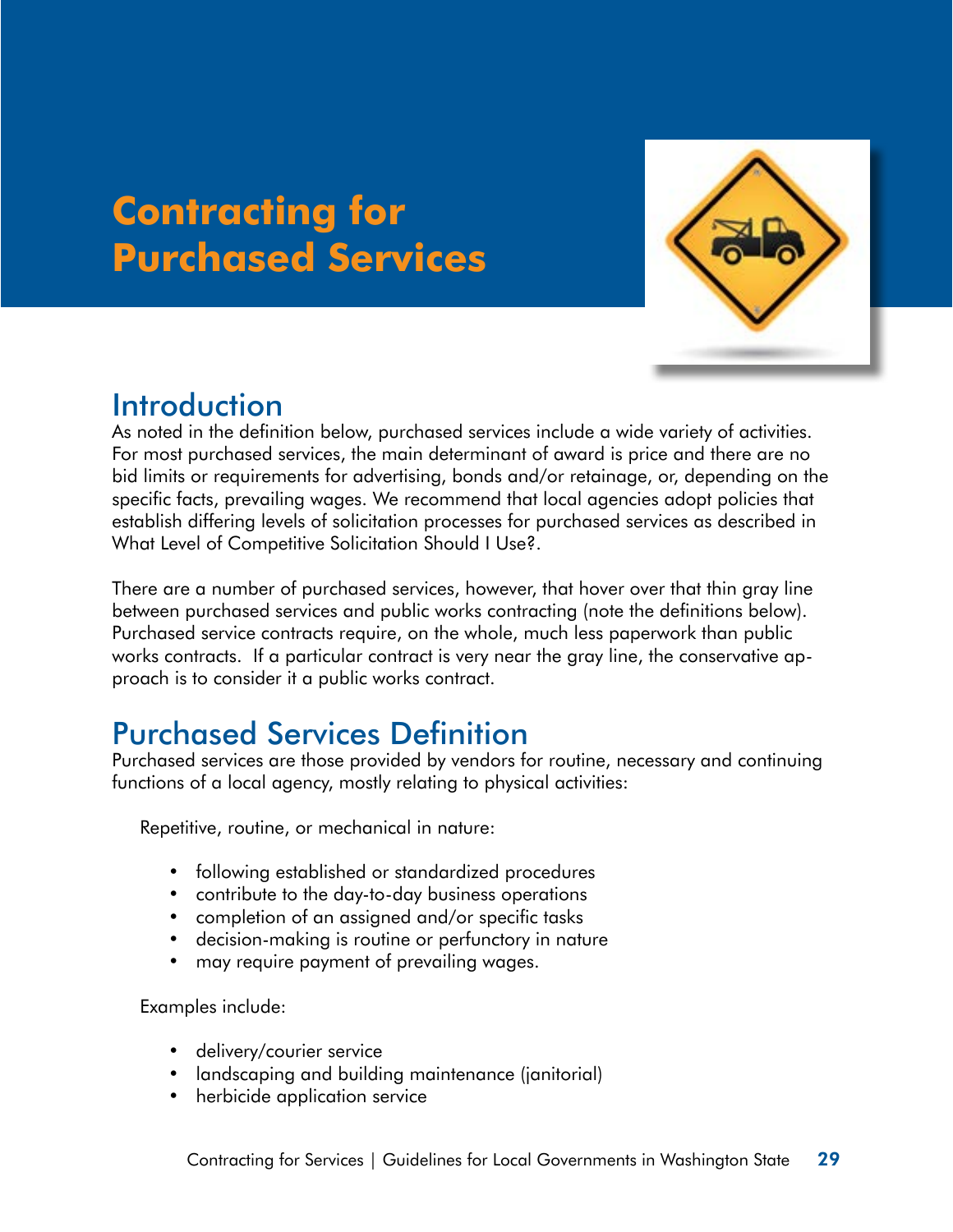# Contracting for Purchased Services

## Introduction

As noted in the definition below, purchased services include a wide variety of activities. For most purchased services, the main determinant of award is price and there are no bid limits or requirements for advertising, bonds and/or retainage, or, depending on the specific facts, prevailing wages. We recommend that local agencies adopt policies that establish differing levels of solicitation processes for purchased services as described in What Level of Competitive Solicitation Should I Use?.

There are a number of purchased services, however, that hover over that thin gray line between purchased services and public works contracting (note the definitions below). Purchased service contracts require, on the whole, much less paperwork than public works contracts. If a particular contract is very near the gray line, the conservative approach is to consider it a public works contract.

## Purchased Services Definition

Purchased services are those provided by vendors for routine, necessary and continuing functions of a local agency, mostly relating to physical activities:

Repetitive, routine, or mechanical in nature:

- following established or standardized procedures
- contribute to the day-to-day business operations
- completion of an assigned and/or specific tasks
- decision-making is routine or perfunctory in nature
- may require payment of prevailing wages.

Examples include:

- delivery/courier service
- landscaping and building maintenance (janitorial)
- herbicide application service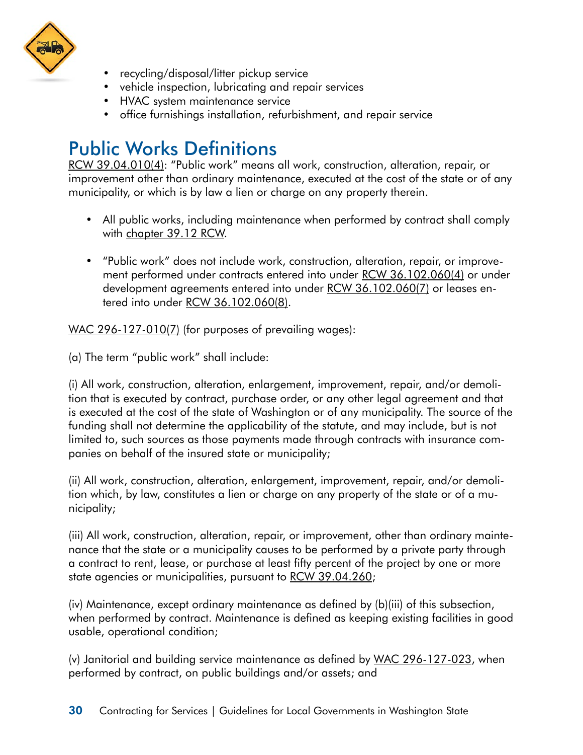- recycling/disposal/litter pickup service
- vehicle inspection, lubricating and repair services
- HVAC system maintenance service
- office furnishings installation, refurbishment, and repair service

## Public Works Definitions

RCW 39.04.010(4): "Public work" means all work, construction, alteration, repair, or improvement other than ordinary maintenance, executed at the cost of the state or of any municipality, or which is by law a lien or charge on any property therein.

- All public works, including maintenance when performed by contract shall comply with chapter 39.12 RCW.
- "Public work" does not include work, construction, alteration, repair, or improvement performed under contracts entered into under RCW 36.102.060(4) or under development agreements entered into under RCW 36.102.060(7) or leases entered into under RCW 36.102.060(8).

WAC 296-127-010(7) (for purposes of prevailing wages):

(a) The term "public work" shall include:

(i) All work, construction, alteration, enlargement, improvement, repair, and/or demolition that is executed by contract, purchase order, or any other legal agreement and that is executed at the cost of the state of Washington or of any municipality. The source of the funding shall not determine the applicability of the statute, and may include, but is not limited to, such sources as those payments made through contracts with insurance companies on behalf of the insured state or municipality;

(ii) All work, construction, alteration, enlargement, improvement, repair, and/or demolition which, by law, constitutes a lien or charge on any property of the state or of a municipality;

(iii) All work, construction, alteration, repair, or improvement, other than ordinary maintenance that the state or a municipality causes to be performed by a private party through a contract to rent, lease, or purchase at least fifty percent of the project by one or more state agencies or municipalities, pursuant to RCW 39.04.260;

(iv) Maintenance, except ordinary maintenance as defined by (b)(iii) of this subsection, when performed by contract. Maintenance is defined as keeping existing facilities in good usable, operational condition;

(v) Janitorial and building service maintenance as defined by WAC 296-127-023, when performed by contract, on public buildings and/or assets; and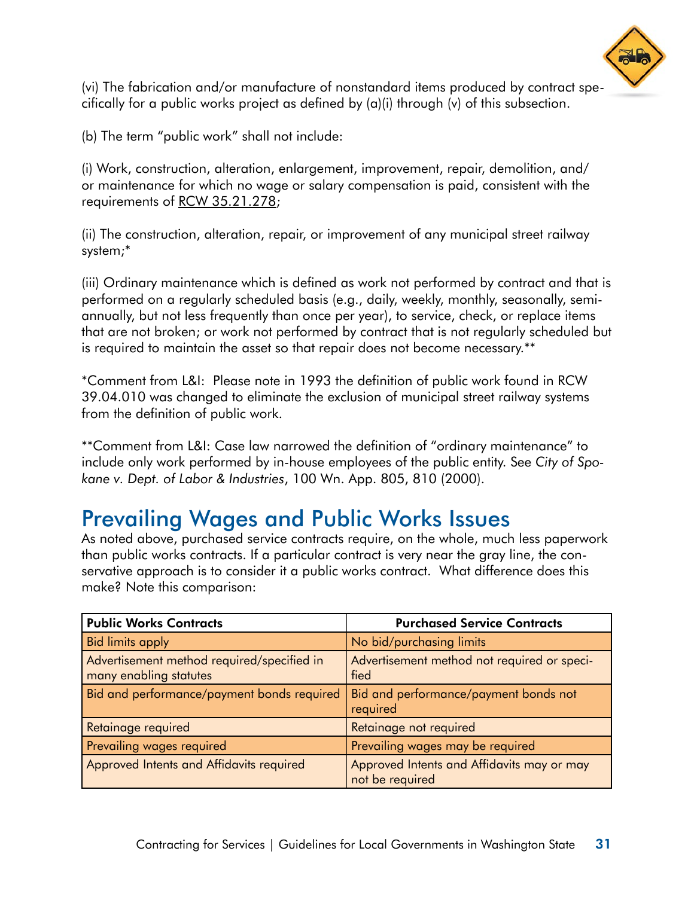(vi) The fabrication and/or manufacture of nonstandard items produced by contract specifically for a public works project as defined by (a)(i) through (v) of this subsection.

(b) The term "public work" shall not include:

(i) Work, construction, alteration, enlargement, improvement, repair, demolition, and/or maintenance for which no wage or salary compensation is paid, consistent with the requirements of RCW 35.21.278;

(ii) The construction, alteration, repair, or improvement of any municipal street railway system;*

(iii) Ordinary maintenance which is defined as work not performed by contract and that is performed on a regularly scheduled basis (e.g., daily, weekly, monthly, seasonally, semi-annually, but not less frequently than once per year), to service, check, or replace items that are not broken; or work not performed by contract that is not regularly scheduled but is required to maintain the asset so that repair does not become necessary.**

*Comment from L&I: Please note in 1993 the definition of public work found in RCW 39.04.010 was changed to eliminate the exclusion of municipal street railway systems from the definition of public work.

**Comment from L&I: Case law narrowed the definition of "ordinary maintenance" to include only work performed by in-house employees of the public entity. See *City of Spokane v. Dept. of Labor & Industries*, 100 Wn. App. 805, 810 (2000).

## Prevailing Wages and Public Works Issues

As noted above, purchased service contracts require, on the whole, much less paperwork than public works contracts. If a particular contract is very near the gray line, the conservative approach is to consider it a public works contract. What difference does this make? Note this comparison:

| **Public Works Contracts** | **Purchased Service Contracts** |
|---|---|
| Bid limits apply | No bid/purchasing limits |
| Advertisement method required/specified in many enabling statutes | Advertisement method not required or specified |
| Bid and performance/payment bonds required | Bid and performance/payment bonds not required |
| Retainage required | Retainage not required |
| Prevailing wages required | Prevailing wages may be required |
| Approved Intents and Affidavits required | Approved Intents and Affidavits may or may not be required |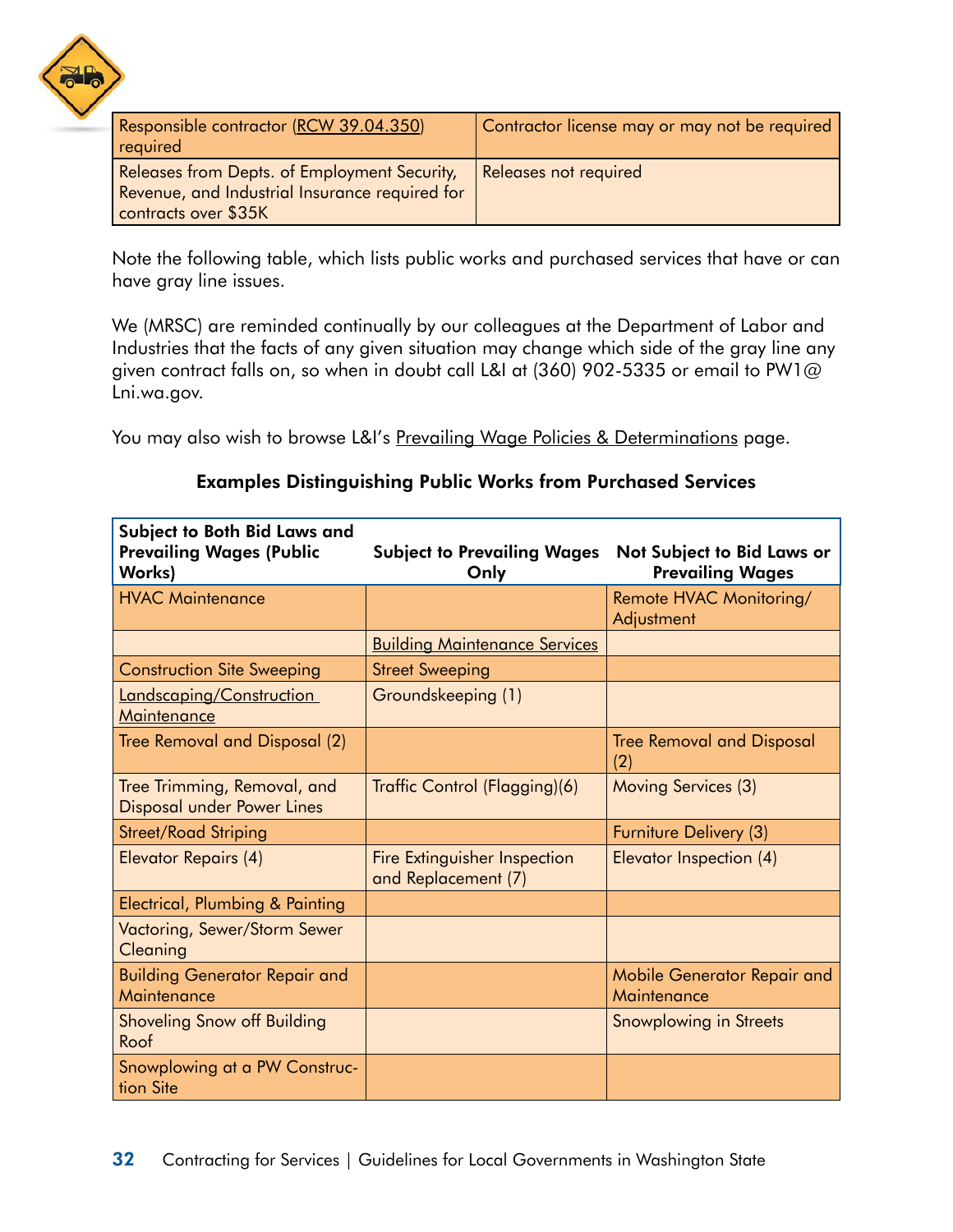| Responsible contractor (RCW 39.04.350) required | Contractor license may or may not be required |
|---|---|
| Releases from Depts. of Employment Security, Revenue, and Industrial Insurance required for contracts over $35K | Releases not required |

Note the following table, which lists public works and purchased services that have or can have gray line issues.

We (MRSC) are reminded continually by our colleagues at the Department of Labor and Industries that the facts of any given situation may change which side of the gray line any given contract falls on, so when in doubt call L&I at (360) 902-5335 or email to PW1@Lni.wa.gov.

You may also wish to browse L&I's Prevailing Wage Policies & Determinations page.

**Examples Distinguishing Public Works from Purchased Services**

| Subject to Both Bid Laws and Prevailing Wages (Public Works) | Subject to Prevailing Wages Only | Not Subject to Bid Laws or Prevailing Wages |
|---|---|---|
| HVAC Maintenance | | Remote HVAC Monitoring/ Adjustment |
| | Building Maintenance Services | |
| Construction Site Sweeping | Street Sweeping | |
| Landscaping/Construction Maintenance | Groundskeeping (1) | |
| Tree Removal and Disposal (2) | | Tree Removal and Disposal (2) |
| Tree Trimming, Removal, and Disposal under Power Lines | Traffic Control (Flagging)(6) | Moving Services (3) |
| Street/Road Striping | | Furniture Delivery (3) |
| Elevator Repairs (4) | Fire Extinguisher Inspection and Replacement (7) | Elevator Inspection (4) |
| Electrical, Plumbing & Painting | | |
| Vactoring, Sewer/Storm Sewer Cleaning | | |
| Building Generator Repair and Maintenance | | Mobile Generator Repair and Maintenance |
| Shoveling Snow off Building Roof | | Snowplowing in Streets |
| Snowplowing at a PW Construction Site | | |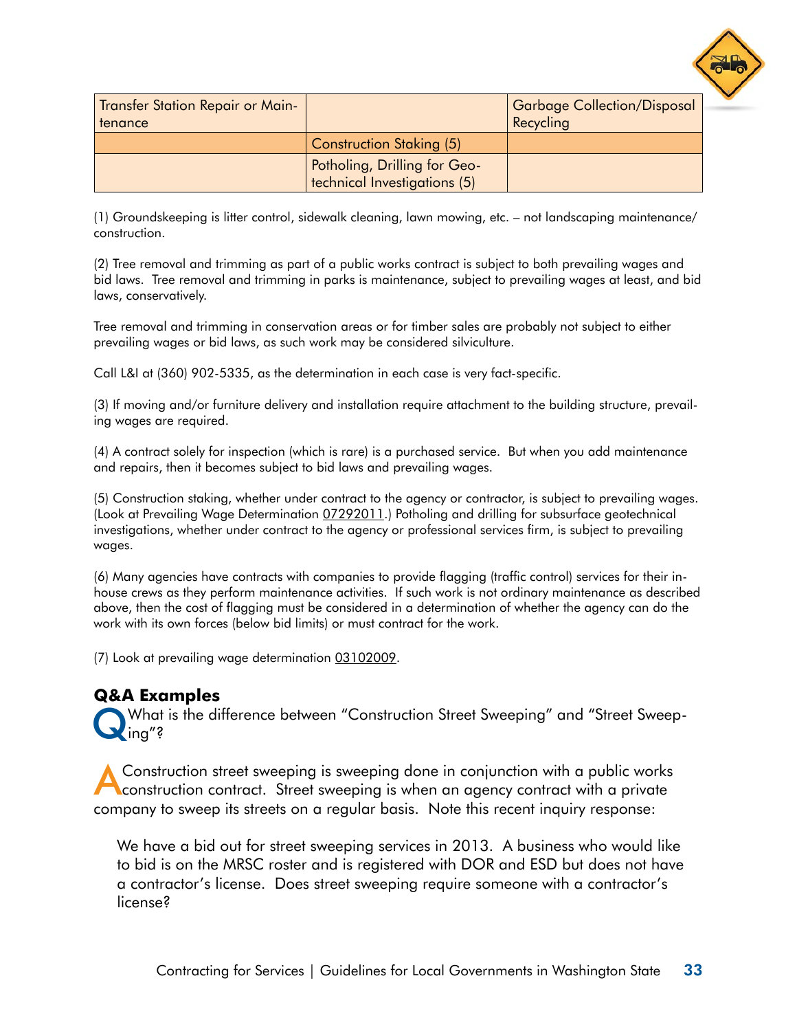| | | |
|---|---|---|
| Transfer Station Repair or Maintenance | | Garbage Collection/Disposal Recycling |
| | Construction Staking (5) | |
| | Potholing, Drilling for Geotechnical Investigations (5) | |

(1) Groundskeeping is litter control, sidewalk cleaning, lawn mowing, etc. – not landscaping maintenance/construction.

(2) Tree removal and trimming as part of a public works contract is subject to both prevailing wages and bid laws. Tree removal and trimming in parks is maintenance, subject to prevailing wages at least, and bid laws, conservatively.

Tree removal and trimming in conservation areas or for timber sales are probably not subject to either prevailing wages or bid laws, as such work may be considered silviculture.

Call L&I at (360) 902-5335, as the determination in each case is very fact-specific.

(3) If moving and/or furniture delivery and installation require attachment to the building structure, prevailing wages are required.

(4) A contract solely for inspection (which is rare) is a purchased service. But when you add maintenance and repairs, then it becomes subject to bid laws and prevailing wages.

(5) Construction staking, whether under contract to the agency or contractor, is subject to prevailing wages. (Look at Prevailing Wage Determination 07292011.) Potholing and drilling for subsurface geotechnical investigations, whether under contract to the agency or professional services firm, is subject to prevailing wages.

(6) Many agencies have contracts with companies to provide flagging (traffic control) services for their in-house crews as they perform maintenance activities. If such work is not ordinary maintenance as described above, then the cost of flagging must be considered in a determination of whether the agency can do the work with its own forces (below bid limits) or must contract for the work.

(7) Look at prevailing wage determination 03102009.

## Q&A Examples

**Q** What is the difference between "Construction Street Sweeping" and "Street Sweeping"?

**A** Construction street sweeping is sweeping done in conjunction with a public works construction contract. Street sweeping is when an agency contract with a private company to sweep its streets on a regular basis. Note this recent inquiry response:

> We have a bid out for street sweeping services in 2013. A business who would like to bid is on the MRSC roster and is registered with DOR and ESD but does not have a contractor's license. Does street sweeping require someone with a contractor's license?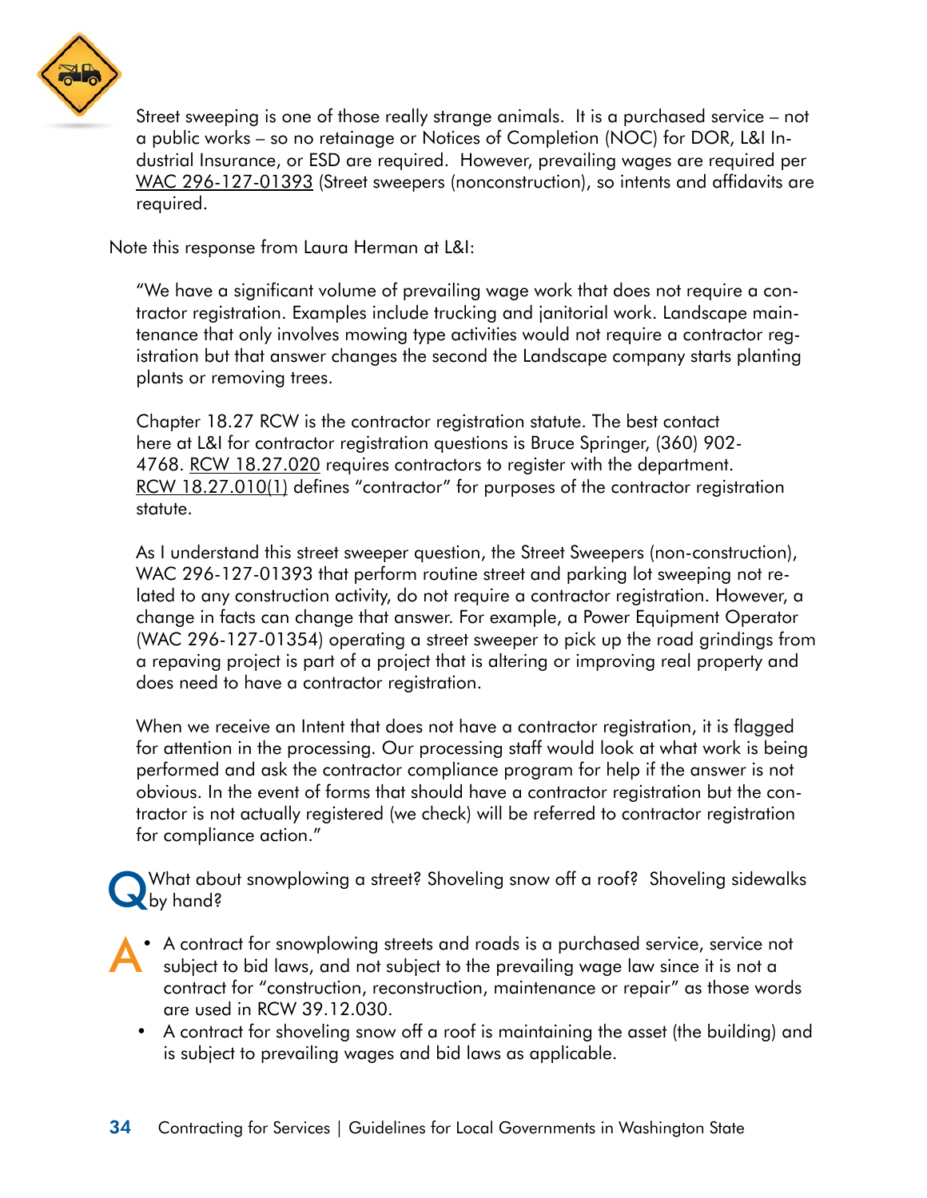Street sweeping is one of those really strange animals. It is a purchased service – not a public works – so no retainage or Notices of Completion (NOC) for DOR, L&I Industrial Insurance, or ESD are required. However, prevailing wages are required per WAC 296-127-01393 (Street sweepers (nonconstruction), so intents and affidavits are required.

Note this response from Laura Herman at L&I:

> "We have a significant volume of prevailing wage work that does not require a contractor registration. Examples include trucking and janitorial work. Landscape maintenance that only involves mowing type activities would not require a contractor registration but that answer changes the second the Landscape company starts planting plants or removing trees.
>
> Chapter 18.27 RCW is the contractor registration statute. The best contact here at L&I for contractor registration questions is Bruce Springer, (360) 902-4768. RCW 18.27.020 requires contractors to register with the department. RCW 18.27.010(1) defines "contractor" for purposes of the contractor registration statute.
>
> As I understand this street sweeper question, the Street Sweepers (non-construction), WAC 296-127-01393 that perform routine street and parking lot sweeping not related to any construction activity, do not require a contractor registration. However, a change in facts can change that answer. For example, a Power Equipment Operator (WAC 296-127-01354) operating a street sweeper to pick up the road grindings from a repaving project is part of a project that is altering or improving real property and does need to have a contractor registration.
>
> When we receive an Intent that does not have a contractor registration, it is flagged for attention in the processing. Our processing staff would look at what work is being performed and ask the contractor compliance program for help if the answer is not obvious. In the event of forms that should have a contractor registration but the contractor is not actually registered (we check) will be referred to contractor registration for compliance action."

**Q** What about snowplowing a street? Shoveling snow off a roof? Shoveling sidewalks by hand?

**A**

- A contract for snowplowing streets and roads is a purchased service, service not subject to bid laws, and not subject to the prevailing wage law since it is not a contract for "construction, reconstruction, maintenance or repair" as those words are used in RCW 39.12.030.
- A contract for shoveling snow off a roof is maintaining the asset (the building) and is subject to prevailing wages and bid laws as applicable.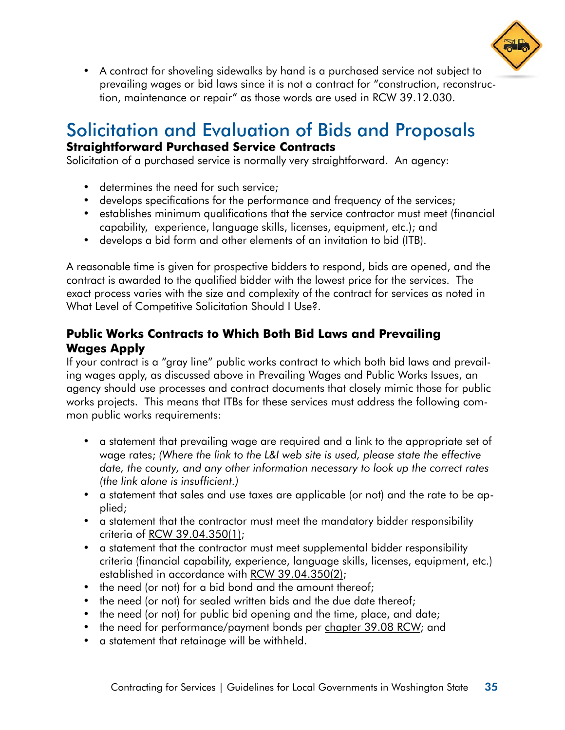- A contract for shoveling sidewalks by hand is a purchased service not subject to prevailing wages or bid laws since it is not a contract for "construction, reconstruction, maintenance or repair" as those words are used in RCW 39.12.030.

# Solicitation and Evaluation of Bids and Proposals

### Straightforward Purchased Service Contracts

Solicitation of a purchased service is normally very straightforward. An agency:

- determines the need for such service;
- develops specifications for the performance and frequency of the services;
- establishes minimum qualifications that the service contractor must meet (financial capability, experience, language skills, licenses, equipment, etc.); and
- develops a bid form and other elements of an invitation to bid (ITB).

A reasonable time is given for prospective bidders to respond, bids are opened, and the contract is awarded to the qualified bidder with the lowest price for the services. The exact process varies with the size and complexity of the contract for services as noted in What Level of Competitive Solicitation Should I Use?.

### Public Works Contracts to Which Both Bid Laws and Prevailing Wages Apply

If your contract is a "gray line" public works contract to which both bid laws and prevailing wages apply, as discussed above in Prevailing Wages and Public Works Issues, an agency should use processes and contract documents that closely mimic those for public works projects. This means that ITBs for these services must address the following common public works requirements:

- a statement that prevailing wage are required and a link to the appropriate set of wage rates; *(Where the link to the L&I web site is used, please state the effective date, the county, and any other information necessary to look up the correct rates (the link alone is insufficient.)*
- a statement that sales and use taxes are applicable (or not) and the rate to be applied;
- a statement that the contractor must meet the mandatory bidder responsibility criteria of RCW 39.04.350(1);
- a statement that the contractor must meet supplemental bidder responsibility criteria (financial capability, experience, language skills, licenses, equipment, etc.) established in accordance with RCW 39.04.350(2);
- the need (or not) for a bid bond and the amount thereof;
- the need (or not) for sealed written bids and the due date thereof;
- the need (or not) for public bid opening and the time, place, and date;
- the need for performance/payment bonds per chapter 39.08 RCW; and
- a statement that retainage will be withheld.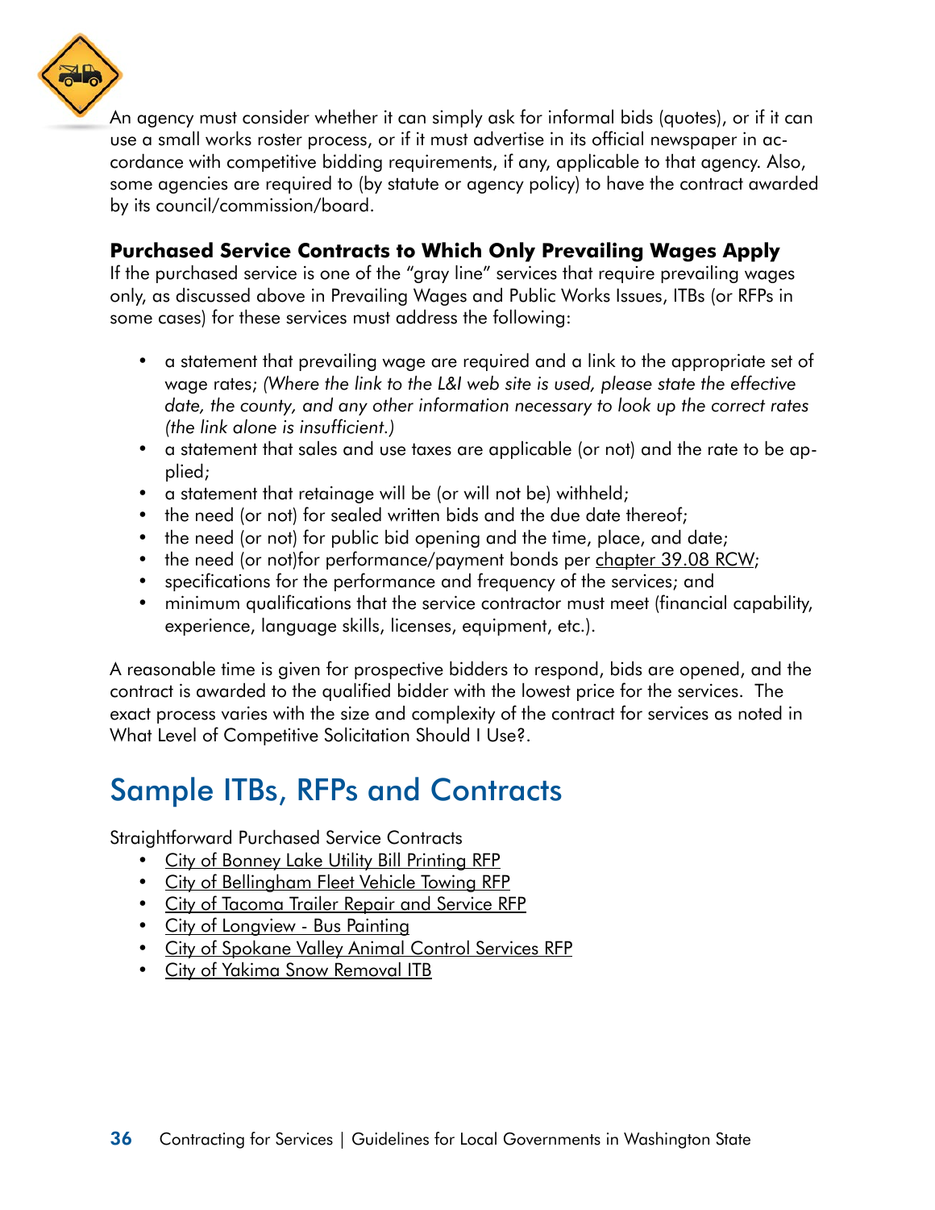An agency must consider whether it can simply ask for informal bids (quotes), or if it can use a small works roster process, or if it must advertise in its official newspaper in accordance with competitive bidding requirements, if any, applicable to that agency. Also, some agencies are required to (by statute or agency policy) to have the contract awarded by its council/commission/board.

### Purchased Service Contracts to Which Only Prevailing Wages Apply

If the purchased service is one of the "gray line" services that require prevailing wages only, as discussed above in Prevailing Wages and Public Works Issues, ITBs (or RFPs in some cases) for these services must address the following:

- a statement that prevailing wage are required and a link to the appropriate set of wage rates; *(Where the link to the L&I web site is used, please state the effective date, the county, and any other information necessary to look up the correct rates (the link alone is insufficient.)*
- a statement that sales and use taxes are applicable (or not) and the rate to be applied;
- a statement that retainage will be (or will not be) withheld;
- the need (or not) for sealed written bids and the due date thereof;
- the need (or not) for public bid opening and the time, place, and date;
- the need (or not)for performance/payment bonds per chapter 39.08 RCW;
- specifications for the performance and frequency of the services; and
- minimum qualifications that the service contractor must meet (financial capability, experience, language skills, licenses, equipment, etc.).

A reasonable time is given for prospective bidders to respond, bids are opened, and the contract is awarded to the qualified bidder with the lowest price for the services. The exact process varies with the size and complexity of the contract for services as noted in What Level of Competitive Solicitation Should I Use?.

## Sample ITBs, RFPs and Contracts

Straightforward Purchased Service Contracts

- City of Bonney Lake Utility Bill Printing RFP
- City of Bellingham Fleet Vehicle Towing RFP
- City of Tacoma Trailer Repair and Service RFP
- City of Longview - Bus Painting
- City of Spokane Valley Animal Control Services RFP
- City of Yakima Snow Removal ITB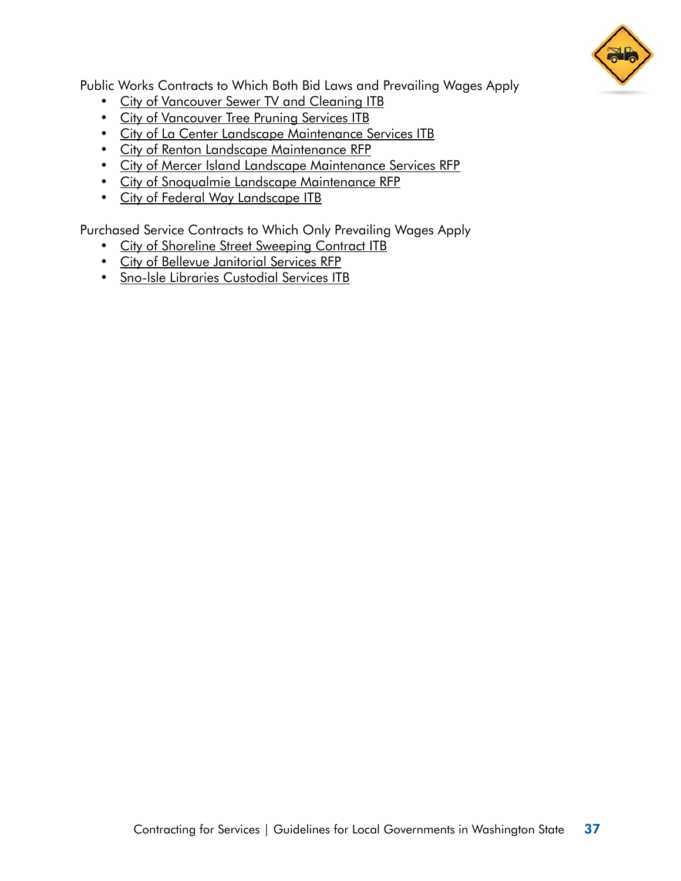Public Works Contracts to Which Both Bid Laws and Prevailing Wages Apply

- City of Vancouver Sewer TV and Cleaning ITB
- City of Vancouver Tree Pruning Services ITB
- City of La Center Landscape Maintenance Services ITB
- City of Renton Landscape Maintenance RFP
- City of Mercer Island Landscape Maintenance Services RFP
- City of Snoqualmie Landscape Maintenance RFP
- City of Federal Way Landscape ITB

Purchased Service Contracts to Which Only Prevailing Wages Apply

- City of Shoreline Street Sweeping Contract ITB
- City of Bellevue Janitorial Services RFP
- Sno-Isle Libraries Custodial Services ITB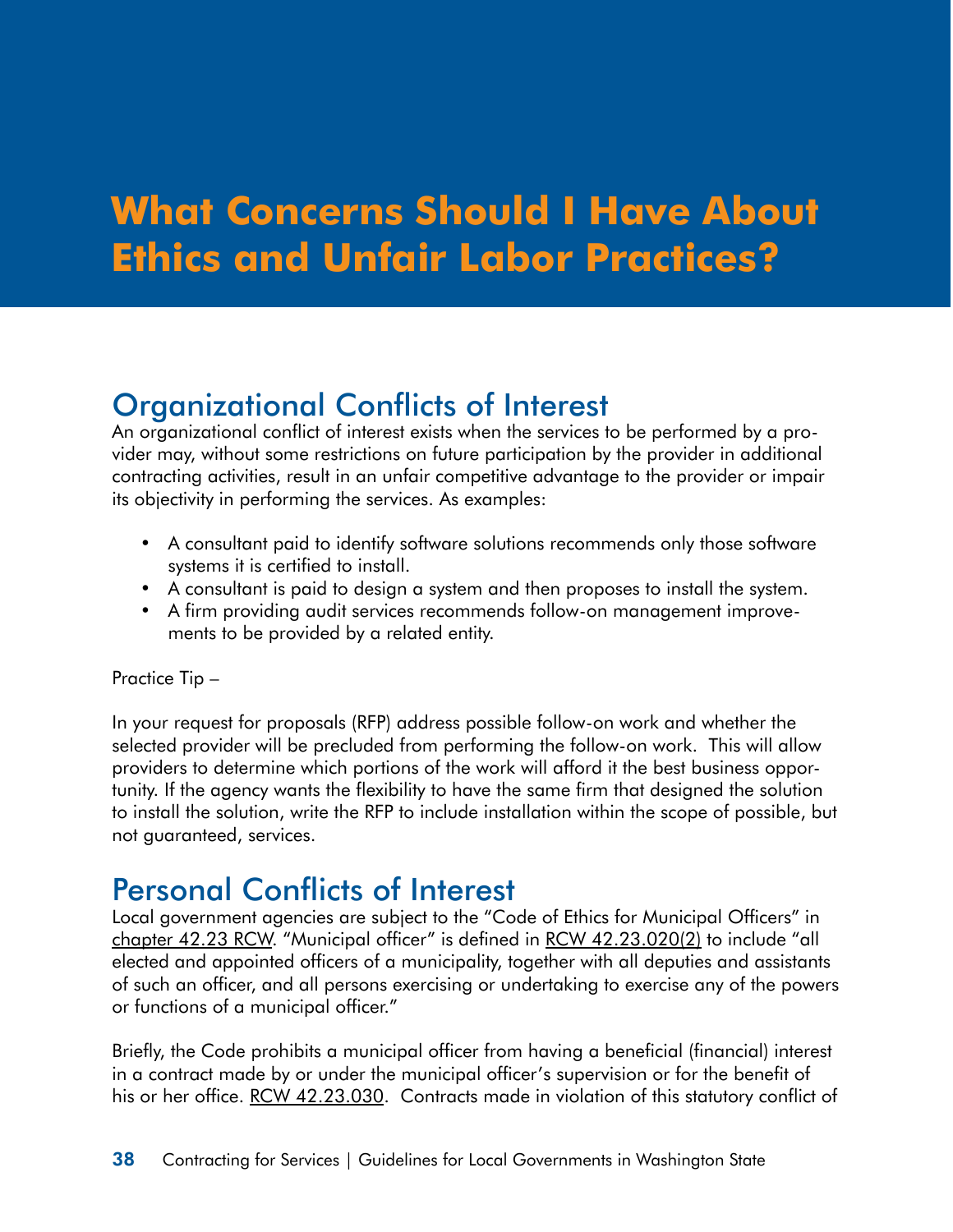# What Concerns Should I Have About Ethics and Unfair Labor Practices?

## Organizational Conflicts of Interest

An organizational conflict of interest exists when the services to be performed by a provider may, without some restrictions on future participation by the provider in additional contracting activities, result in an unfair competitive advantage to the provider or impair its objectivity in performing the services. As examples:

- A consultant paid to identify software solutions recommends only those software systems it is certified to install.
- A consultant is paid to design a system and then proposes to install the system.
- A firm providing audit services recommends follow-on management improvements to be provided by a related entity.

Practice Tip –

In your request for proposals (RFP) address possible follow-on work and whether the selected provider will be precluded from performing the follow-on work. This will allow providers to determine which portions of the work will afford it the best business opportunity. If the agency wants the flexibility to have the same firm that designed the solution to install the solution, write the RFP to include installation within the scope of possible, but not guaranteed, services.

## Personal Conflicts of Interest

Local government agencies are subject to the "Code of Ethics for Municipal Officers" in chapter 42.23 RCW. "Municipal officer" is defined in RCW 42.23.020(2) to include "all elected and appointed officers of a municipality, together with all deputies and assistants of such an officer, and all persons exercising or undertaking to exercise any of the powers or functions of a municipal officer."

Briefly, the Code prohibits a municipal officer from having a beneficial (financial) interest in a contract made by or under the municipal officer's supervision or for the benefit of his or her office. RCW 42.23.030. Contracts made in violation of this statutory conflict of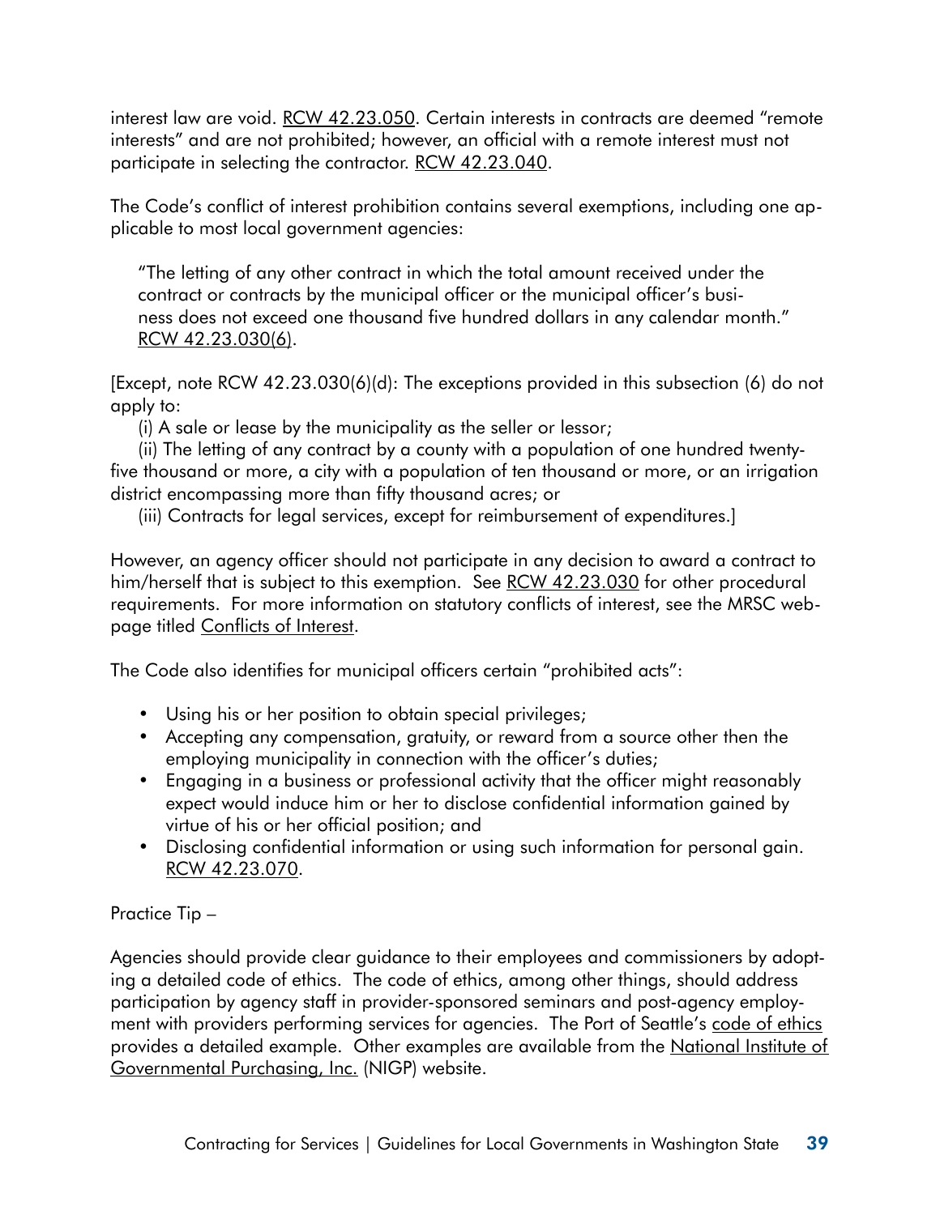interest law are void. RCW 42.23.050. Certain interests in contracts are deemed "remote interests" and are not prohibited; however, an official with a remote interest must not participate in selecting the contractor. RCW 42.23.040.

The Code's conflict of interest prohibition contains several exemptions, including one applicable to most local government agencies:

> "The letting of any other contract in which the total amount received under the contract or contracts by the municipal officer or the municipal officer's business does not exceed one thousand five hundred dollars in any calendar month." RCW 42.23.030(6).

[Except, note RCW 42.23.030(6)(d): The exceptions provided in this subsection (6) do not apply to:

(i) A sale or lease by the municipality as the seller or lessor;

(ii) The letting of any contract by a county with a population of one hundred twenty-five thousand or more, a city with a population of ten thousand or more, or an irrigation district encompassing more than fifty thousand acres; or

(iii) Contracts for legal services, except for reimbursement of expenditures.]

However, an agency officer should not participate in any decision to award a contract to him/herself that is subject to this exemption. See RCW 42.23.030 for other procedural requirements. For more information on statutory conflicts of interest, see the MRSC webpage titled Conflicts of Interest.

The Code also identifies for municipal officers certain "prohibited acts":

- Using his or her position to obtain special privileges;
- Accepting any compensation, gratuity, or reward from a source other then the employing municipality in connection with the officer's duties;
- Engaging in a business or professional activity that the officer might reasonably expect would induce him or her to disclose confidential information gained by virtue of his or her official position; and
- Disclosing confidential information or using such information for personal gain. RCW 42.23.070.

Practice Tip –

Agencies should provide clear guidance to their employees and commissioners by adopting a detailed code of ethics. The code of ethics, among other things, should address participation by agency staff in provider-sponsored seminars and post-agency employment with providers performing services for agencies. The Port of Seattle's code of ethics provides a detailed example. Other examples are available from the National Institute of Governmental Purchasing, Inc. (NIGP) website.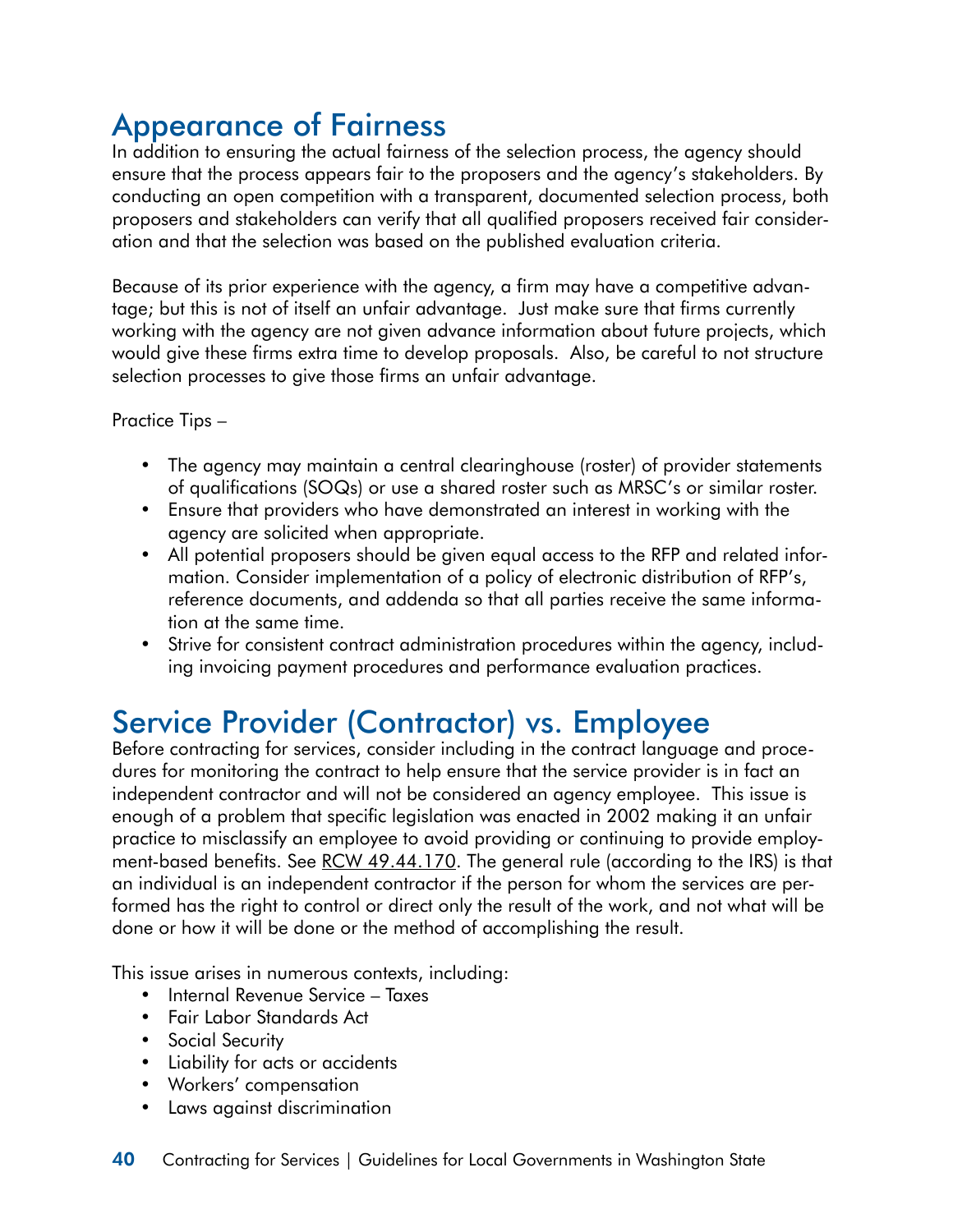## Appearance of Fairness

In addition to ensuring the actual fairness of the selection process, the agency should ensure that the process appears fair to the proposers and the agency's stakeholders. By conducting an open competition with a transparent, documented selection process, both proposers and stakeholders can verify that all qualified proposers received fair consideration and that the selection was based on the published evaluation criteria.

Because of its prior experience with the agency, a firm may have a competitive advantage; but this is not of itself an unfair advantage. Just make sure that firms currently working with the agency are not given advance information about future projects, which would give these firms extra time to develop proposals. Also, be careful to not structure selection processes to give those firms an unfair advantage.

Practice Tips –

- The agency may maintain a central clearinghouse (roster) of provider statements of qualifications (SOQs) or use a shared roster such as MRSC's or similar roster.
- Ensure that providers who have demonstrated an interest in working with the agency are solicited when appropriate.
- All potential proposers should be given equal access to the RFP and related information. Consider implementation of a policy of electronic distribution of RFP's, reference documents, and addenda so that all parties receive the same information at the same time.
- Strive for consistent contract administration procedures within the agency, including invoicing payment procedures and performance evaluation practices.

## Service Provider (Contractor) vs. Employee

Before contracting for services, consider including in the contract language and procedures for monitoring the contract to help ensure that the service provider is in fact an independent contractor and will not be considered an agency employee. This issue is enough of a problem that specific legislation was enacted in 2002 making it an unfair practice to misclassify an employee to avoid providing or continuing to provide employment-based benefits. See RCW 49.44.170. The general rule (according to the IRS) is that an individual is an independent contractor if the person for whom the services are performed has the right to control or direct only the result of the work, and not what will be done or how it will be done or the method of accomplishing the result.

This issue arises in numerous contexts, including:

- Internal Revenue Service – Taxes
- Fair Labor Standards Act
- Social Security
- Liability for acts or accidents
- Workers' compensation
- Laws against discrimination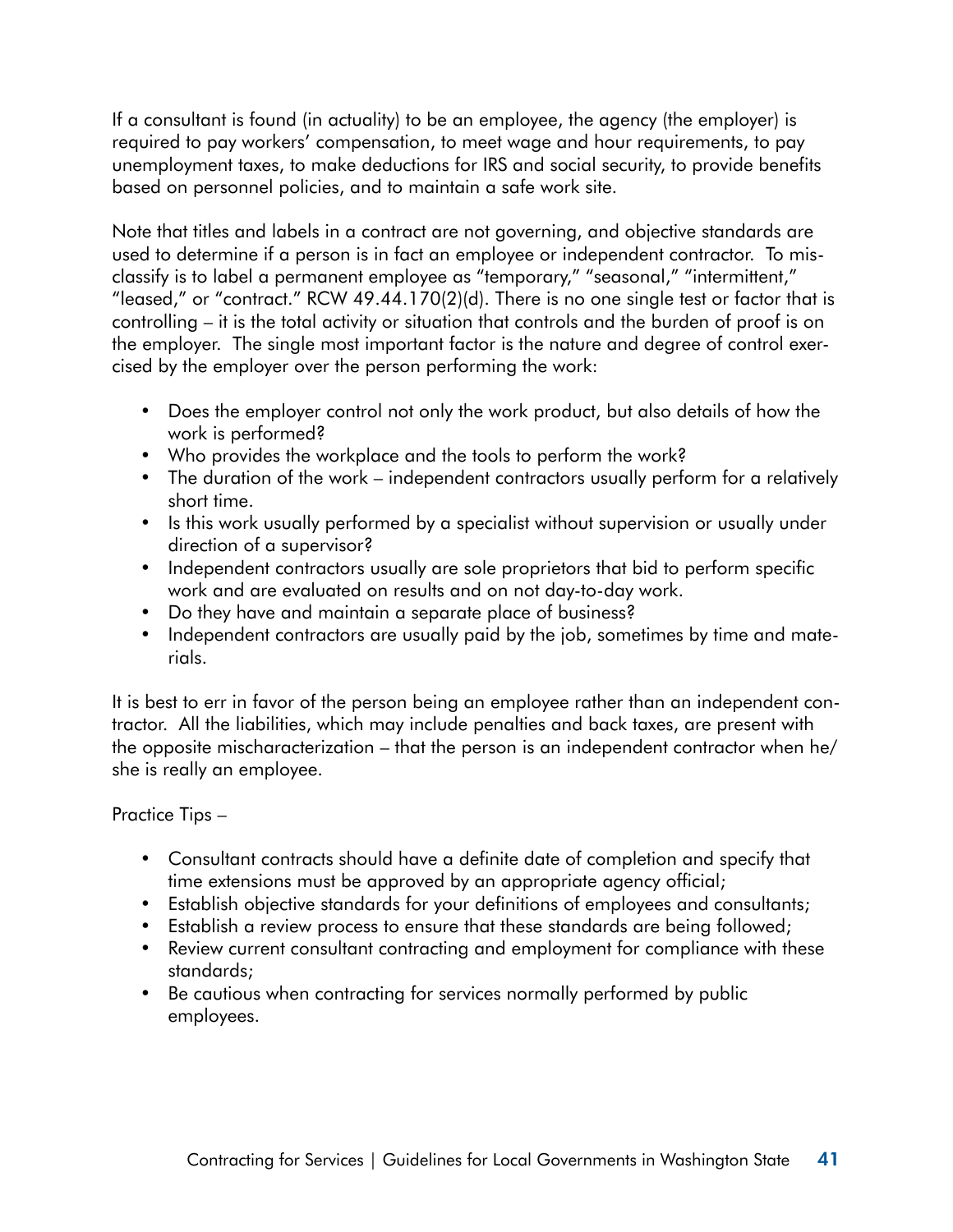If a consultant is found (in actuality) to be an employee, the agency (the employer) is required to pay workers' compensation, to meet wage and hour requirements, to pay unemployment taxes, to make deductions for IRS and social security, to provide benefits based on personnel policies, and to maintain a safe work site.

Note that titles and labels in a contract are not governing, and objective standards are used to determine if a person is in fact an employee or independent contractor. To misclassify is to label a permanent employee as "temporary," "seasonal," "intermittent," "leased," or "contract." RCW 49.44.170(2)(d). There is no one single test or factor that is controlling – it is the total activity or situation that controls and the burden of proof is on the employer. The single most important factor is the nature and degree of control exercised by the employer over the person performing the work:

- Does the employer control not only the work product, but also details of how the work is performed?
- Who provides the workplace and the tools to perform the work?
- The duration of the work – independent contractors usually perform for a relatively short time.
- Is this work usually performed by a specialist without supervision or usually under direction of a supervisor?
- Independent contractors usually are sole proprietors that bid to perform specific work and are evaluated on results and on not day-to-day work.
- Do they have and maintain a separate place of business?
- Independent contractors are usually paid by the job, sometimes by time and materials.

It is best to err in favor of the person being an employee rather than an independent contractor. All the liabilities, which may include penalties and back taxes, are present with the opposite mischaracterization – that the person is an independent contractor when he/she is really an employee.

Practice Tips –

- Consultant contracts should have a definite date of completion and specify that time extensions must be approved by an appropriate agency official;
- Establish objective standards for your definitions of employees and consultants;
- Establish a review process to ensure that these standards are being followed;
- Review current consultant contracting and employment for compliance with these standards;
- Be cautious when contracting for services normally performed by public employees.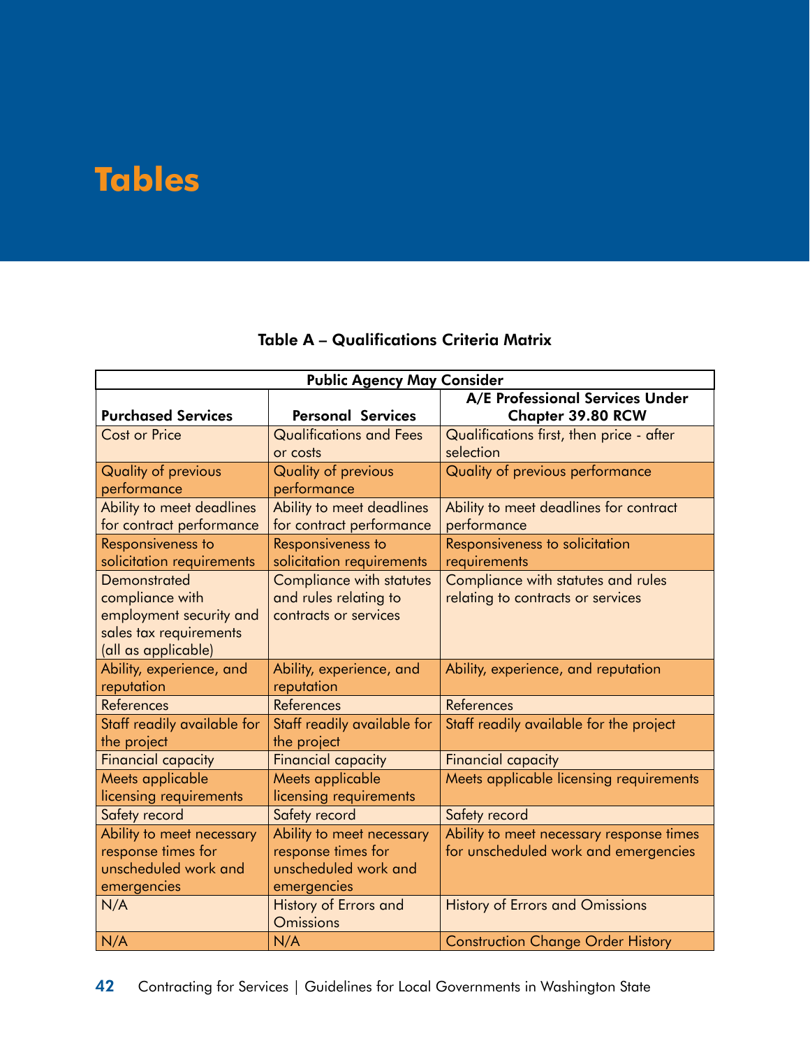# Tables

### Table A – Qualifications Criteria Matrix

| Public Agency May Consider | | |
|---|---|---|
| **Purchased Services** | **Personal Services** | **A/E Professional Services Under Chapter 39.80 RCW** |
| Cost or Price | Qualifications and Fees or costs | Qualifications first, then price - after selection |
| Quality of previous performance | Quality of previous performance | Quality of previous performance |
| Ability to meet deadlines for contract performance | Ability to meet deadlines for contract performance | Ability to meet deadlines for contract performance |
| Responsiveness to solicitation requirements | Responsiveness to solicitation requirements | Responsiveness to solicitation requirements |
| Demonstrated compliance with employment security and sales tax requirements (all as applicable) | Compliance with statutes and rules relating to contracts or services | Compliance with statutes and rules relating to contracts or services |
| Ability, experience, and reputation | Ability, experience, and reputation | Ability, experience, and reputation |
| References | References | References |
| Staff readily available for the project | Staff readily available for the project | Staff readily available for the project |
| Financial capacity | Financial capacity | Financial capacity |
| Meets applicable licensing requirements | Meets applicable licensing requirements | Meets applicable licensing requirements |
| Safety record | Safety record | Safety record |
| Ability to meet necessary response times for unscheduled work and emergencies | Ability to meet necessary response times for unscheduled work and emergencies | Ability to meet necessary response times for unscheduled work and emergencies |
| N/A | History of Errors and Omissions | History of Errors and Omissions |
| N/A | N/A | Construction Change Order History |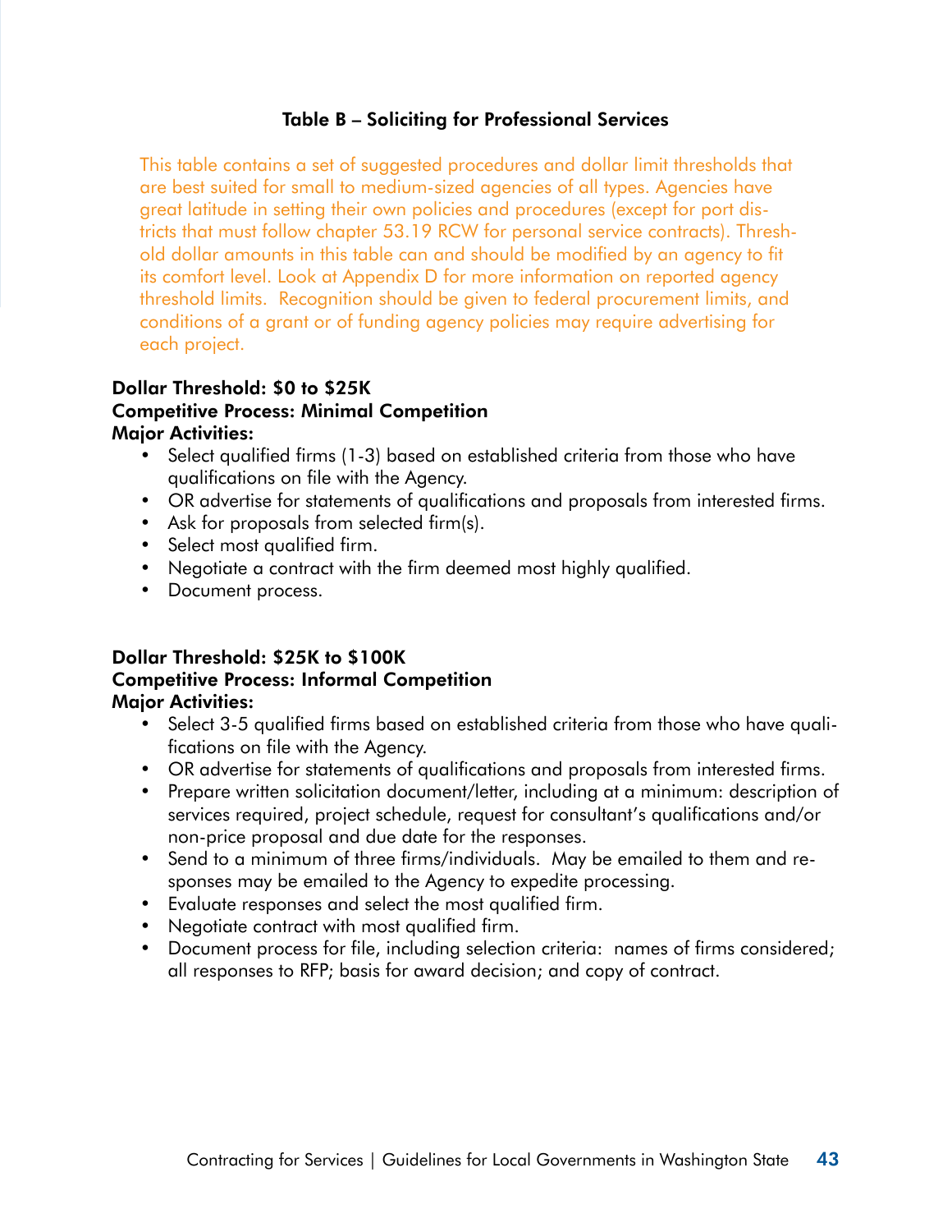## Table B – Soliciting for Professional Services

This table contains a set of suggested procedures and dollar limit thresholds that are best suited for small to medium-sized agencies of all types. Agencies have great latitude in setting their own policies and procedures (except for port districts that must follow chapter 53.19 RCW for personal service contracts). Threshold dollar amounts in this table can and should be modified by an agency to fit its comfort level. Look at Appendix D for more information on reported agency threshold limits. Recognition should be given to federal procurement limits, and conditions of a grant or of funding agency policies may require advertising for each project.

**Dollar Threshold: $0 to $25K**
**Competitive Process: Minimal Competition**
**Major Activities:**

- Select qualified firms (1-3) based on established criteria from those who have qualifications on file with the Agency.
- OR advertise for statements of qualifications and proposals from interested firms.
- Ask for proposals from selected firm(s).
- Select most qualified firm.
- Negotiate a contract with the firm deemed most highly qualified.
- Document process.

**Dollar Threshold: $25K to $100K**
**Competitive Process: Informal Competition**
**Major Activities:**

- Select 3-5 qualified firms based on established criteria from those who have qualifications on file with the Agency.
- OR advertise for statements of qualifications and proposals from interested firms.
- Prepare written solicitation document/letter, including at a minimum: description of services required, project schedule, request for consultant's qualifications and/or non-price proposal and due date for the responses.
- Send to a minimum of three firms/individuals. May be emailed to them and responses may be emailed to the Agency to expedite processing.
- Evaluate responses and select the most qualified firm.
- Negotiate contract with most qualified firm.
- Document process for file, including selection criteria: names of firms considered; all responses to RFP; basis for award decision; and copy of contract.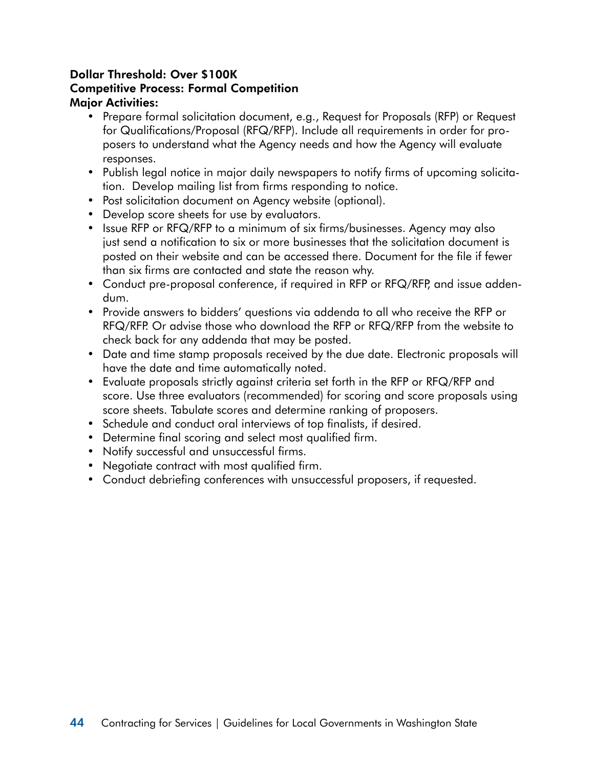**Dollar Threshold: Over $100K**
**Competitive Process: Formal Competition**
**Major Activities:**

- Prepare formal solicitation document, e.g., Request for Proposals (RFP) or Request for Qualifications/Proposal (RFQ/RFP). Include all requirements in order for proposers to understand what the Agency needs and how the Agency will evaluate responses.
- Publish legal notice in major daily newspapers to notify firms of upcoming solicitation. Develop mailing list from firms responding to notice.
- Post solicitation document on Agency website (optional).
- Develop score sheets for use by evaluators.
- Issue RFP or RFQ/RFP to a minimum of six firms/businesses. Agency may also just send a notification to six or more businesses that the solicitation document is posted on their website and can be accessed there. Document for the file if fewer than six firms are contacted and state the reason why.
- Conduct pre-proposal conference, if required in RFP or RFQ/RFP, and issue addendum.
- Provide answers to bidders' questions via addenda to all who receive the RFP or RFQ/RFP. Or advise those who download the RFP or RFQ/RFP from the website to check back for any addenda that may be posted.
- Date and time stamp proposals received by the due date. Electronic proposals will have the date and time automatically noted.
- Evaluate proposals strictly against criteria set forth in the RFP or RFQ/RFP and score. Use three evaluators (recommended) for scoring and score proposals using score sheets. Tabulate scores and determine ranking of proposers.
- Schedule and conduct oral interviews of top finalists, if desired.
- Determine final scoring and select most qualified firm.
- Notify successful and unsuccessful firms.
- Negotiate contract with most qualified firm.
- Conduct debriefing conferences with unsuccessful proposers, if requested.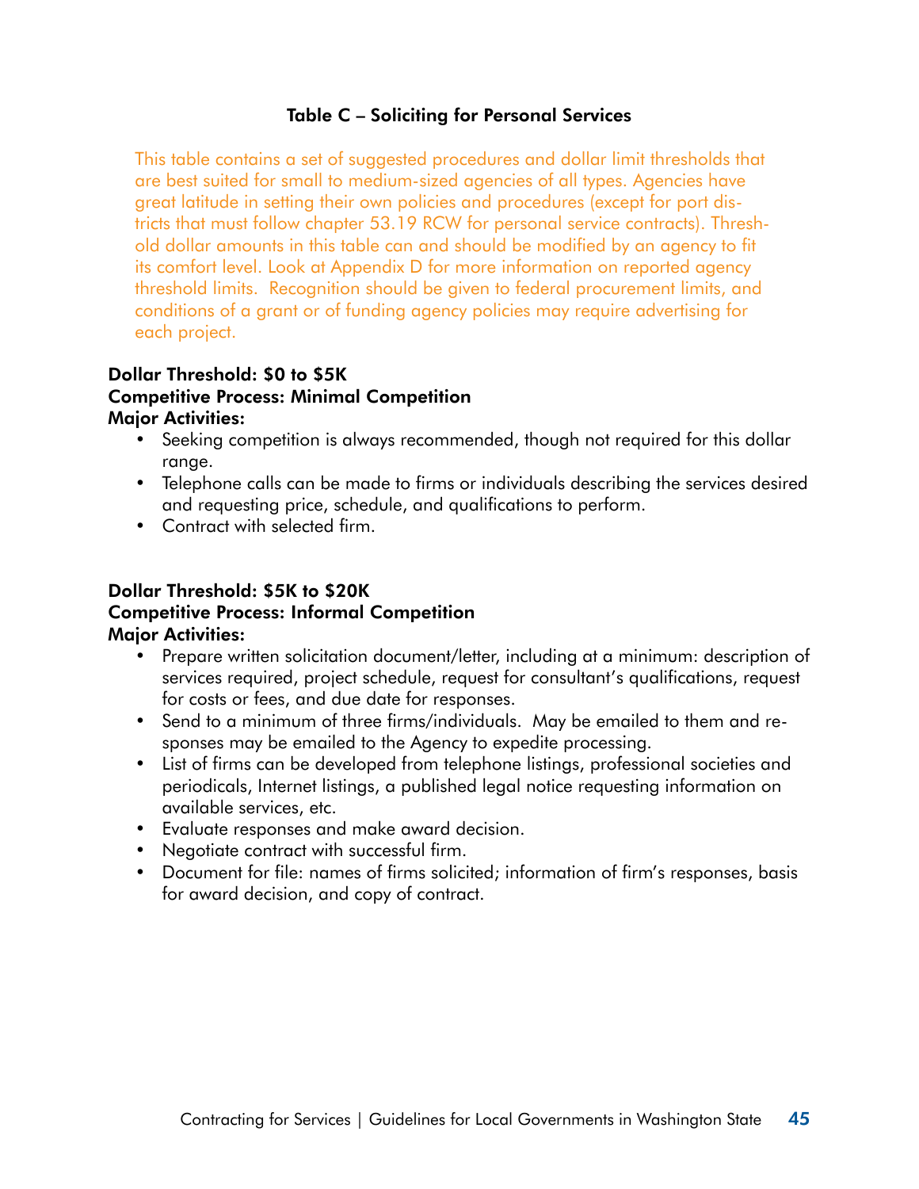### Table C – Soliciting for Personal Services

This table contains a set of suggested procedures and dollar limit thresholds that are best suited for small to medium-sized agencies of all types. Agencies have great latitude in setting their own policies and procedures (except for port districts that must follow chapter 53.19 RCW for personal service contracts). Threshold dollar amounts in this table can and should be modified by an agency to fit its comfort level. Look at Appendix D for more information on reported agency threshold limits. Recognition should be given to federal procurement limits, and conditions of a grant or of funding agency policies may require advertising for each project.

**Dollar Threshold: $0 to $5K**
**Competitive Process: Minimal Competition**
**Major Activities:**

- Seeking competition is always recommended, though not required for this dollar range.
- Telephone calls can be made to firms or individuals describing the services desired and requesting price, schedule, and qualifications to perform.
- Contract with selected firm.

**Dollar Threshold: $5K to $20K**
**Competitive Process: Informal Competition**
**Major Activities:**

- Prepare written solicitation document/letter, including at a minimum: description of services required, project schedule, request for consultant's qualifications, request for costs or fees, and due date for responses.
- Send to a minimum of three firms/individuals. May be emailed to them and responses may be emailed to the Agency to expedite processing.
- List of firms can be developed from telephone listings, professional societies and periodicals, Internet listings, a published legal notice requesting information on available services, etc.
- Evaluate responses and make award decision.
- Negotiate contract with successful firm.
- Document for file: names of firms solicited; information of firm's responses, basis for award decision, and copy of contract.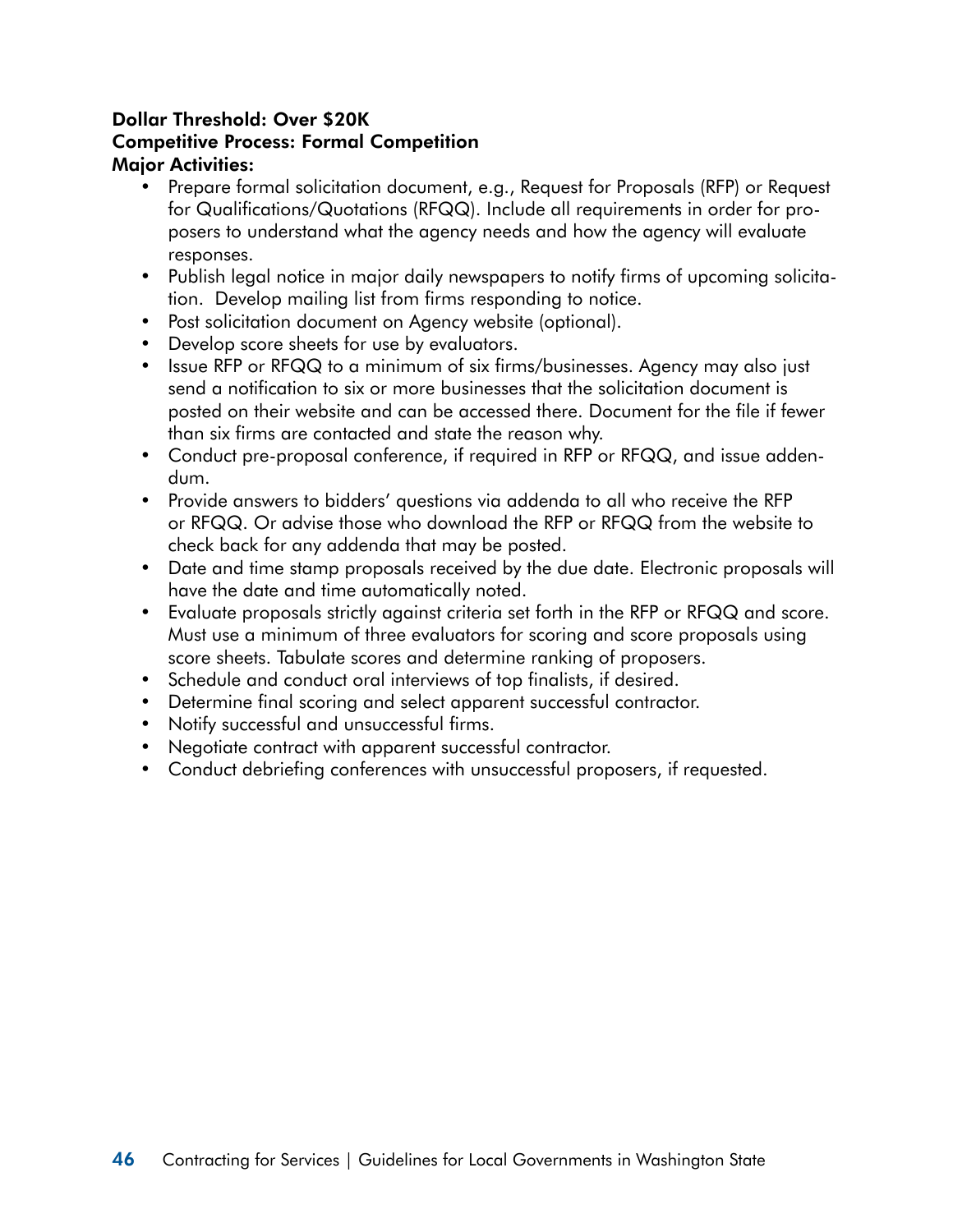**Dollar Threshold: Over $20K**
**Competitive Process: Formal Competition**
**Major Activities:**

- Prepare formal solicitation document, e.g., Request for Proposals (RFP) or Request for Qualifications/Quotations (RFQQ). Include all requirements in order for proposers to understand what the agency needs and how the agency will evaluate responses.
- Publish legal notice in major daily newspapers to notify firms of upcoming solicitation. Develop mailing list from firms responding to notice.
- Post solicitation document on Agency website (optional).
- Develop score sheets for use by evaluators.
- Issue RFP or RFQQ to a minimum of six firms/businesses. Agency may also just send a notification to six or more businesses that the solicitation document is posted on their website and can be accessed there. Document for the file if fewer than six firms are contacted and state the reason why.
- Conduct pre-proposal conference, if required in RFP or RFQQ, and issue addendum.
- Provide answers to bidders' questions via addenda to all who receive the RFP or RFQQ. Or advise those who download the RFP or RFQQ from the website to check back for any addenda that may be posted.
- Date and time stamp proposals received by the due date. Electronic proposals will have the date and time automatically noted.
- Evaluate proposals strictly against criteria set forth in the RFP or RFQQ and score. Must use a minimum of three evaluators for scoring and score proposals using score sheets. Tabulate scores and determine ranking of proposers.
- Schedule and conduct oral interviews of top finalists, if desired.
- Determine final scoring and select apparent successful contractor.
- Notify successful and unsuccessful firms.
- Negotiate contract with apparent successful contractor.
- Conduct debriefing conferences with unsuccessful proposers, if requested.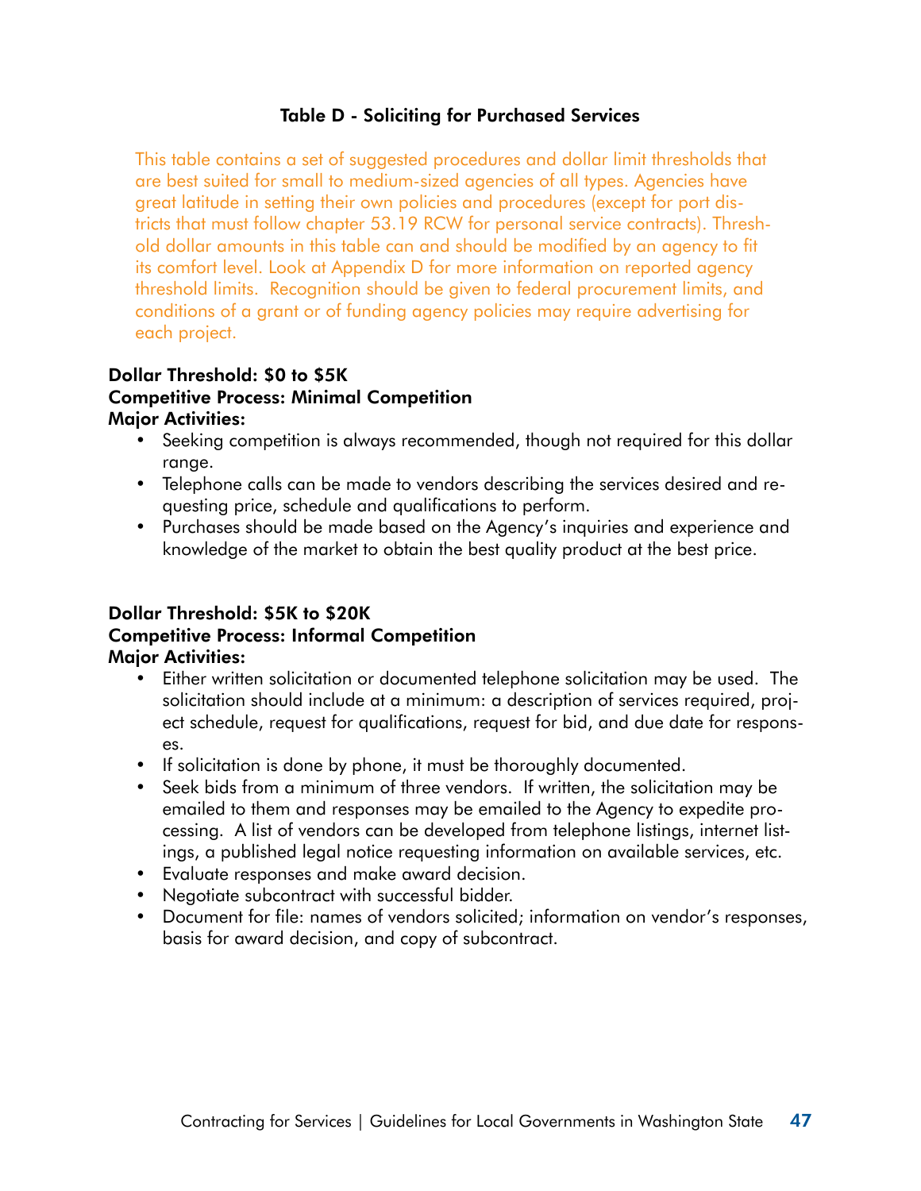## Table D - Soliciting for Purchased Services

This table contains a set of suggested procedures and dollar limit thresholds that are best suited for small to medium-sized agencies of all types. Agencies have great latitude in setting their own policies and procedures (except for port districts that must follow chapter 53.19 RCW for personal service contracts). Threshold dollar amounts in this table can and should be modified by an agency to fit its comfort level. Look at Appendix D for more information on reported agency threshold limits. Recognition should be given to federal procurement limits, and conditions of a grant or of funding agency policies may require advertising for each project.

**Dollar Threshold: $0 to $5K**
**Competitive Process: Minimal Competition**
**Major Activities:**

- Seeking competition is always recommended, though not required for this dollar range.
- Telephone calls can be made to vendors describing the services desired and requesting price, schedule and qualifications to perform.
- Purchases should be made based on the Agency's inquiries and experience and knowledge of the market to obtain the best quality product at the best price.

**Dollar Threshold: $5K to $20K**
**Competitive Process: Informal Competition**
**Major Activities:**

- Either written solicitation or documented telephone solicitation may be used. The solicitation should include at a minimum: a description of services required, project schedule, request for qualifications, request for bid, and due date for responses.
- If solicitation is done by phone, it must be thoroughly documented.
- Seek bids from a minimum of three vendors. If written, the solicitation may be emailed to them and responses may be emailed to the Agency to expedite processing. A list of vendors can be developed from telephone listings, internet listings, a published legal notice requesting information on available services, etc.
- Evaluate responses and make award decision.
- Negotiate subcontract with successful bidder.
- Document for file: names of vendors solicited; information on vendor's responses, basis for award decision, and copy of subcontract.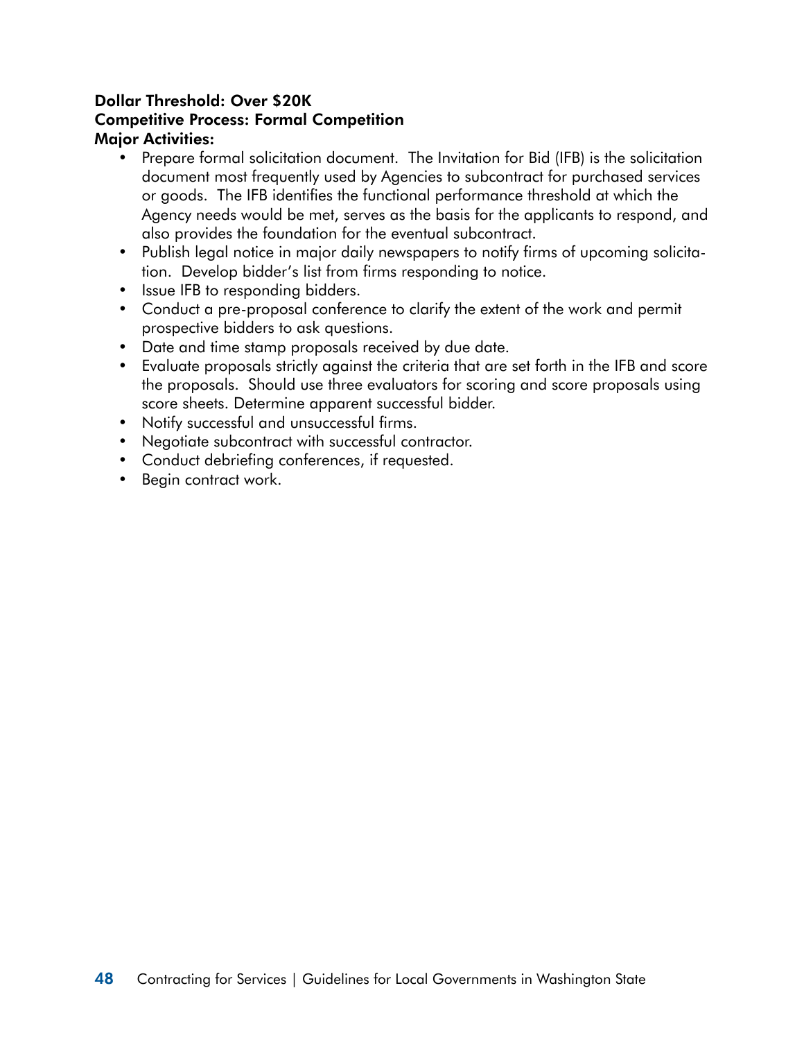**Dollar Threshold: Over $20K**
**Competitive Process: Formal Competition**
**Major Activities:**

- Prepare formal solicitation document. The Invitation for Bid (IFB) is the solicitation document most frequently used by Agencies to subcontract for purchased services or goods. The IFB identifies the functional performance threshold at which the Agency needs would be met, serves as the basis for the applicants to respond, and also provides the foundation for the eventual subcontract.
- Publish legal notice in major daily newspapers to notify firms of upcoming solicitation. Develop bidder's list from firms responding to notice.
- Issue IFB to responding bidders.
- Conduct a pre-proposal conference to clarify the extent of the work and permit prospective bidders to ask questions.
- Date and time stamp proposals received by due date.
- Evaluate proposals strictly against the criteria that are set forth in the IFB and score the proposals. Should use three evaluators for scoring and score proposals using score sheets. Determine apparent successful bidder.
- Notify successful and unsuccessful firms.
- Negotiate subcontract with successful contractor.
- Conduct debriefing conferences, if requested.
- Begin contract work.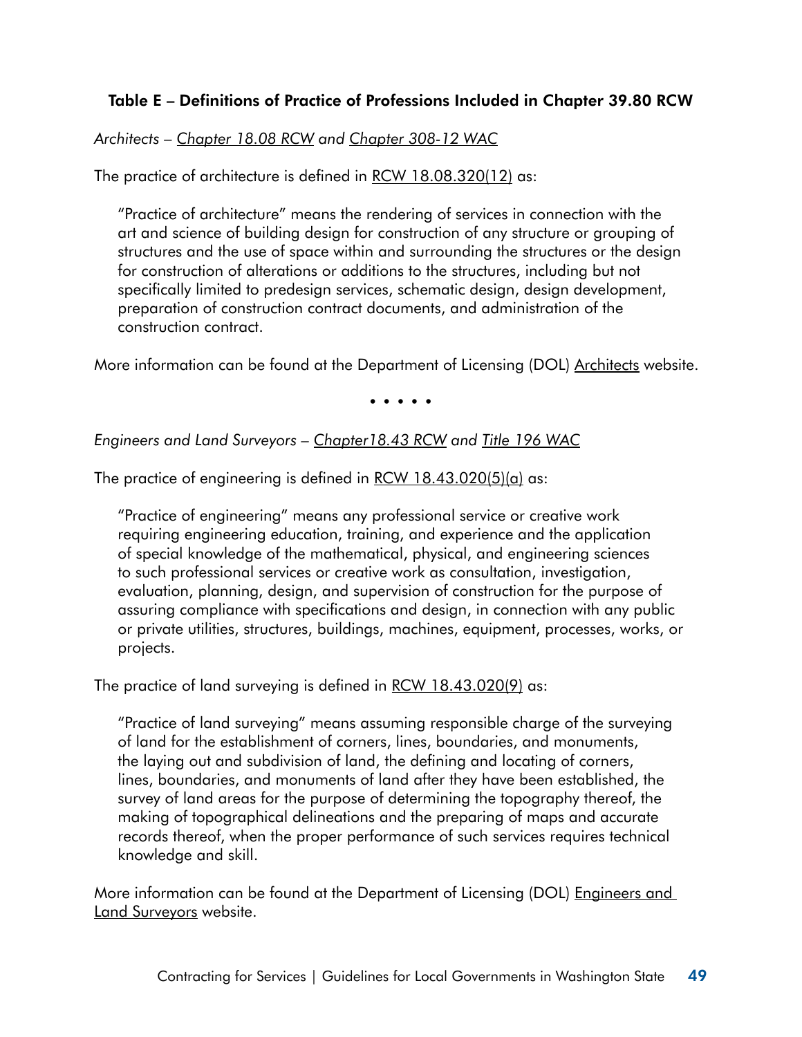### Table E – Definitions of Practice of Professions Included in Chapter 39.80 RCW

*Architects – Chapter 18.08 RCW and Chapter 308-12 WAC*

The practice of architecture is defined in RCW 18.08.320(12) as:

> "Practice of architecture" means the rendering of services in connection with the art and science of building design for construction of any structure or grouping of structures and the use of space within and surrounding the structures or the design for construction of alterations or additions to the structures, including but not specifically limited to predesign services, schematic design, design development, preparation of construction contract documents, and administration of the construction contract.

More information can be found at the Department of Licensing (DOL) Architects website.

• • • • •

*Engineers and Land Surveyors – Chapter18.43 RCW and Title 196 WAC*

The practice of engineering is defined in RCW 18.43.020(5)(a) as:

> "Practice of engineering" means any professional service or creative work requiring engineering education, training, and experience and the application of special knowledge of the mathematical, physical, and engineering sciences to such professional services or creative work as consultation, investigation, evaluation, planning, design, and supervision of construction for the purpose of assuring compliance with specifications and design, in connection with any public or private utilities, structures, buildings, machines, equipment, processes, works, or projects.

The practice of land surveying is defined in RCW 18.43.020(9) as:

> "Practice of land surveying" means assuming responsible charge of the surveying of land for the establishment of corners, lines, boundaries, and monuments, the laying out and subdivision of land, the defining and locating of corners, lines, boundaries, and monuments of land after they have been established, the survey of land areas for the purpose of determining the topography thereof, the making of topographical delineations and the preparing of maps and accurate records thereof, when the proper performance of such services requires technical knowledge and skill.

More information can be found at the Department of Licensing (DOL) Engineers and Land Surveyors website.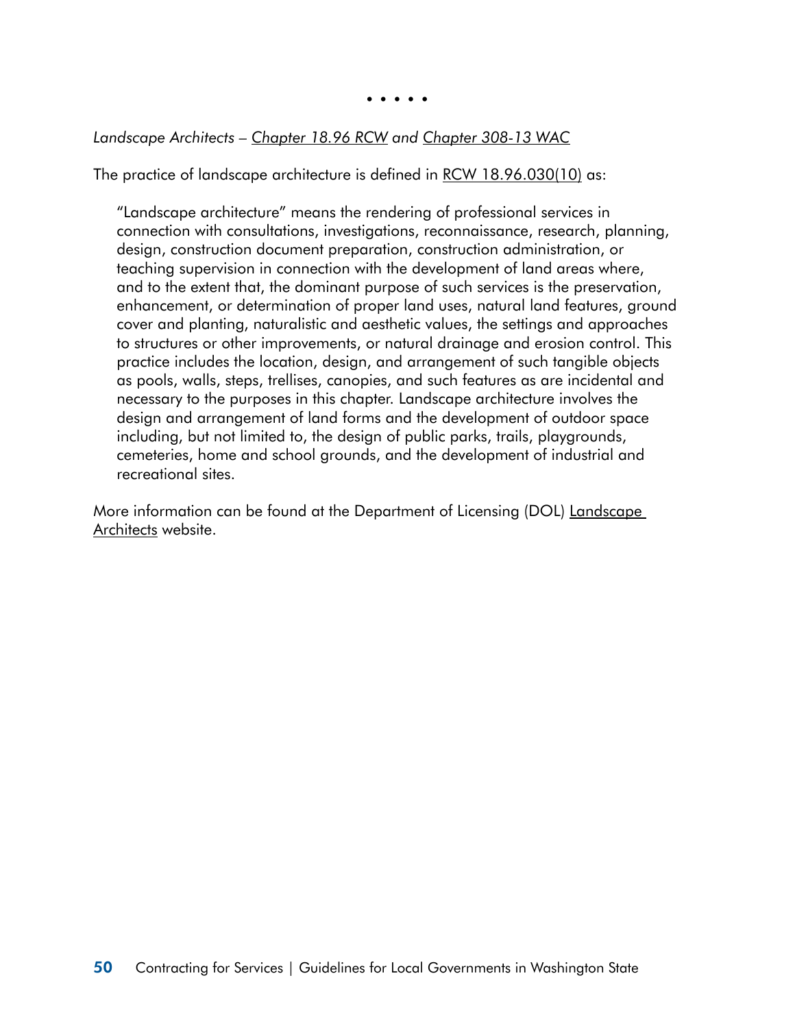• • • • •

*Landscape Architects – Chapter 18.96 RCW and Chapter 308-13 WAC*

The practice of landscape architecture is defined in RCW 18.96.030(10) as:

> "Landscape architecture" means the rendering of professional services in connection with consultations, investigations, reconnaissance, research, planning, design, construction document preparation, construction administration, or teaching supervision in connection with the development of land areas where, and to the extent that, the dominant purpose of such services is the preservation, enhancement, or determination of proper land uses, natural land features, ground cover and planting, naturalistic and aesthetic values, the settings and approaches to structures or other improvements, or natural drainage and erosion control. This practice includes the location, design, and arrangement of such tangible objects as pools, walls, steps, trellises, canopies, and such features as are incidental and necessary to the purposes in this chapter. Landscape architecture involves the design and arrangement of land forms and the development of outdoor space including, but not limited to, the design of public parks, trails, playgrounds, cemeteries, home and school grounds, and the development of industrial and recreational sites.

More information can be found at the Department of Licensing (DOL) Landscape Architects website.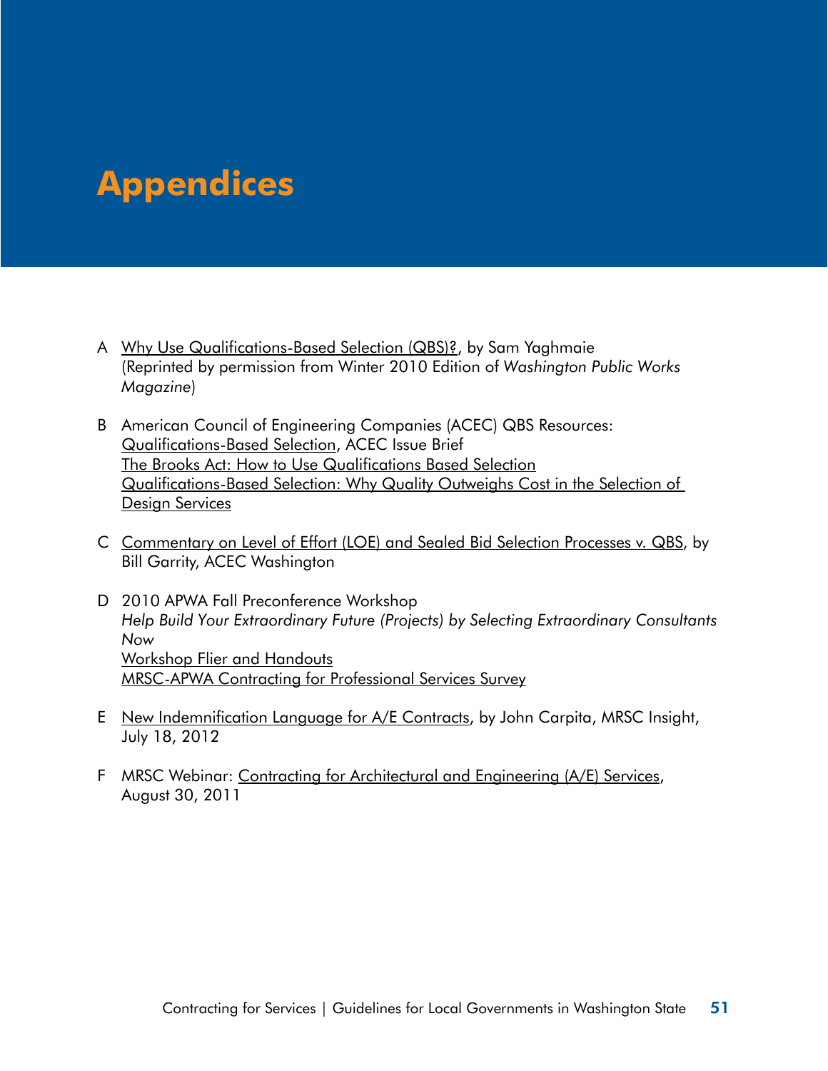# Appendices

A Why Use Qualifications-Based Selection (QBS)?, by Sam Yaghmaie
(Reprinted by permission from Winter 2010 Edition of *Washington Public Works Magazine*)

B American Council of Engineering Companies (ACEC) QBS Resources:
Qualifications-Based Selection, ACEC Issue Brief
The Brooks Act: How to Use Qualifications Based Selection
Qualifications-Based Selection: Why Quality Outweighs Cost in the Selection of Design Services

C Commentary on Level of Effort (LOE) and Sealed Bid Selection Processes v. QBS, by Bill Garrity, ACEC Washington

D 2010 APWA Fall Preconference Workshop
*Help Build Your Extraordinary Future (Projects) by Selecting Extraordinary Consultants Now*
Workshop Flier and Handouts
MRSC-APWA Contracting for Professional Services Survey

E New Indemnification Language for A/E Contracts, by John Carpita, MRSC Insight, July 18, 2012

F MRSC Webinar: Contracting for Architectural and Engineering (A/E) Services, August 30, 2011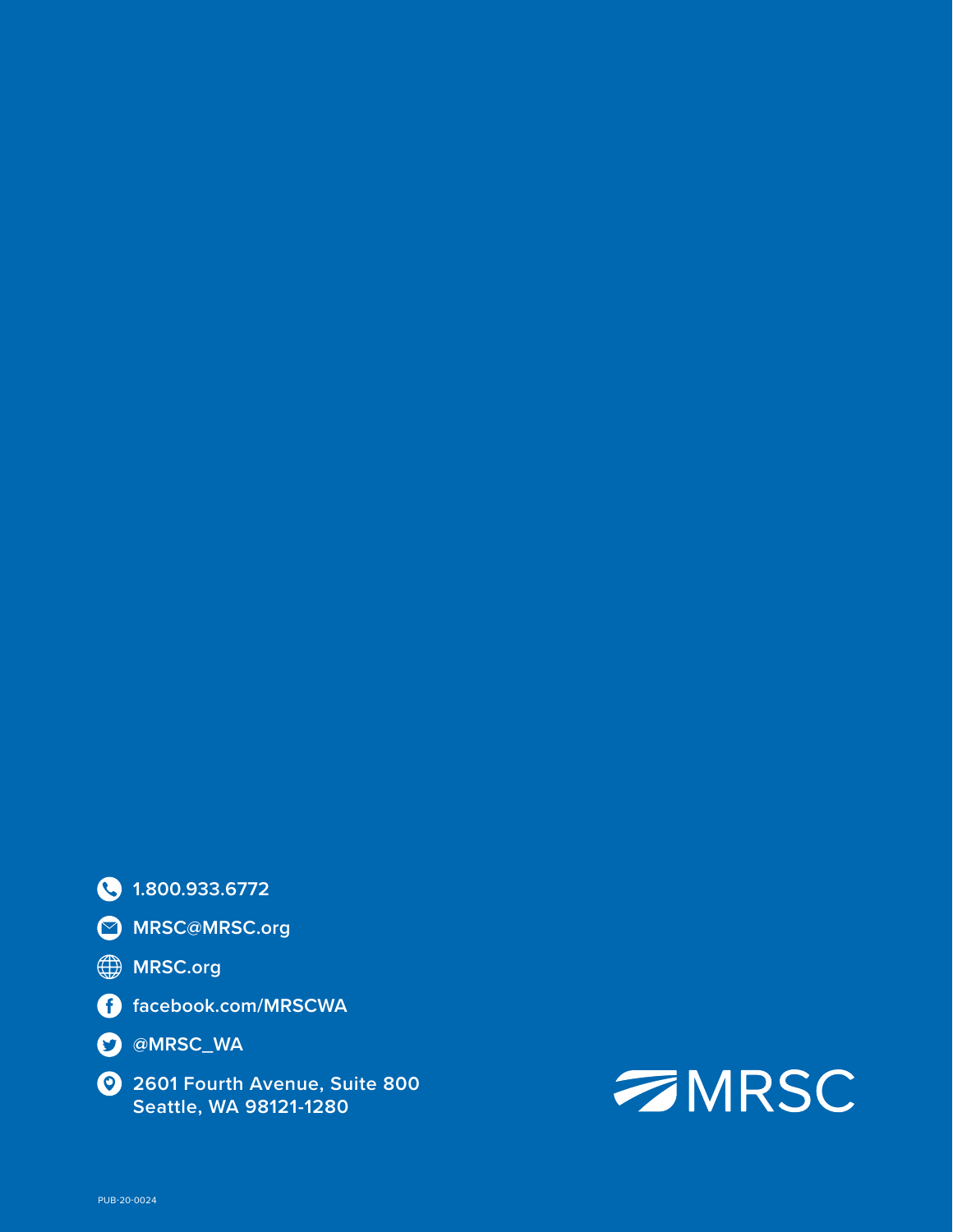1.800.933.6772

MRSC@MRSC.org

MRSC.org

facebook.com/MRSCWA

@MRSC_WA

2601 Fourth Avenue, Suite 800
Seattle, WA 98121-1280

MRSC

PUB-20-0024